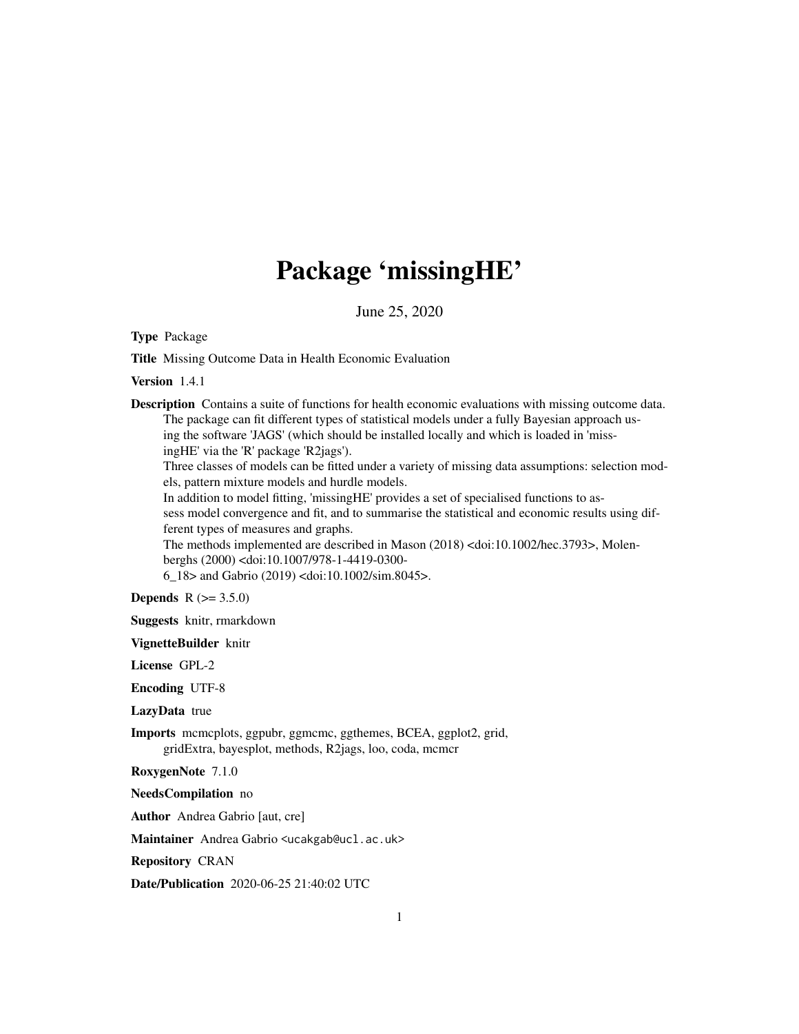# Package 'missingHE'

June 25, 2020

**Type** Package

**Title** Missing Outcome Data in Health Economic Evaluation

**Version** 1.4.1

**Description** Contains a suite of functions for health economic evaluations with missing outcome data. The package can fit different types of statistical models under a fully Bayesian approach using the software 'JAGS' (which should be installed locally and which is loaded in 'missingHE' via the 'R' package 'R2jags').
Three classes of models can be fitted under a variety of missing data assumptions: selection models, pattern mixture models and hurdle models.
In addition to model fitting, 'missingHE' provides a set of specialised functions to assess model convergence and fit, and to summarise the statistical and economic results using different types of measures and graphs.
The methods implemented are described in Mason (2018) <doi:10.1002/hec.3793>, Molenberghs (2000) <doi:10.1007/978-1-4419-0300-6_18> and Gabrio (2019) <doi:10.1002/sim.8045>.

**Depends** R (>= 3.5.0)

**Suggests** knitr, rmarkdown

**VignetteBuilder** knitr

**License** GPL-2

**Encoding** UTF-8

**LazyData** true

**Imports** mcmcplots, ggpubr, ggmcmc, ggthemes, BCEA, ggplot2, grid, gridExtra, bayesplot, methods, R2jags, loo, coda, mcmcr

**RoxygenNote** 7.1.0

**NeedsCompilation** no

**Author** Andrea Gabrio [aut, cre]

**Maintainer** Andrea Gabrio <ucakgab@ucl.ac.uk>

**Repository** CRAN

**Date/Publication** 2020-06-25 21:40:02 UTC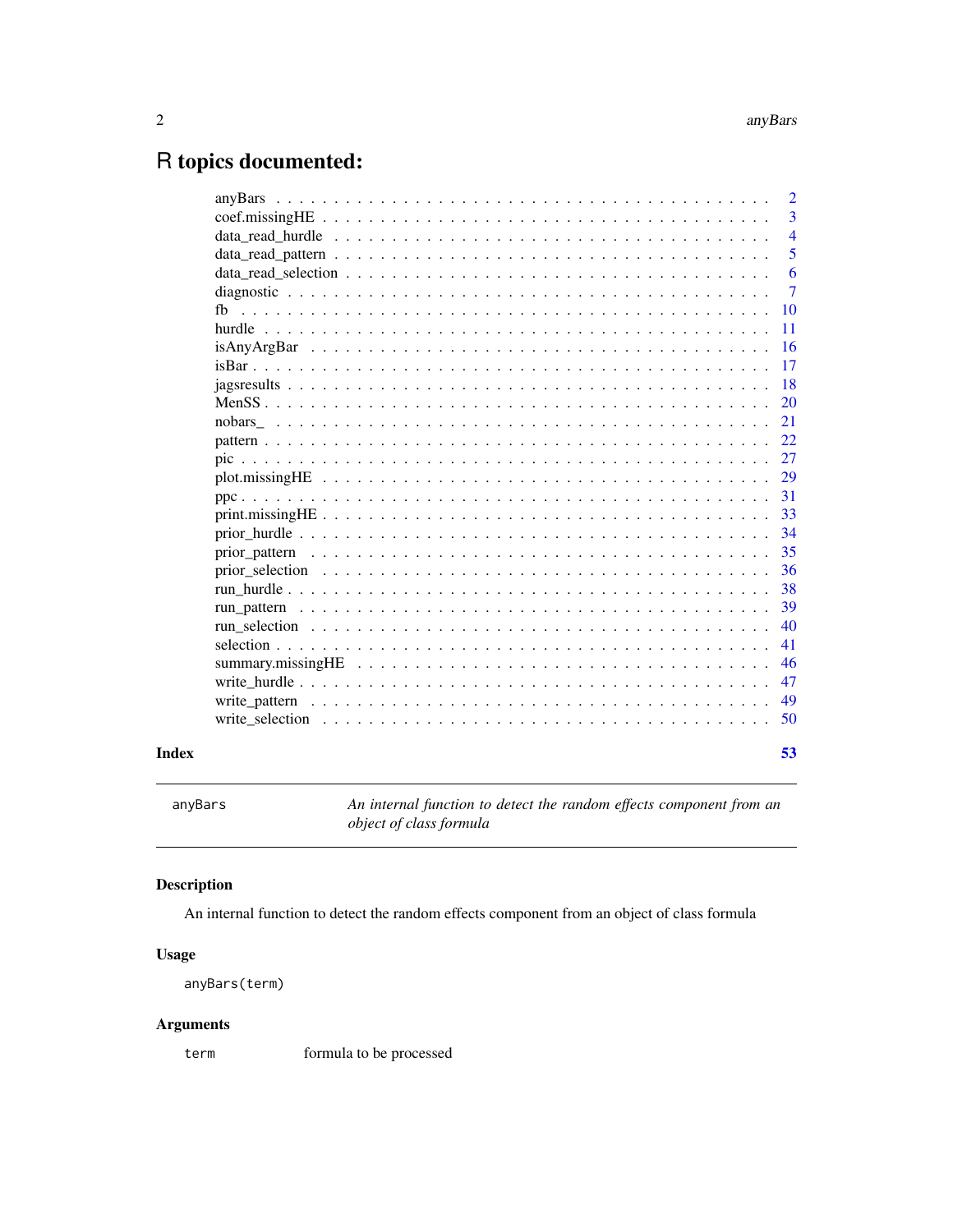# R topics documented:

| | |
|---|---|
| anyBars | 2 |
| coef.missingHE | 3 |
| data_read_hurdle | 4 |
| data_read_pattern | 5 |
| data_read_selection | 6 |
| diagnostic | 7 |
| fb | 10 |
| hurdle | 11 |
| isAnyArgBar | 16 |
| isBar | 17 |
| jagsresults | 18 |
| MenSS | 20 |
| nobars_ | 21 |
| pattern | 22 |
| pic | 27 |
| plot.missingHE | 29 |
| ppc | 31 |
| print.missingHE | 33 |
| prior_hurdle | 34 |
| prior_pattern | 35 |
| prior_selection | 36 |
| run_hurdle | 38 |
| run_pattern | 39 |
| run_selection | 40 |
| selection | 41 |
| summary.missingHE | 46 |
| write_hurdle | 47 |
| write_pattern | 49 |
| write_selection | 50 |

**Index** 53

---

`anyBars` *An internal function to detect the random effects component from an object of class formula*

## Description

An internal function to detect the random effects component from an object of class formula

## Usage

```
anyBars(term)
```

## Arguments

| | |
|---|---|
| `term` | formula to be processed |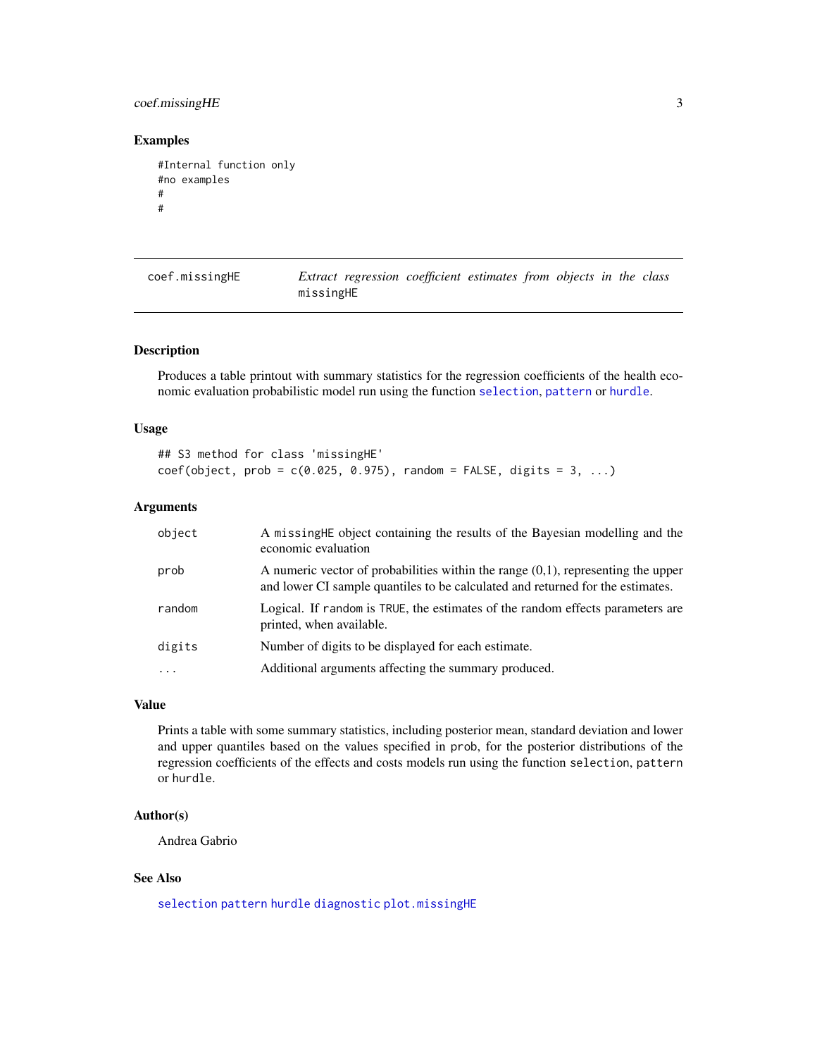## Examples

```
#Internal function only
#no examples
#
#
```

---

## coef.missingHE — *Extract regression coefficient estimates from objects in the class* `missingHE`

---

### Description

Produces a table printout with summary statistics for the regression coefficients of the health economic evaluation probabilistic model run using the function `selection`, `pattern` or `hurdle`.

### Usage

```
## S3 method for class 'missingHE'
coef(object, prob = c(0.025, 0.975), random = FALSE, digits = 3, ...)
```

### Arguments

| | |
|---|---|
| `object` | A `missingHE` object containing the results of the Bayesian modelling and the economic evaluation |
| `prob` | A numeric vector of probabilities within the range (0,1), representing the upper and lower CI sample quantiles to be calculated and returned for the estimates. |
| `random` | Logical. If `random` is `TRUE`, the estimates of the random effects parameters are printed, when available. |
| `digits` | Number of digits to be displayed for each estimate. |
| `...` | Additional arguments affecting the summary produced. |

### Value

Prints a table with some summary statistics, including posterior mean, standard deviation and lower and upper quantiles based on the values specified in `prob`, for the posterior distributions of the regression coefficients of the effects and costs models run using the function `selection`, `pattern` or `hurdle`.

### Author(s)

Andrea Gabrio

### See Also

`selection` `pattern` `hurdle` `diagnostic` `plot.missingHE`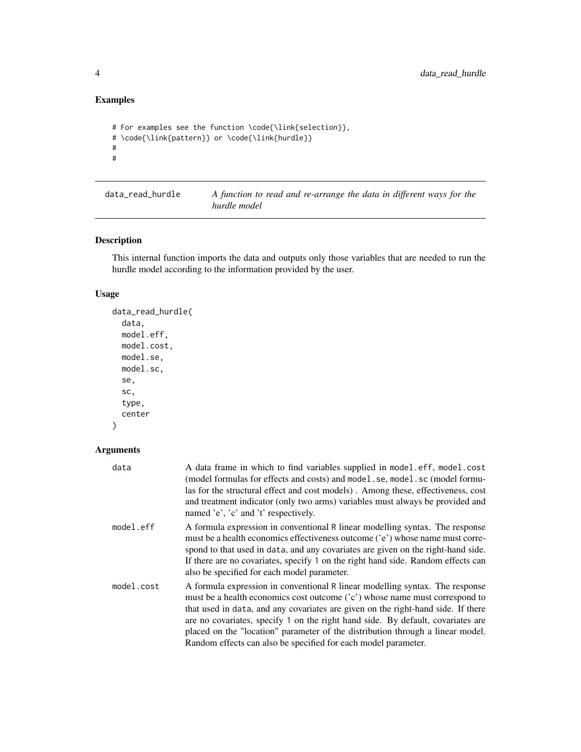## Examples

```
# For examples see the function \code{\link{selection}},
# \code{\link{pattern}} or \code{\link{hurdle}}
#
#
```

---

## data_read_hurdle

*A function to read and re-arrange the data in different ways for the hurdle model*

---

### Description

This internal function imports the data and outputs only those variables that are needed to run the hurdle model according to the information provided by the user.

### Usage

```
data_read_hurdle(
  data,
  model.eff,
  model.cost,
  model.se,
  model.sc,
  se,
  sc,
  type,
  center
)
```

### Arguments

| | |
|---|---|
| data | A data frame in which to find variables supplied in model.eff, model.cost (model formulas for effects and costs) and model.se, model.sc (model formulas for the structural effect and cost models) . Among these, effectiveness, cost and treatment indicator (only two arms) variables must always be provided and named 'e', 'c' and 't' respectively. |
| model.eff | A formula expression in conventional R linear modelling syntax. The response must be a health economics effectiveness outcome ('e') whose name must correspond to that used in data, and any covariates are given on the right-hand side. If there are no covariates, specify 1 on the right hand side. Random effects can also be specified for each model parameter. |
| model.cost | A formula expression in conventional R linear modelling syntax. The response must be a health economics cost outcome ('c') whose name must correspond to that used in data, and any covariates are given on the right-hand side. If there are no covariates, specify 1 on the right hand side. By default, covariates are placed on the "location" parameter of the distribution through a linear model. Random effects can also be specified for each model parameter. |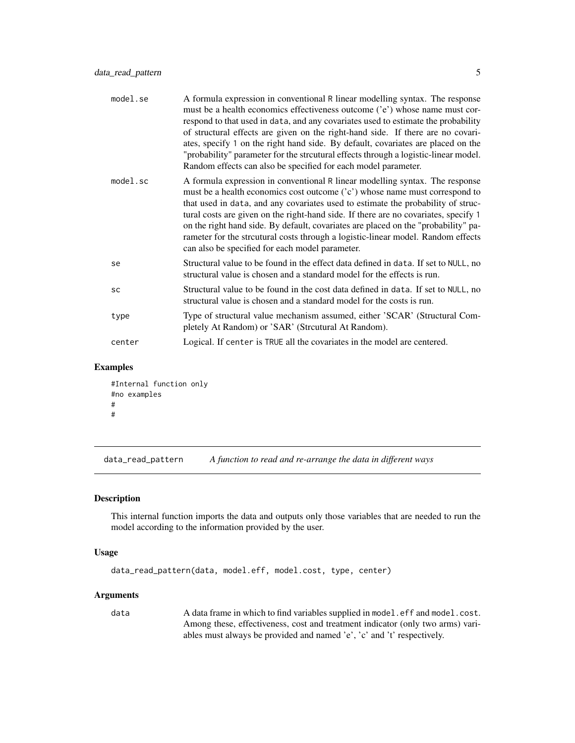| | |
|---|---|
| `model.se` | A formula expression in conventional R linear modelling syntax. The response must be a health economics effectiveness outcome ('e') whose name must correspond to that used in `data`, and any covariates used to estimate the probability of structural effects are given on the right-hand side. If there are no covariates, specify `1` on the right hand side. By default, covariates are placed on the "probability" parameter for the strcutural effects through a logistic-linear model. Random effects can also be specified for each model parameter. |
| `model.sc` | A formula expression in conventional R linear modelling syntax. The response must be a health economics cost outcome ('c') whose name must correspond to that used in `data`, and any covariates used to estimate the probability of structural costs are given on the right-hand side. If there are no covariates, specify `1` on the right hand side. By default, covariates are placed on the "probability" parameter for the strcutural costs through a logistic-linear model. Random effects can also be specified for each model parameter. |
| `se` | Structural value to be found in the effect data defined in `data`. If set to `NULL`, no structural value is chosen and a standard model for the effects is run. |
| `sc` | Structural value to be found in the cost data defined in `data`. If set to `NULL`, no structural value is chosen and a standard model for the costs is run. |
| `type` | Type of structural value mechanism assumed, either 'SCAR' (Structural Completely At Random) or 'SAR' (Strcutural At Random). |
| `center` | Logical. If `center` is `TRUE` all the covariates in the model are centered. |

### Examples

```
#Internal function only
#no examples
#
#
```

---

## data_read_pattern    *A function to read and re-arrange the data in different ways*

### Description

This internal function imports the data and outputs only those variables that are needed to run the model according to the information provided by the user.

### Usage

```
data_read_pattern(data, model.eff, model.cost, type, center)
```

### Arguments

| | |
|---|---|
| `data` | A data frame in which to find variables supplied in `model.eff` and `model.cost`. Among these, effectiveness, cost and treatment indicator (only two arms) variables must always be provided and named 'e', 'c' and 't' respectively. |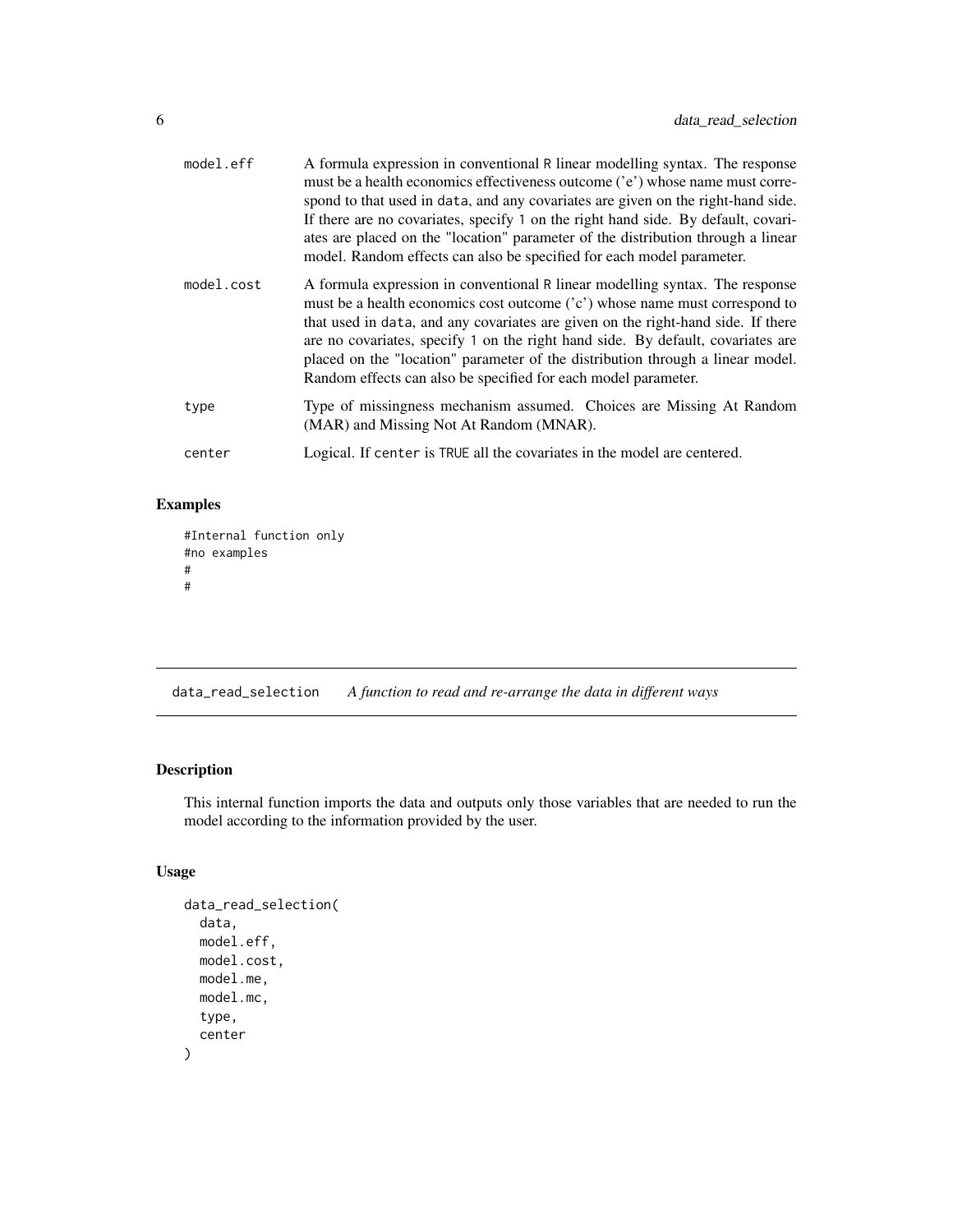| | |
|---|---|
| model.eff | A formula expression in conventional R linear modelling syntax. The response must be a health economics effectiveness outcome ('e') whose name must correspond to that used in data, and any covariates are given on the right-hand side. If there are no covariates, specify 1 on the right hand side. By default, covariates are placed on the "location" parameter of the distribution through a linear model. Random effects can also be specified for each model parameter. |
| model.cost | A formula expression in conventional R linear modelling syntax. The response must be a health economics cost outcome ('c') whose name must correspond to that used in data, and any covariates are given on the right-hand side. If there are no covariates, specify 1 on the right hand side. By default, covariates are placed on the "location" parameter of the distribution through a linear model. Random effects can also be specified for each model parameter. |
| type | Type of missingness mechanism assumed. Choices are Missing At Random (MAR) and Missing Not At Random (MNAR). |
| center | Logical. If center is TRUE all the covariates in the model are centered. |

### Examples

```
#Internal function only
#no examples
#
#
```

---

## data_read_selection *A function to read and re-arrange the data in different ways*

### Description

This internal function imports the data and outputs only those variables that are needed to run the model according to the information provided by the user.

### Usage

```
data_read_selection(
  data,
  model.eff,
  model.cost,
  model.me,
  model.mc,
  type,
  center
)
```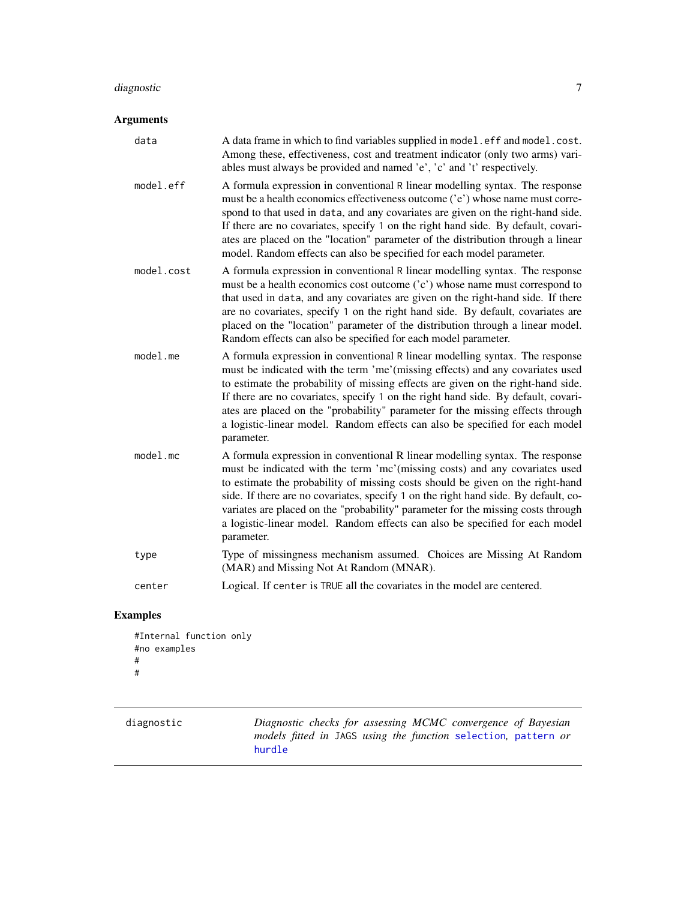## Arguments

| | |
|---|---|
| data | A data frame in which to find variables supplied in `model.eff` and `model.cost`. Among these, effectiveness, cost and treatment indicator (only two arms) variables must always be provided and named 'e', 'c' and 't' respectively. |
| model.eff | A formula expression in conventional R linear modelling syntax. The response must be a health economics effectiveness outcome ('e') whose name must correspond to that used in `data`, and any covariates are given on the right-hand side. If there are no covariates, specify 1 on the right hand side. By default, covariates are placed on the "location" parameter of the distribution through a linear model. Random effects can also be specified for each model parameter. |
| model.cost | A formula expression in conventional R linear modelling syntax. The response must be a health economics cost outcome ('c') whose name must correspond to that used in `data`, and any covariates are given on the right-hand side. If there are no covariates, specify 1 on the right hand side. By default, covariates are placed on the "location" parameter of the distribution through a linear model. Random effects can also be specified for each model parameter. |
| model.me | A formula expression in conventional R linear modelling syntax. The response must be indicated with the term 'me'(missing effects) and any covariates used to estimate the probability of missing effects are given on the right-hand side. If there are no covariates, specify 1 on the right hand side. By default, covariates are placed on the "probability" parameter for the missing effects through a logistic-linear model. Random effects can also be specified for each model parameter. |
| model.mc | A formula expression in conventional R linear modelling syntax. The response must be indicated with the term 'mc'(missing costs) and any covariates used to estimate the probability of missing costs should be given on the right-hand side. If there are no covariates, specify 1 on the right hand side. By default, covariates are placed on the "probability" parameter for the missing costs through a logistic-linear model. Random effects can also be specified for each model parameter. |
| type | Type of missingness mechanism assumed. Choices are Missing At Random (MAR) and Missing Not At Random (MNAR). |
| center | Logical. If `center` is `TRUE` all the covariates in the model are centered. |

## Examples

```
#Internal function only
#no examples
#
#
```

---

diagnostic — *Diagnostic checks for assessing MCMC convergence of Bayesian models fitted in* JAGS *using the function* selection*,* pattern *or* hurdle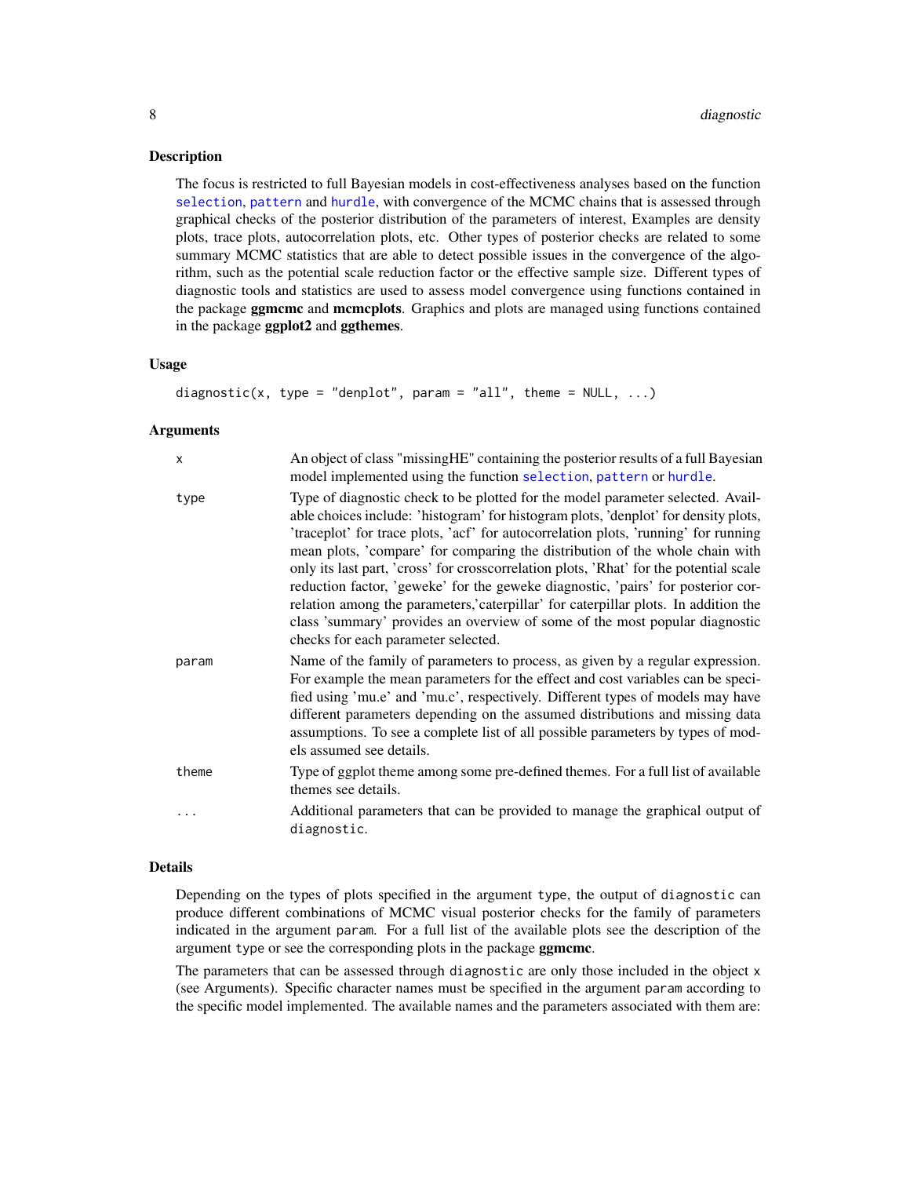## Description

The focus is restricted to full Bayesian models in cost-effectiveness analyses based on the function `selection`, `pattern` and `hurdle`, with convergence of the MCMC chains that is assessed through graphical checks of the posterior distribution of the parameters of interest, Examples are density plots, trace plots, autocorrelation plots, etc. Other types of posterior checks are related to some summary MCMC statistics that are able to detect possible issues in the convergence of the algorithm, such as the potential scale reduction factor or the effective sample size. Different types of diagnostic tools and statistics are used to assess model convergence using functions contained in the package **ggmcmc** and **mcmcplots**. Graphics and plots are managed using functions contained in the package **ggplot2** and **ggthemes**.

## Usage

```
diagnostic(x, type = "denplot", param = "all", theme = NULL, ...)
```

## Arguments

| | |
|---|---|
| x | An object of class "missingHE" containing the posterior results of a full Bayesian model implemented using the function `selection`, `pattern` or `hurdle`. |
| type | Type of diagnostic check to be plotted for the model parameter selected. Available choices include: 'histogram' for histogram plots, 'denplot' for density plots, 'traceplot' for trace plots, 'acf' for autocorrelation plots, 'running' for running mean plots, 'compare' for comparing the distribution of the whole chain with only its last part, 'cross' for crosscorrelation plots, 'Rhat' for the potential scale reduction factor, 'geweke' for the geweke diagnostic, 'pairs' for posterior correlation among the parameters,'caterpillar' for caterpillar plots. In addition the class 'summary' provides an overview of some of the most popular diagnostic checks for each parameter selected. |
| param | Name of the family of parameters to process, as given by a regular expression. For example the mean parameters for the effect and cost variables can be specified using 'mu.e' and 'mu.c', respectively. Different types of models may have different parameters depending on the assumed distributions and missing data assumptions. To see a complete list of all possible parameters by types of models assumed see details. |
| theme | Type of ggplot theme among some pre-defined themes. For a full list of available themes see details. |
| ... | Additional parameters that can be provided to manage the graphical output of `diagnostic`. |

## Details

Depending on the types of plots specified in the argument `type`, the output of `diagnostic` can produce different combinations of MCMC visual posterior checks for the family of parameters indicated in the argument `param`. For a full list of the available plots see the description of the argument `type` or see the corresponding plots in the package **ggmcmc**.

The parameters that can be assessed through `diagnostic` are only those included in the object `x` (see Arguments). Specific character names must be specified in the argument `param` according to the specific model implemented. The available names and the parameters associated with them are: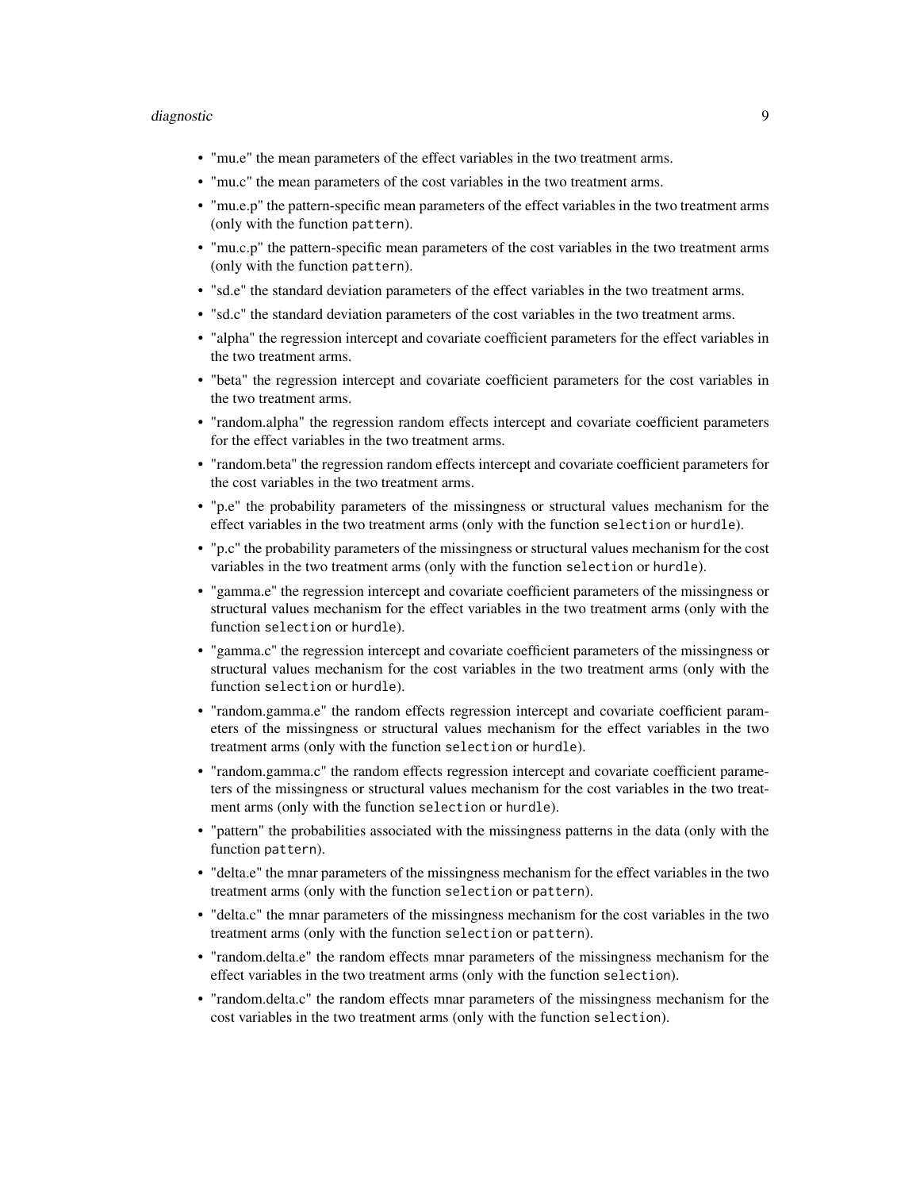- "mu.e" the mean parameters of the effect variables in the two treatment arms.
- "mu.c" the mean parameters of the cost variables in the two treatment arms.
- "mu.e.p" the pattern-specific mean parameters of the effect variables in the two treatment arms (only with the function `pattern`).
- "mu.c.p" the pattern-specific mean parameters of the cost variables in the two treatment arms (only with the function `pattern`).
- "sd.e" the standard deviation parameters of the effect variables in the two treatment arms.
- "sd.c" the standard deviation parameters of the cost variables in the two treatment arms.
- "alpha" the regression intercept and covariate coefficient parameters for the effect variables in the two treatment arms.
- "beta" the regression intercept and covariate coefficient parameters for the cost variables in the two treatment arms.
- "random.alpha" the regression random effects intercept and covariate coefficient parameters for the effect variables in the two treatment arms.
- "random.beta" the regression random effects intercept and covariate coefficient parameters for the cost variables in the two treatment arms.
- "p.e" the probability parameters of the missingness or structural values mechanism for the effect variables in the two treatment arms (only with the function `selection` or `hurdle`).
- "p.c" the probability parameters of the missingness or structural values mechanism for the cost variables in the two treatment arms (only with the function `selection` or `hurdle`).
- "gamma.e" the regression intercept and covariate coefficient parameters of the missingness or structural values mechanism for the effect variables in the two treatment arms (only with the function `selection` or `hurdle`).
- "gamma.c" the regression intercept and covariate coefficient parameters of the missingness or structural values mechanism for the cost variables in the two treatment arms (only with the function `selection` or `hurdle`).
- "random.gamma.e" the random effects regression intercept and covariate coefficient parameters of the missingness or structural values mechanism for the effect variables in the two treatment arms (only with the function `selection` or `hurdle`).
- "random.gamma.c" the random effects regression intercept and covariate coefficient parameters of the missingness or structural values mechanism for the cost variables in the two treatment arms (only with the function `selection` or `hurdle`).
- "pattern" the probabilities associated with the missingness patterns in the data (only with the function `pattern`).
- "delta.e" the mnar parameters of the missingness mechanism for the effect variables in the two treatment arms (only with the function `selection` or `pattern`).
- "delta.c" the mnar parameters of the missingness mechanism for the cost variables in the two treatment arms (only with the function `selection` or `pattern`).
- "random.delta.e" the random effects mnar parameters of the missingness mechanism for the effect variables in the two treatment arms (only with the function `selection`).
- "random.delta.c" the random effects mnar parameters of the missingness mechanism for the cost variables in the two treatment arms (only with the function `selection`).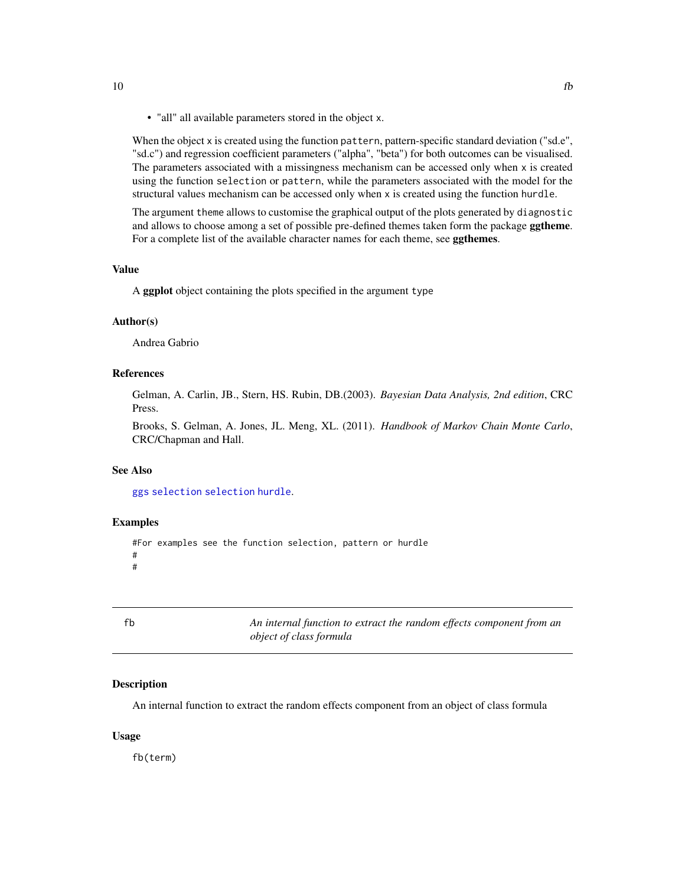- "all" all available parameters stored in the object `x`.

When the object `x` is created using the function `pattern`, pattern-specific standard deviation ("sd.e", "sd.c") and regression coefficient parameters ("alpha", "beta") for both outcomes can be visualised. The parameters associated with a missingness mechanism can be accessed only when `x` is created using the function `selection` or `pattern`, while the parameters associated with the model for the structural values mechanism can be accessed only when `x` is created using the function `hurdle`.

The argument `theme` allows to customise the graphical output of the plots generated by `diagnostic` and allows to choose among a set of possible pre-defined themes taken form the package **ggtheme**. For a complete list of the available character names for each theme, see **ggthemes**.

### Value

A **ggplot** object containing the plots specified in the argument `type`

### Author(s)

Andrea Gabrio

### References

Gelman, A. Carlin, JB., Stern, HS. Rubin, DB.(2003). *Bayesian Data Analysis, 2nd edition*, CRC Press.

Brooks, S. Gelman, A. Jones, JL. Meng, XL. (2011). *Handbook of Markov Chain Monte Carlo*, CRC/Chapman and Hall.

### See Also

`ggs` `selection` `selection` `hurdle`.

### Examples

```
#For examples see the function selection, pattern or hurdle
#
#
```

---

## fb — *An internal function to extract the random effects component from an object of class formula*

### Description

An internal function to extract the random effects component from an object of class formula

### Usage

```
fb(term)
```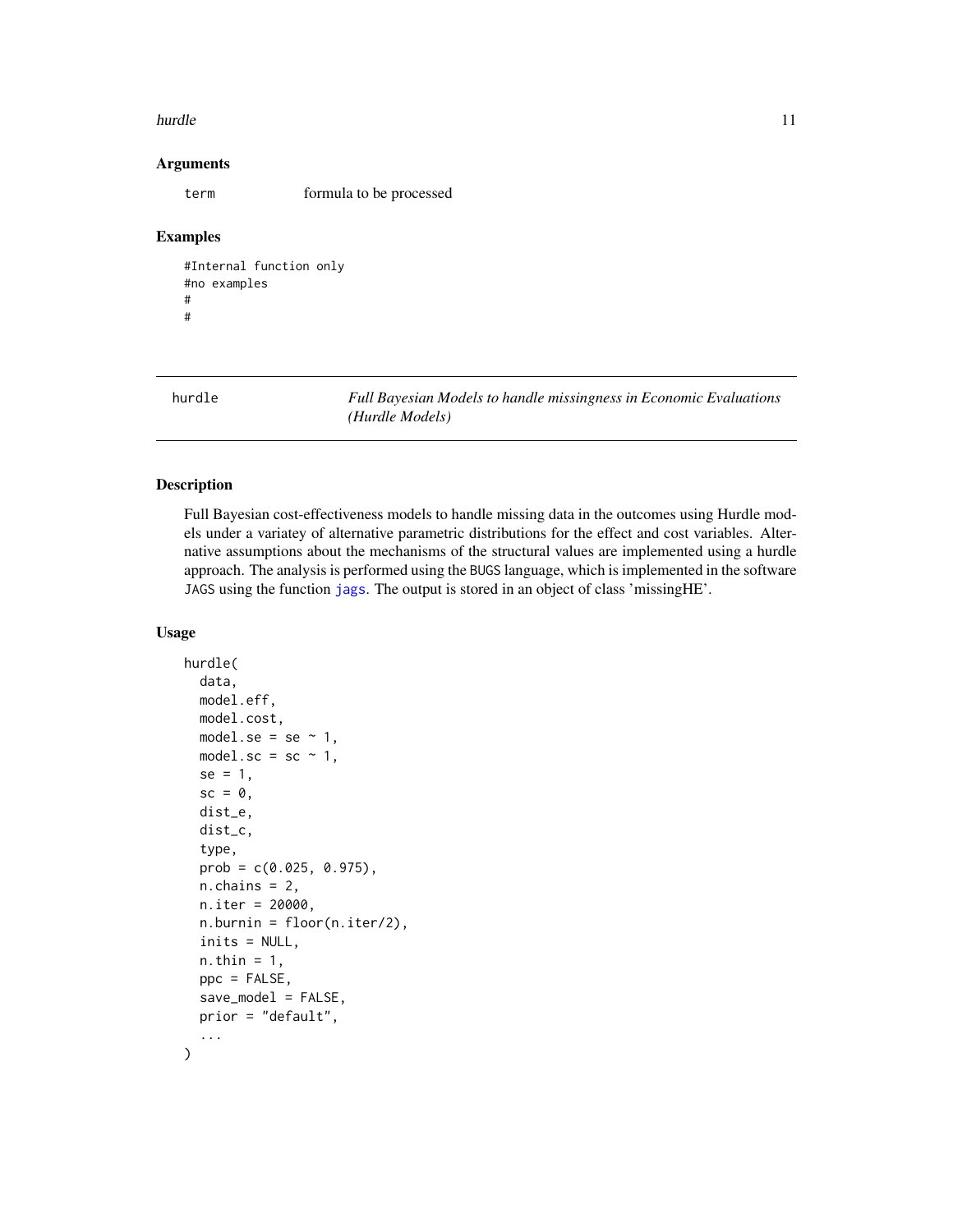### Arguments

| | |
|---|---|
| term | formula to be processed |

### Examples

```
#Internal function only
#no examples
#
#
```

---

## hurdle — *Full Bayesian Models to handle missingness in Economic Evaluations (Hurdle Models)*

---

### Description

Full Bayesian cost-effectiveness models to handle missing data in the outcomes using Hurdle models under a variatey of alternative parametric distributions for the effect and cost variables. Alternative assumptions about the mechanisms of the structural values are implemented using a hurdle approach. The analysis is performed using the BUGS language, which is implemented in the software JAGS using the function jags. The output is stored in an object of class 'missingHE'.

### Usage

```
hurdle(
  data,
  model.eff,
  model.cost,
  model.se = se ~ 1,
  model.sc = sc ~ 1,
  se = 1,
  sc = 0,
  dist_e,
  dist_c,
  type,
  prob = c(0.025, 0.975),
  n.chains = 2,
  n.iter = 20000,
  n.burnin = floor(n.iter/2),
  inits = NULL,
  n.thin = 1,
  ppc = FALSE,
  save_model = FALSE,
  prior = "default",
  ...
)
```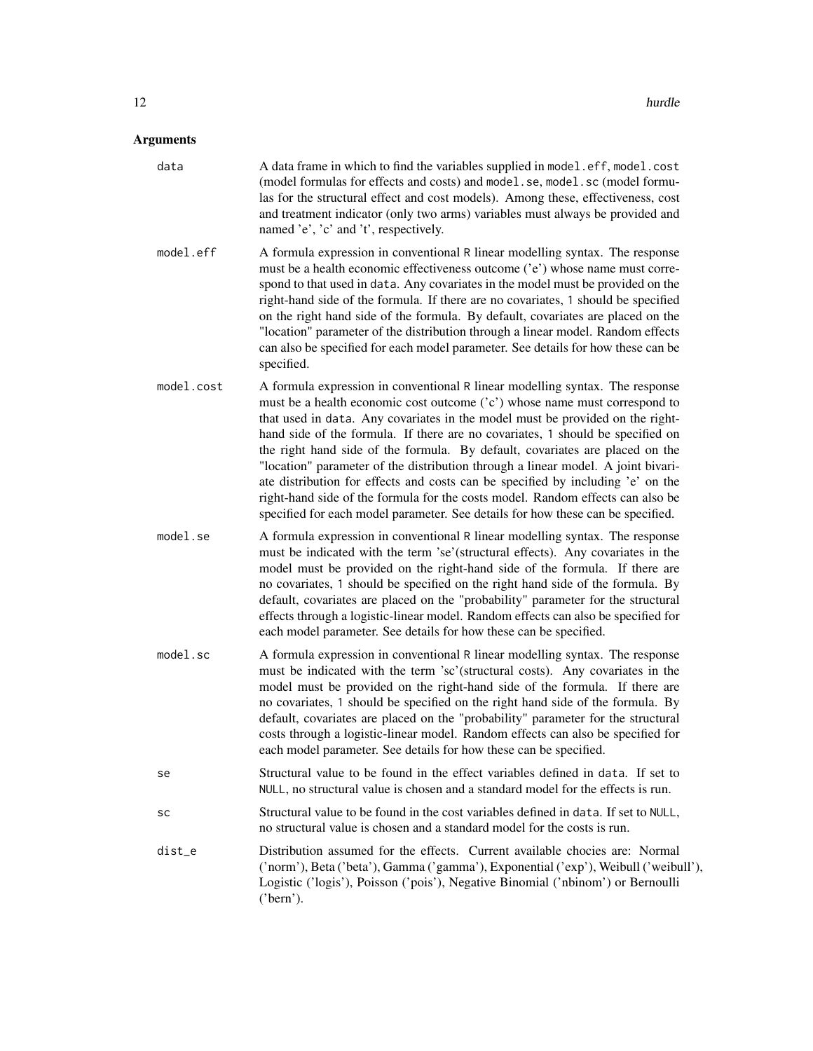## Arguments

**data** A data frame in which to find the variables supplied in `model.eff`, `model.cost` (model formulas for effects and costs) and `model.se`, `model.sc` (model formulas for the structural effect and cost models). Among these, effectiveness, cost and treatment indicator (only two arms) variables must always be provided and named 'e', 'c' and 't', respectively.

**model.eff** A formula expression in conventional R linear modelling syntax. The response must be a health economic effectiveness outcome ('e') whose name must correspond to that used in `data`. Any covariates in the model must be provided on the right-hand side of the formula. If there are no covariates, `1` should be specified on the right hand side of the formula. By default, covariates are placed on the "location" parameter of the distribution through a linear model. Random effects can also be specified for each model parameter. See details for how these can be specified.

**model.cost** A formula expression in conventional R linear modelling syntax. The response must be a health economic cost outcome ('c') whose name must correspond to that used in `data`. Any covariates in the model must be provided on the right-hand side of the formula. If there are no covariates, `1` should be specified on the right hand side of the formula. By default, covariates are placed on the "location" parameter of the distribution through a linear model. A joint bivariate distribution for effects and costs can be specified by including 'e' on the right-hand side of the formula for the costs model. Random effects can also be specified for each model parameter. See details for how these can be specified.

**model.se** A formula expression in conventional R linear modelling syntax. The response must be indicated with the term 'se'(structural effects). Any covariates in the model must be provided on the right-hand side of the formula. If there are no covariates, `1` should be specified on the right hand side of the formula. By default, covariates are placed on the "probability" parameter for the structural effects through a logistic-linear model. Random effects can also be specified for each model parameter. See details for how these can be specified.

**model.sc** A formula expression in conventional R linear modelling syntax. The response must be indicated with the term 'sc'(structural costs). Any covariates in the model must be provided on the right-hand side of the formula. If there are no covariates, `1` should be specified on the right hand side of the formula. By default, covariates are placed on the "probability" parameter for the structural costs through a logistic-linear model. Random effects can also be specified for each model parameter. See details for how these can be specified.

**se** Structural value to be found in the effect variables defined in `data`. If set to `NULL`, no structural value is chosen and a standard model for the effects is run.

**sc** Structural value to be found in the cost variables defined in `data`. If set to `NULL`, no structural value is chosen and a standard model for the costs is run.

**dist_e** Distribution assumed for the effects. Current available chocies are: Normal ('norm'), Beta ('beta'), Gamma ('gamma'), Exponential ('exp'), Weibull ('weibull'), Logistic ('logis'), Poisson ('pois'), Negative Binomial ('nbinom') or Bernoulli ('bern').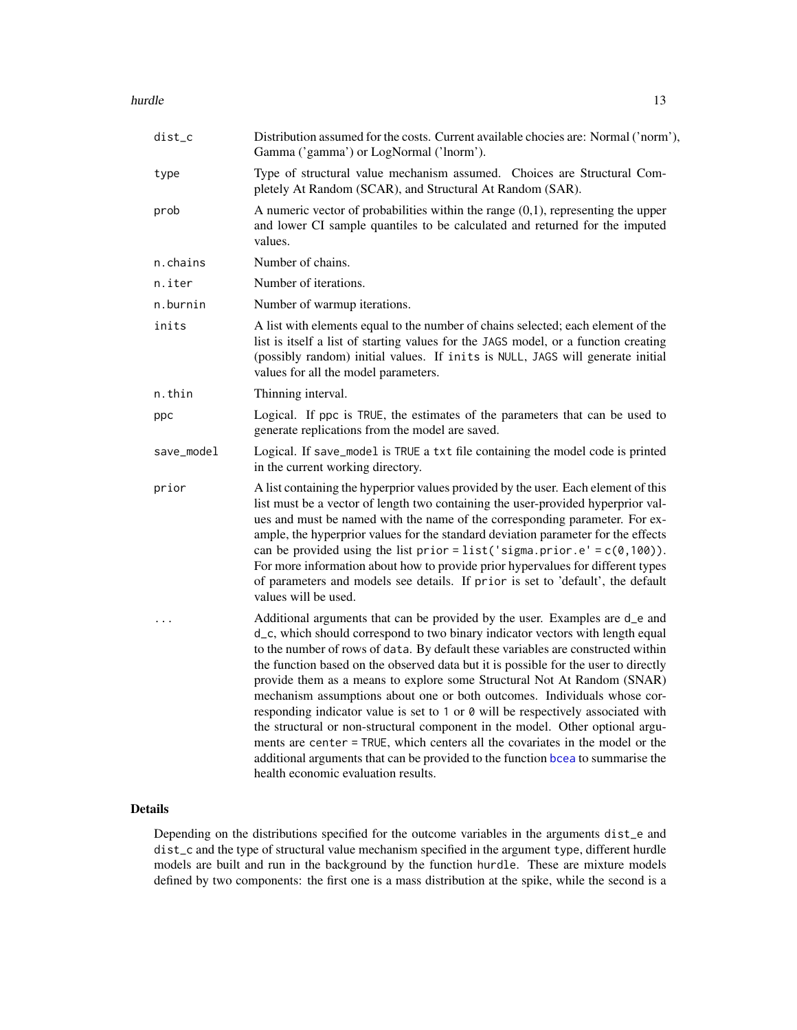| | |
|---|---|
| dist_c | Distribution assumed for the costs. Current available chocies are: Normal ('norm'), Gamma ('gamma') or LogNormal ('lnorm'). |
| type | Type of structural value mechanism assumed. Choices are Structural Completely At Random (SCAR), and Structural At Random (SAR). |
| prob | A numeric vector of probabilities within the range (0,1), representing the upper and lower CI sample quantiles to be calculated and returned for the imputed values. |
| n.chains | Number of chains. |
| n.iter | Number of iterations. |
| n.burnin | Number of warmup iterations. |
| inits | A list with elements equal to the number of chains selected; each element of the list is itself a list of starting values for the JAGS model, or a function creating (possibly random) initial values. If inits is NULL, JAGS will generate initial values for all the model parameters. |
| n.thin | Thinning interval. |
| ppc | Logical. If ppc is TRUE, the estimates of the parameters that can be used to generate replications from the model are saved. |
| save_model | Logical. If save_model is TRUE a txt file containing the model code is printed in the current working directory. |
| prior | A list containing the hyperprior values provided by the user. Each element of this list must be a vector of length two containing the user-provided hyperprior values and must be named with the name of the corresponding parameter. For example, the hyperprior values for the standard deviation parameter for the effects can be provided using the list prior = list('sigma.prior.e' = c(0,100)). For more information about how to provide prior hypervalues for different types of parameters and models see details. If prior is set to 'default', the default values will be used. |
| ... | Additional arguments that can be provided by the user. Examples are d_e and d_c, which should correspond to two binary indicator vectors with length equal to the number of rows of data. By default these variables are constructed within the function based on the observed data but it is possible for the user to directly provide them as a means to explore some Structural Not At Random (SNAR) mechanism assumptions about one or both outcomes. Individuals whose corresponding indicator value is set to 1 or 0 will be respectively associated with the structural or non-structural component in the model. Other optional arguments are center = TRUE, which centers all the covariates in the model or the additional arguments that can be provided to the function bcea to summarise the health economic evaluation results. |

## Details

Depending on the distributions specified for the outcome variables in the arguments dist_e and dist_c and the type of structural value mechanism specified in the argument type, different hurdle models are built and run in the background by the function hurdle. These are mixture models defined by two components: the first one is a mass distribution at the spike, while the second is a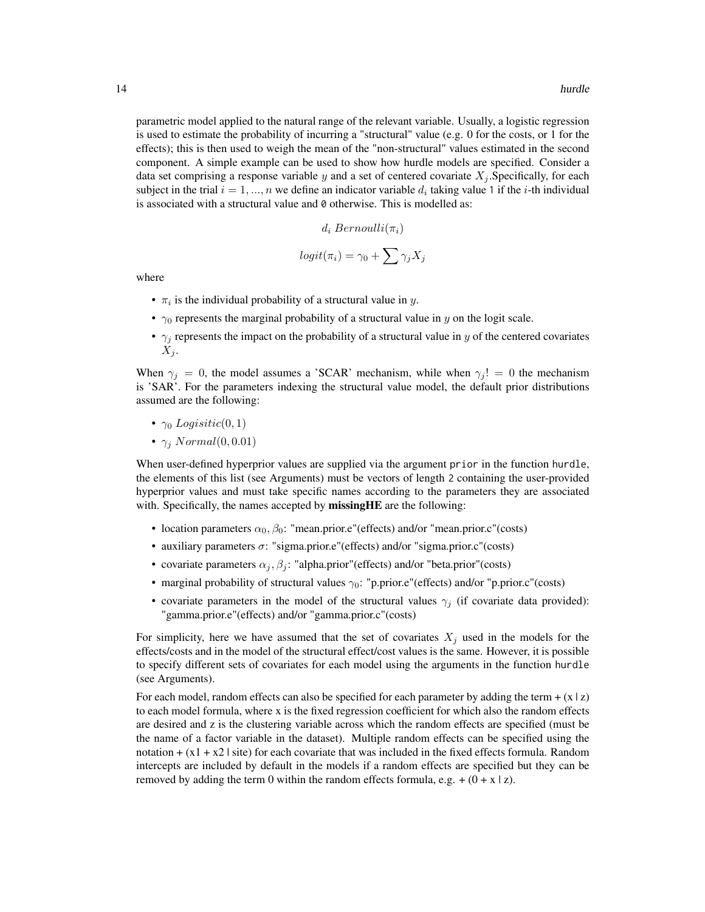parametric model applied to the natural range of the relevant variable. Usually, a logistic regression is used to estimate the probability of incurring a "structural" value (e.g. 0 for the costs, or 1 for the effects); this is then used to weigh the mean of the "non-structural" values estimated in the second component. A simple example can be used to show how hurdle models are specified. Consider a data set comprising a response variable $y$ and a set of centered covariate $X_j$.Specifically, for each subject in the trial $i = 1, ..., n$ we define an indicator variable $d_i$ taking value 1 if the $i$-th individual is associated with a structural value and 0 otherwise. This is modelled as:

$$d_i \ Bernoulli(\pi_i)$$

$$logit(\pi_i) = \gamma_0 + \sum \gamma_j X_j$$

where

- $\pi_i$ is the individual probability of a structural value in $y$.
- $\gamma_0$ represents the marginal probability of a structural value in $y$ on the logit scale.
- $\gamma_j$ represents the impact on the probability of a structural value in $y$ of the centered covariates $X_j$.

When $\gamma_j = 0$, the model assumes a 'SCAR' mechanism, while when $\gamma_j! = 0$ the mechanism is 'SAR'. For the parameters indexing the structural value model, the default prior distributions assumed are the following:

- $\gamma_0 \ Logisitic(0, 1)$
- $\gamma_j \ Normal(0, 0.01)$

When user-defined hyperprior values are supplied via the argument `prior` in the function `hurdle`, the elements of this list (see Arguments) must be vectors of length 2 containing the user-provided hyperprior values and must take specific names according to the parameters they are associated with. Specifically, the names accepted by **missingHE** are the following:

- location parameters $\alpha_0, \beta_0$: "mean.prior.e"(effects) and/or "mean.prior.c"(costs)
- auxiliary parameters $\sigma$: "sigma.prior.e"(effects) and/or "sigma.prior.c"(costs)
- covariate parameters $\alpha_j, \beta_j$: "alpha.prior"(effects) and/or "beta.prior"(costs)
- marginal probability of structural values $\gamma_0$: "p.prior.e"(effects) and/or "p.prior.c"(costs)
- covariate parameters in the model of the structural values $\gamma_j$ (if covariate data provided): "gamma.prior.e"(effects) and/or "gamma.prior.c"(costs)

For simplicity, here we have assumed that the set of covariates $X_j$ used in the models for the effects/costs and in the model of the structural effect/cost values is the same. However, it is possible to specify different sets of covariates for each model using the arguments in the function `hurdle` (see Arguments).

For each model, random effects can also be specified for each parameter by adding the term + (x | z) to each model formula, where x is the fixed regression coefficient for which also the random effects are desired and z is the clustering variable across which the random effects are specified (must be the name of a factor variable in the dataset). Multiple random effects can be specified using the notation + (x1 + x2 | site) for each covariate that was included in the fixed effects formula. Random intercepts are included by default in the models if a random effects are specified but they can be removed by adding the term 0 within the random effects formula, e.g. + (0 + x | z).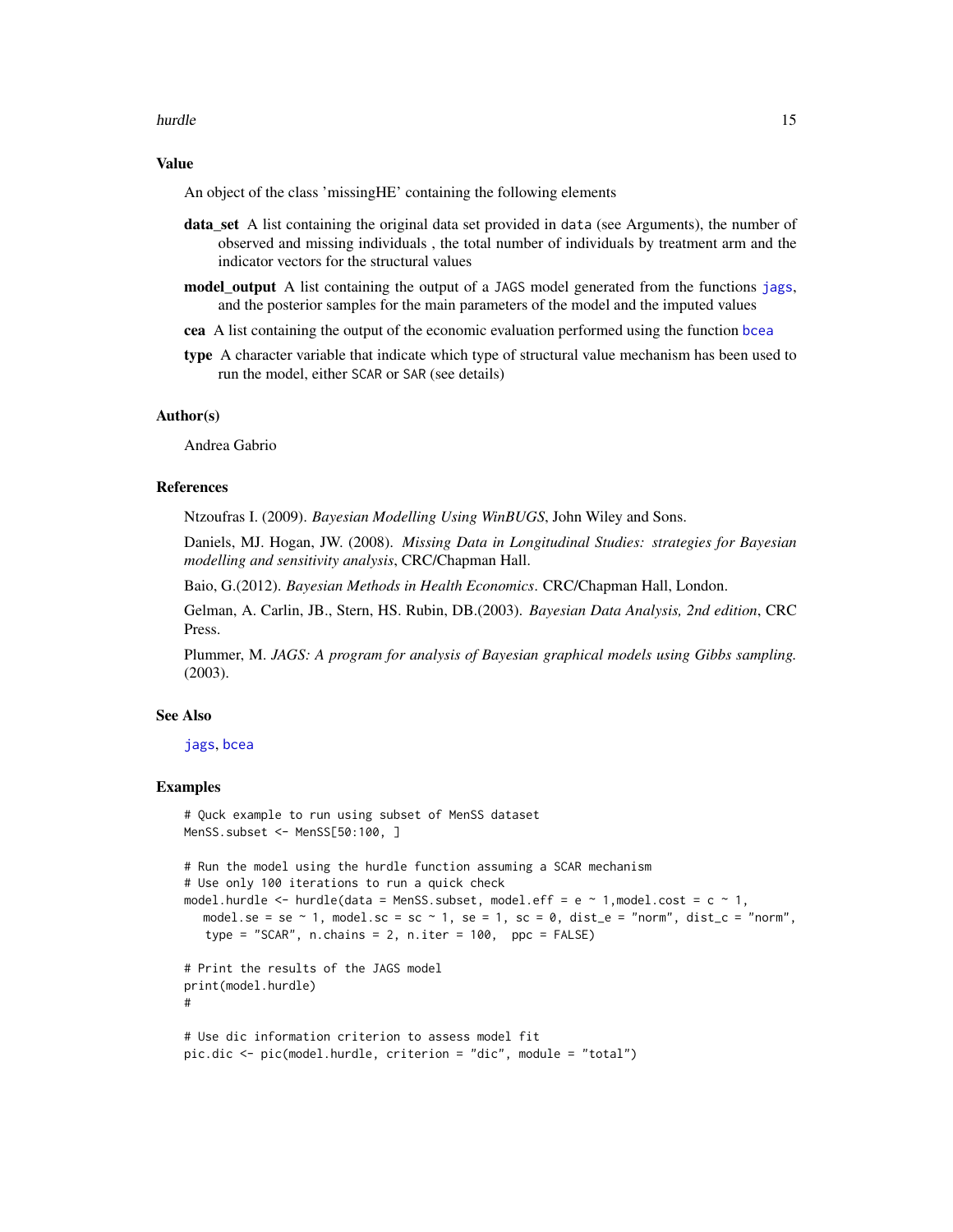## Value

An object of the class 'missingHE' containing the following elements

- **data_set** A list containing the original data set provided in data (see Arguments), the number of observed and missing individuals , the total number of individuals by treatment arm and the indicator vectors for the structural values
- **model_output** A list containing the output of a JAGS model generated from the functions jags, and the posterior samples for the main parameters of the model and the imputed values
- **cea** A list containing the output of the economic evaluation performed using the function bcea
- **type** A character variable that indicate which type of structural value mechanism has been used to run the model, either SCAR or SAR (see details)

## Author(s)

Andrea Gabrio

## References

Ntzoufras I. (2009). *Bayesian Modelling Using WinBUGS*, John Wiley and Sons.

Daniels, MJ. Hogan, JW. (2008). *Missing Data in Longitudinal Studies: strategies for Bayesian modelling and sensitivity analysis*, CRC/Chapman Hall.

Baio, G.(2012). *Bayesian Methods in Health Economics*. CRC/Chapman Hall, London.

Gelman, A. Carlin, JB., Stern, HS. Rubin, DB.(2003). *Bayesian Data Analysis, 2nd edition*, CRC Press.

Plummer, M. *JAGS: A program for analysis of Bayesian graphical models using Gibbs sampling.* (2003).

## See Also

jags, bcea

## Examples

```
# Quck example to run using subset of MenSS dataset
MenSS.subset <- MenSS[50:100, ]

# Run the model using the hurdle function assuming a SCAR mechanism
# Use only 100 iterations to run a quick check
model.hurdle <- hurdle(data = MenSS.subset, model.eff = e ~ 1,model.cost = c ~ 1,
   model.se = se ~ 1, model.sc = sc ~ 1, se = 1, sc = 0, dist_e = "norm", dist_c = "norm",
   type = "SCAR", n.chains = 2, n.iter = 100,  ppc = FALSE)

# Print the results of the JAGS model
print(model.hurdle)
#

# Use dic information criterion to assess model fit
pic.dic <- pic(model.hurdle, criterion = "dic", module = "total")
```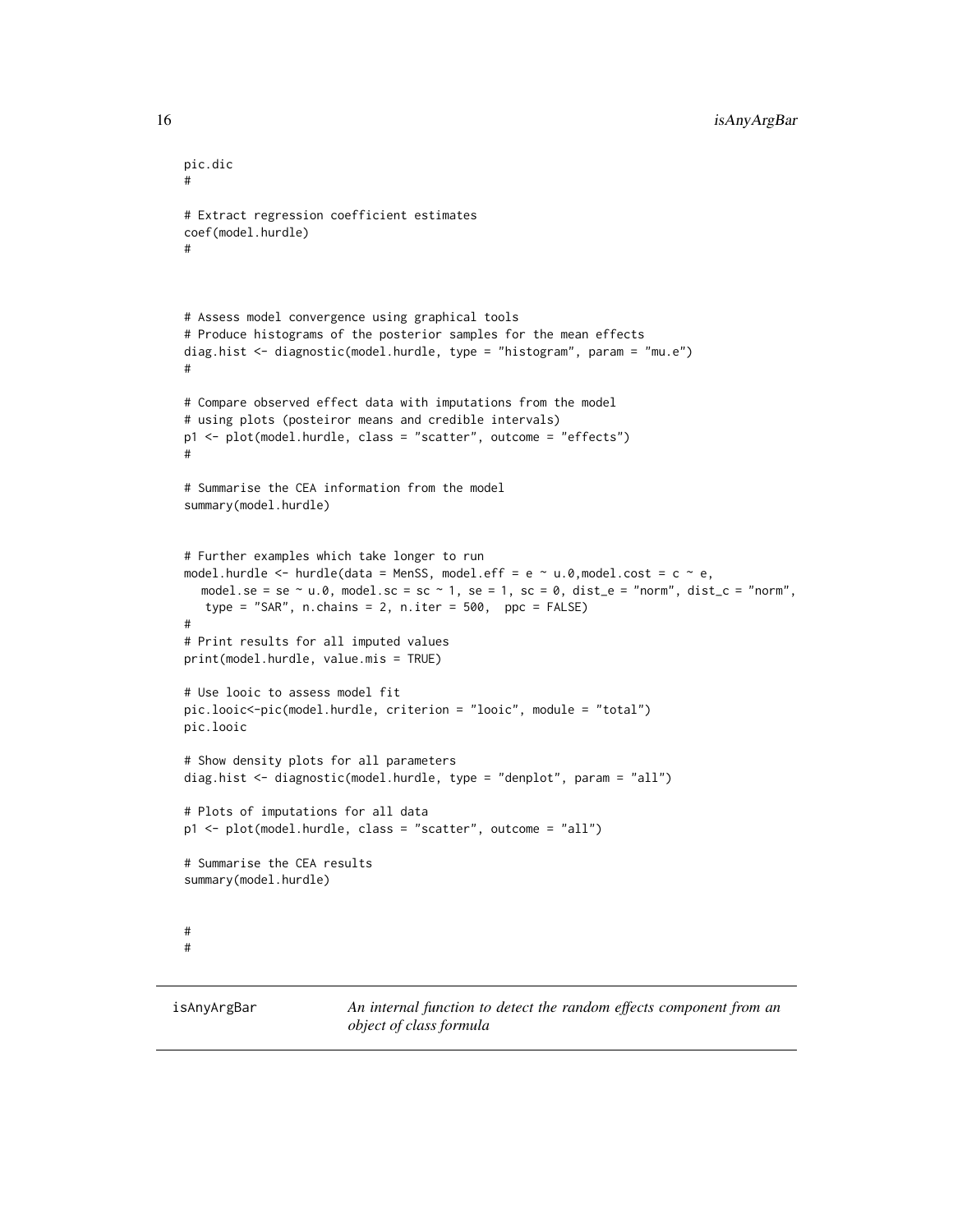```
pic.dic
#

# Extract regression coefficient estimates
coef(model.hurdle)
#



# Assess model convergence using graphical tools
# Produce histograms of the posterior samples for the mean effects
diag.hist <- diagnostic(model.hurdle, type = "histogram", param = "mu.e")
#

# Compare observed effect data with imputations from the model
# using plots (posteiror means and credible intervals)
p1 <- plot(model.hurdle, class = "scatter", outcome = "effects")
#

# Summarise the CEA information from the model
summary(model.hurdle)


# Further examples which take longer to run
model.hurdle <- hurdle(data = MenSS, model.eff = e ~ u.0,model.cost = c ~ e,
   model.se = se ~ u.0, model.sc = sc ~ 1, se = 1, sc = 0, dist_e = "norm", dist_c = "norm",
   type = "SAR", n.chains = 2, n.iter = 500,  ppc = FALSE)
#
# Print results for all imputed values
print(model.hurdle, value.mis = TRUE)

# Use looic to assess model fit
pic.looic<-pic(model.hurdle, criterion = "looic", module = "total")
pic.looic

# Show density plots for all parameters
diag.hist <- diagnostic(model.hurdle, type = "denplot", param = "all")

# Plots of imputations for all data
p1 <- plot(model.hurdle, class = "scatter", outcome = "all")

# Summarise the CEA results
summary(model.hurdle)


#
#
```

---

isAnyArgBar — *An internal function to detect the random effects component from an object of class formula*

---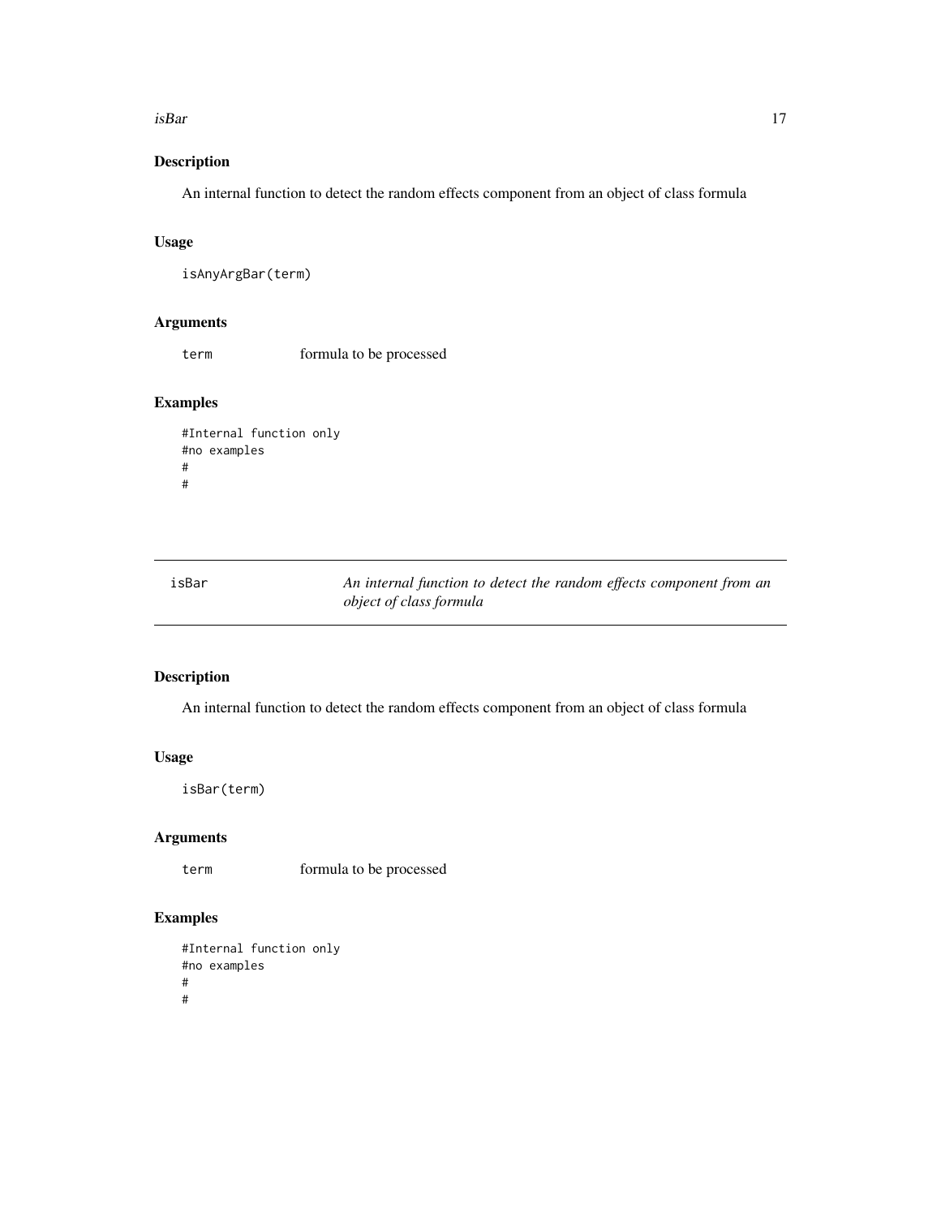## Description

An internal function to detect the random effects component from an object of class formula

## Usage

```
isAnyArgBar(term)
```

## Arguments

| | |
|---|---|
| term | formula to be processed |

## Examples

```
#Internal function only
#no examples
#
#
```

---

# isBar — *An internal function to detect the random effects component from an object of class formula*

## Description

An internal function to detect the random effects component from an object of class formula

## Usage

```
isBar(term)
```

## Arguments

| | |
|---|---|
| term | formula to be processed |

## Examples

```
#Internal function only
#no examples
#
#
```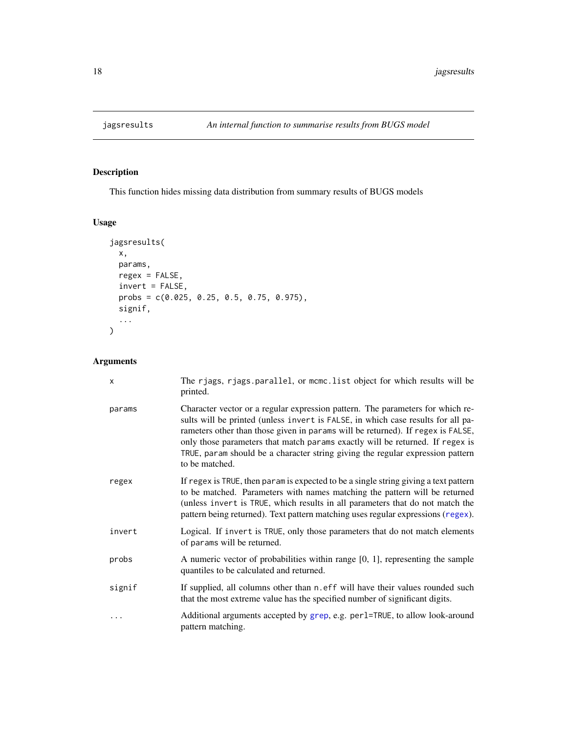# jagsresults *An internal function to summarise results from BUGS model*

## Description

This function hides missing data distribution from summary results of BUGS models

## Usage

```
jagsresults(
  x,
  params,
  regex = FALSE,
  invert = FALSE,
  probs = c(0.025, 0.25, 0.5, 0.75, 0.975),
  signif,
  ...
)
```

## Arguments

| | |
|---|---|
| `x` | The `rjags`, `rjags.parallel`, or `mcmc.list` object for which results will be printed. |
| `params` | Character vector or a regular expression pattern. The parameters for which results will be printed (unless `invert` is `FALSE`, in which case results for all parameters other than those given in `params` will be returned). If `regex` is `FALSE`, only those parameters that match `params` exactly will be returned. If `regex` is `TRUE`, `param` should be a character string giving the regular expression pattern to be matched. |
| `regex` | If `regex` is `TRUE`, then `param` is expected to be a single string giving a text pattern to be matched. Parameters with names matching the pattern will be returned (unless `invert` is `TRUE`, which results in all parameters that do not match the pattern being returned). Text pattern matching uses regular expressions (`regex`). |
| `invert` | Logical. If `invert` is `TRUE`, only those parameters that do not match elements of `params` will be returned. |
| `probs` | A numeric vector of probabilities within range [0, 1], representing the sample quantiles to be calculated and returned. |
| `signif` | If supplied, all columns other than `n.eff` will have their values rounded such that the most extreme value has the specified number of significant digits. |
| `...` | Additional arguments accepted by `grep`, e.g. `perl=TRUE`, to allow look-around pattern matching. |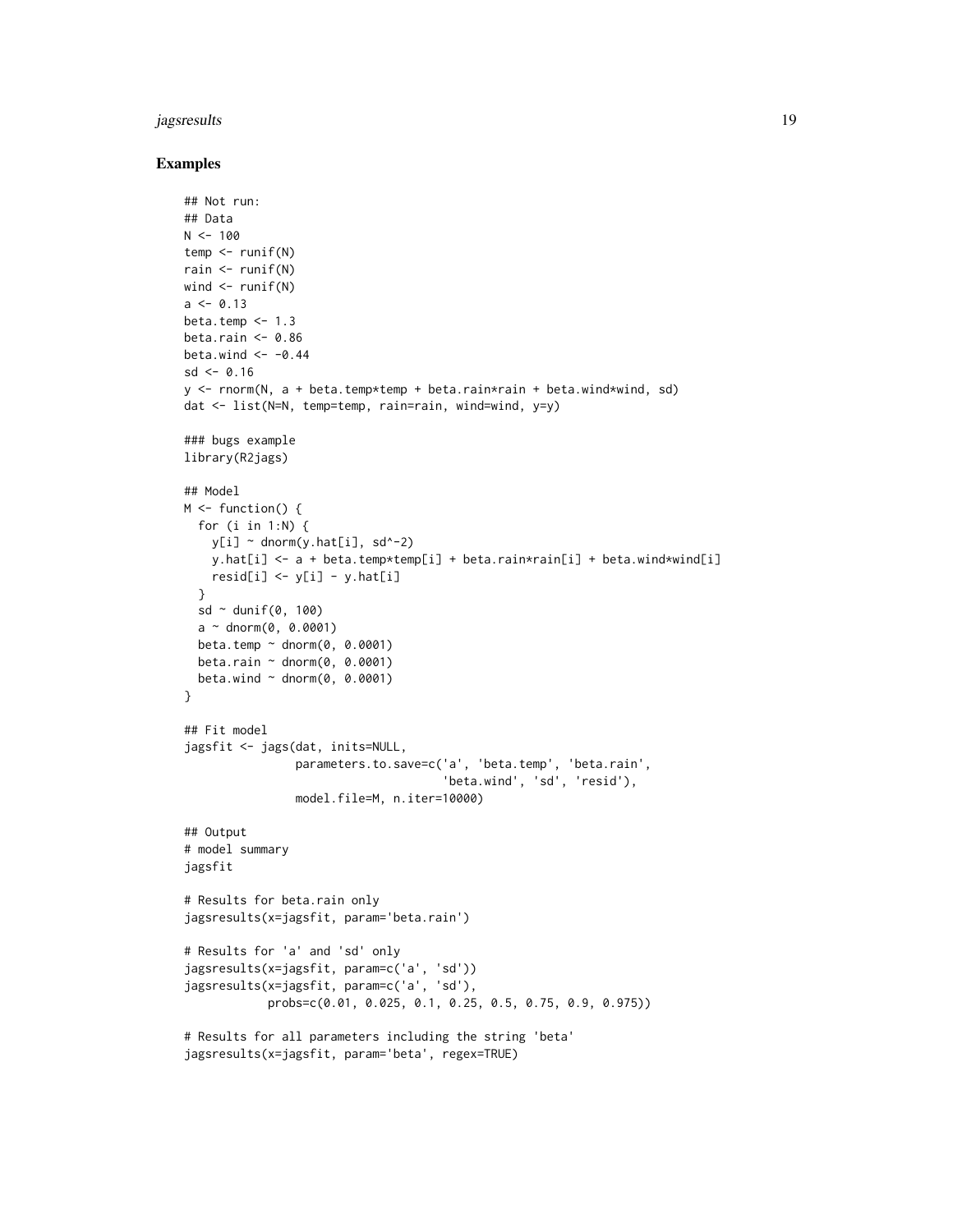## Examples

```
## Not run:
## Data
N <- 100
temp <- runif(N)
rain <- runif(N)
wind <- runif(N)
a <- 0.13
beta.temp <- 1.3
beta.rain <- 0.86
beta.wind <- -0.44
sd <- 0.16
y <- rnorm(N, a + beta.temp*temp + beta.rain*rain + beta.wind*wind, sd)
dat <- list(N=N, temp=temp, rain=rain, wind=wind, y=y)

### bugs example
library(R2jags)

## Model
M <- function() {
  for (i in 1:N) {
    y[i] ~ dnorm(y.hat[i], sd^-2)
    y.hat[i] <- a + beta.temp*temp[i] + beta.rain*rain[i] + beta.wind*wind[i]
    resid[i] <- y[i] - y.hat[i]
  }
  sd ~ dunif(0, 100)
  a ~ dnorm(0, 0.0001)
  beta.temp ~ dnorm(0, 0.0001)
  beta.rain ~ dnorm(0, 0.0001)
  beta.wind ~ dnorm(0, 0.0001)
}

## Fit model
jagsfit <- jags(dat, inits=NULL,
                parameters.to.save=c('a', 'beta.temp', 'beta.rain',
                                     'beta.wind', 'sd', 'resid'),
                model.file=M, n.iter=10000)

## Output
# model summary
jagsfit

# Results for beta.rain only
jagsresults(x=jagsfit, param='beta.rain')

# Results for 'a' and 'sd' only
jagsresults(x=jagsfit, param=c('a', 'sd'))
jagsresults(x=jagsfit, param=c('a', 'sd'),
            probs=c(0.01, 0.025, 0.1, 0.25, 0.5, 0.75, 0.9, 0.975))

# Results for all parameters including the string 'beta'
jagsresults(x=jagsfit, param='beta', regex=TRUE)
```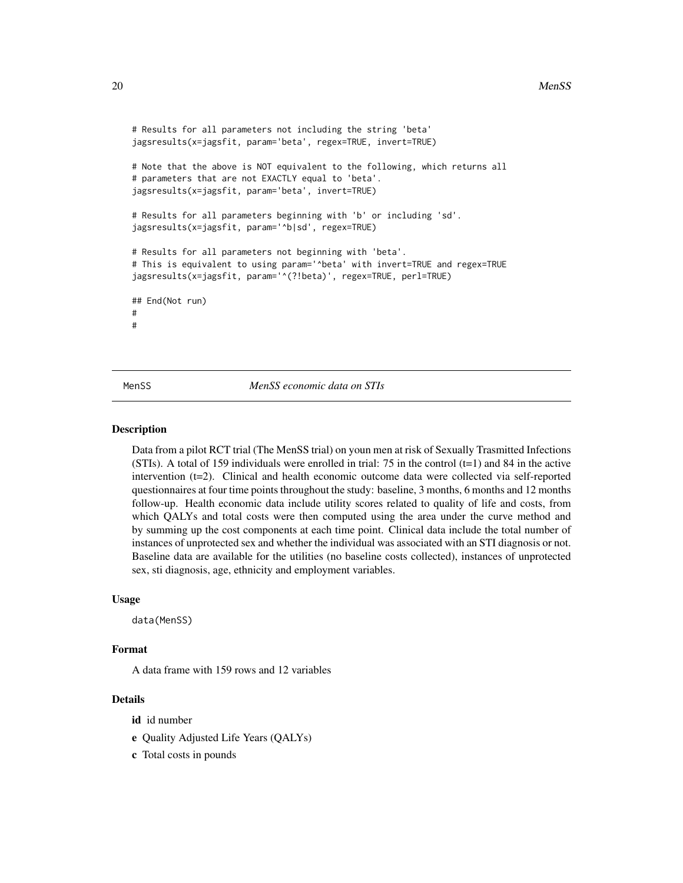```
# Results for all parameters not including the string 'beta'
jagsresults(x=jagsfit, param='beta', regex=TRUE, invert=TRUE)

# Note that the above is NOT equivalent to the following, which returns all
# parameters that are not EXACTLY equal to 'beta'.
jagsresults(x=jagsfit, param='beta', invert=TRUE)

# Results for all parameters beginning with 'b' or including 'sd'.
jagsresults(x=jagsfit, param='^b|sd', regex=TRUE)

# Results for all parameters not beginning with 'beta'.
# This is equivalent to using param='^beta' with invert=TRUE and regex=TRUE
jagsresults(x=jagsfit, param='^(?!beta)', regex=TRUE, perl=TRUE)

## End(Not run)
#
#
```

---

MenSS *MenSS economic data on STIs*

---

## Description

Data from a pilot RCT trial (The MenSS trial) on youn men at risk of Sexually Trasmitted Infections (STIs). A total of 159 individuals were enrolled in trial: 75 in the control (t=1) and 84 in the active intervention (t=2). Clinical and health economic outcome data were collected via self-reported questionnaires at four time points throughout the study: baseline, 3 months, 6 months and 12 months follow-up. Health economic data include utility scores related to quality of life and costs, from which QALYs and total costs were then computed using the area under the curve method and by summing up the cost components at each time point. Clinical data include the total number of instances of unprotected sex and whether the individual was associated with an STI diagnosis or not. Baseline data are available for the utilities (no baseline costs collected), instances of unprotected sex, sti diagnosis, age, ethnicity and employment variables.

## Usage

```
data(MenSS)
```

## Format

A data frame with 159 rows and 12 variables

## Details

- **id** id number
- **e** Quality Adjusted Life Years (QALYs)
- **c** Total costs in pounds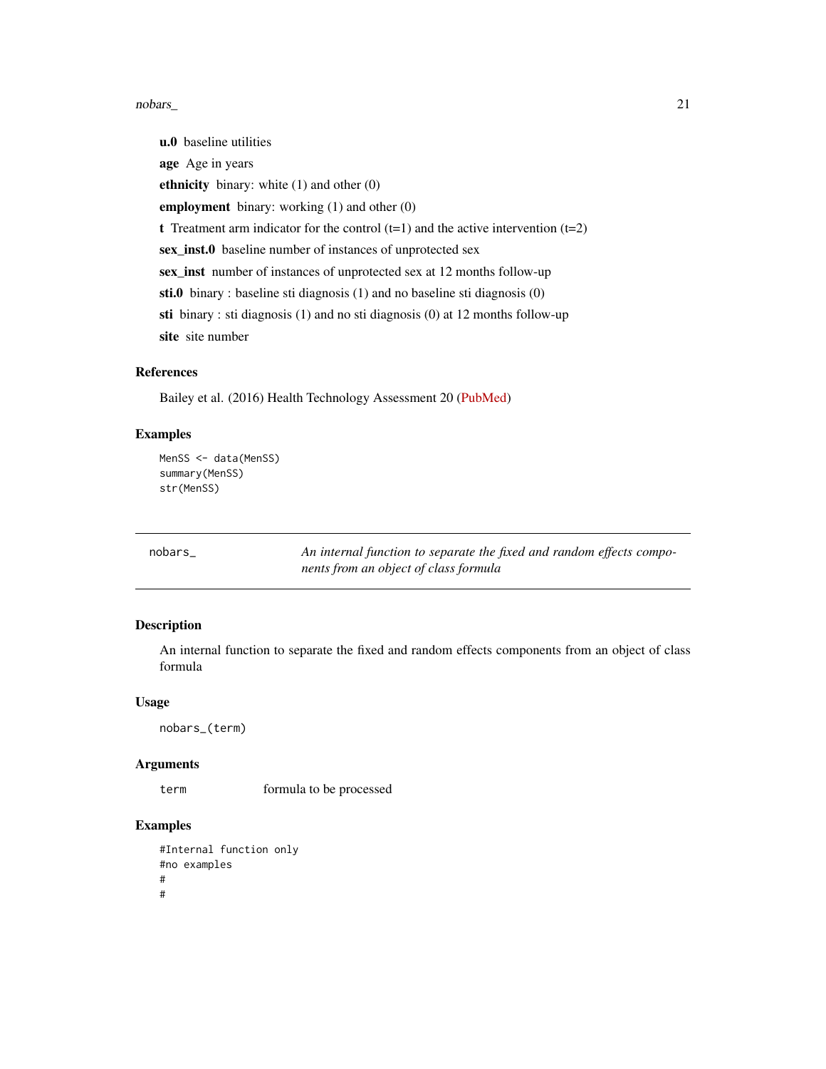**u.0** baseline utilities

**age** Age in years

**ethnicity** binary: white (1) and other (0)

**employment** binary: working (1) and other (0)

**t** Treatment arm indicator for the control (t=1) and the active intervention (t=2)

**sex_inst.0** baseline number of instances of unprotected sex

**sex_inst** number of instances of unprotected sex at 12 months follow-up

**sti.0** binary : baseline sti diagnosis (1) and no baseline sti diagnosis (0)

**sti** binary : sti diagnosis (1) and no sti diagnosis (0) at 12 months follow-up

**site** site number

### References

Bailey et al. (2016) Health Technology Assessment 20 (PubMed)

### Examples

```
MenSS <- data(MenSS)
summary(MenSS)
str(MenSS)
```

---

## nobars_ *An internal function to separate the fixed and random effects components from an object of class formula*

---

### Description

An internal function to separate the fixed and random effects components from an object of class formula

### Usage

```
nobars_(term)
```

### Arguments

| | |
|---|---|
| term | formula to be processed |

### Examples

```
#Internal function only
#no examples
#
#
```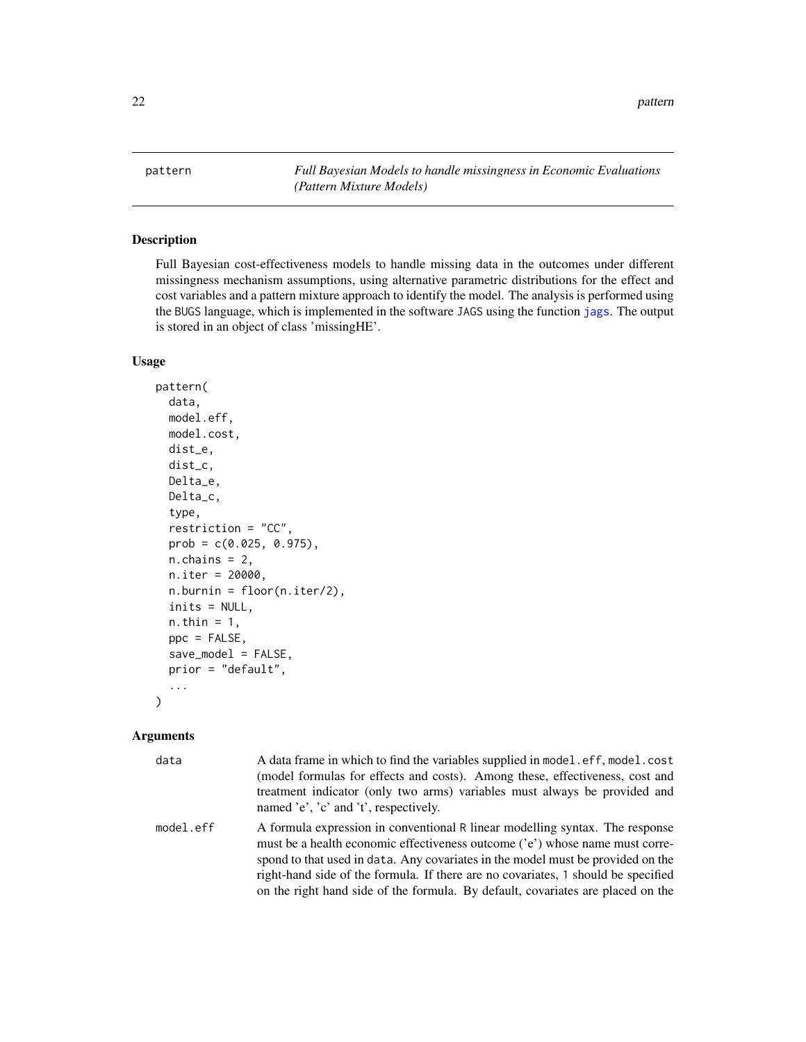# pattern — *Full Bayesian Models to handle missingness in Economic Evaluations (Pattern Mixture Models)*

## Description

Full Bayesian cost-effectiveness models to handle missing data in the outcomes under different missingness mechanism assumptions, using alternative parametric distributions for the effect and cost variables and a pattern mixture approach to identify the model. The analysis is performed using the BUGS language, which is implemented in the software JAGS using the function jags. The output is stored in an object of class 'missingHE'.

## Usage

```
pattern(
  data,
  model.eff,
  model.cost,
  dist_e,
  dist_c,
  Delta_e,
  Delta_c,
  type,
  restriction = "CC",
  prob = c(0.025, 0.975),
  n.chains = 2,
  n.iter = 20000,
  n.burnin = floor(n.iter/2),
  inits = NULL,
  n.thin = 1,
  ppc = FALSE,
  save_model = FALSE,
  prior = "default",
  ...
)
```

## Arguments

`data` A data frame in which to find the variables supplied in `model.eff`, `model.cost` (model formulas for effects and costs). Among these, effectiveness, cost and treatment indicator (only two arms) variables must always be provided and named 'e', 'c' and 't', respectively.

`model.eff` A formula expression in conventional R linear modelling syntax. The response must be a health economic effectiveness outcome ('e') whose name must correspond to that used in `data`. Any covariates in the model must be provided on the right-hand side of the formula. If there are no covariates, 1 should be specified on the right hand side of the formula. By default, covariates are placed on the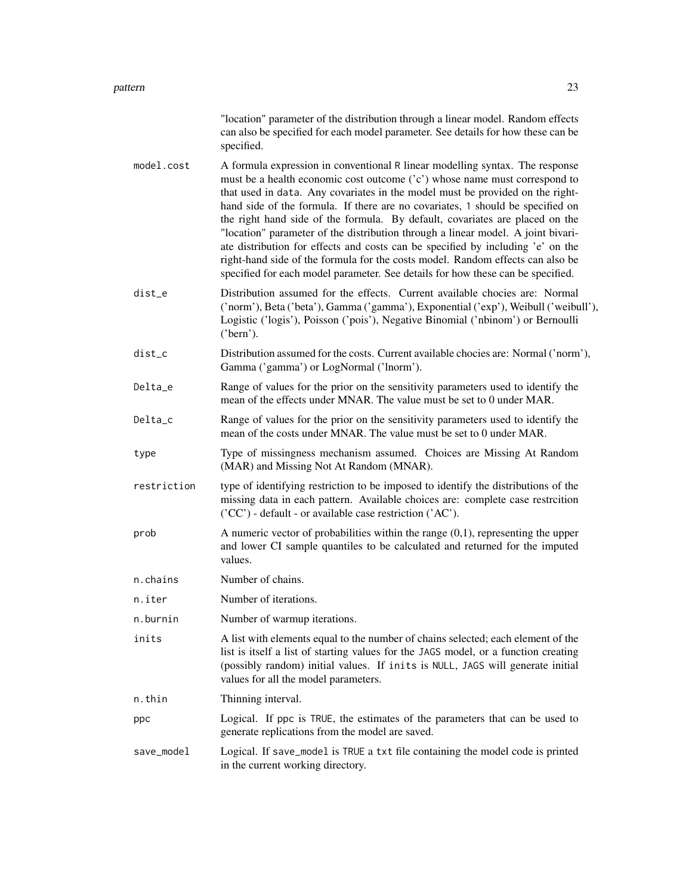"location" parameter of the distribution through a linear model. Random effects can also be specified for each model parameter. See details for how these can be specified.

**model.cost** A formula expression in conventional R linear modelling syntax. The response must be a health economic cost outcome ('c') whose name must correspond to that used in data. Any covariates in the model must be provided on the right-hand side of the formula. If there are no covariates, 1 should be specified on the right hand side of the formula. By default, covariates are placed on the "location" parameter of the distribution through a linear model. A joint bivariate distribution for effects and costs can be specified by including 'e' on the right-hand side of the formula for the costs model. Random effects can also be specified for each model parameter. See details for how these can be specified.

**dist_e** Distribution assumed for the effects. Current available chocies are: Normal ('norm'), Beta ('beta'), Gamma ('gamma'), Exponential ('exp'), Weibull ('weibull'), Logistic ('logis'), Poisson ('pois'), Negative Binomial ('nbinom') or Bernoulli ('bern').

**dist_c** Distribution assumed for the costs. Current available chocies are: Normal ('norm'), Gamma ('gamma') or LogNormal ('lnorm').

**Delta_e** Range of values for the prior on the sensitivity parameters used to identify the mean of the effects under MNAR. The value must be set to 0 under MAR.

**Delta_c** Range of values for the prior on the sensitivity parameters used to identify the mean of the costs under MNAR. The value must be set to 0 under MAR.

**type** Type of missingness mechanism assumed. Choices are Missing At Random (MAR) and Missing Not At Random (MNAR).

**restriction** type of identifying restriction to be imposed to identify the distributions of the missing data in each pattern. Available choices are: complete case restrcition ('CC') - default - or available case restriction ('AC').

**prob** A numeric vector of probabilities within the range (0,1), representing the upper and lower CI sample quantiles to be calculated and returned for the imputed values.

**n.chains** Number of chains.

**n.iter** Number of iterations.

**n.burnin** Number of warmup iterations.

**inits** A list with elements equal to the number of chains selected; each element of the list is itself a list of starting values for the JAGS model, or a function creating (possibly random) initial values. If inits is NULL, JAGS will generate initial values for all the model parameters.

**n.thin** Thinning interval.

**ppc** Logical. If ppc is TRUE, the estimates of the parameters that can be used to generate replications from the model are saved.

**save_model** Logical. If save_model is TRUE a txt file containing the model code is printed in the current working directory.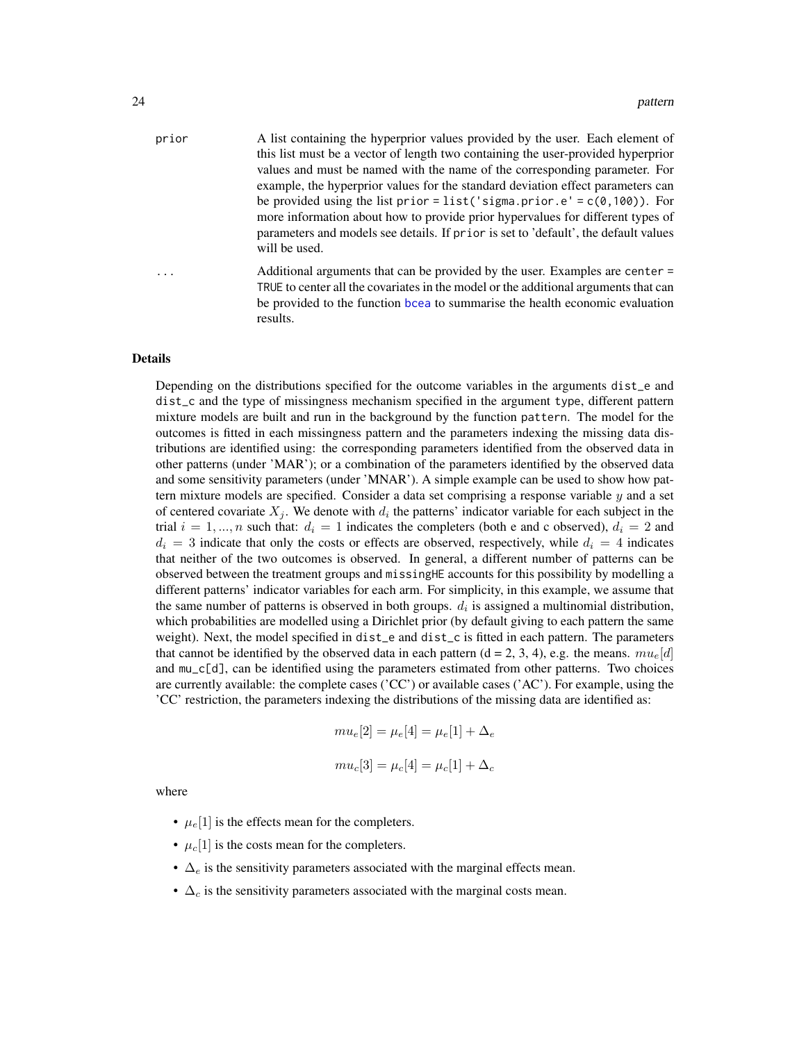prior — A list containing the hyperprior values provided by the user. Each element of this list must be a vector of length two containing the user-provided hyperprior values and must be named with the name of the corresponding parameter. For example, the hyperprior values for the standard deviation effect parameters can be provided using the list `prior = list('sigma.prior.e' = c(0,100))`. For more information about how to provide prior hypervalues for different types of parameters and models see details. If `prior` is set to 'default', the default values will be used.

... — Additional arguments that can be provided by the user. Examples are `center = TRUE` to center all the covariates in the model or the additional arguments that can be provided to the function `bcea` to summarise the health economic evaluation results.

## Details

Depending on the distributions specified for the outcome variables in the arguments `dist_e` and `dist_c` and the type of missingness mechanism specified in the argument `type`, different pattern mixture models are built and run in the background by the function `pattern`. The model for the outcomes is fitted in each missingness pattern and the parameters indexing the missing data distributions are identified using: the corresponding parameters identified from the observed data in other patterns (under 'MAR'); or a combination of the parameters identified by the observed data and some sensitivity parameters (under 'MNAR'). A simple example can be used to show how pattern mixture models are specified. Consider a data set comprising a response variable $y$ and a set of centered covariate $X_j$. We denote with $d_i$ the patterns' indicator variable for each subject in the trial $i = 1, ..., n$ such that: $d_i = 1$ indicates the completers (both e and c observed), $d_i = 2$ and $d_i = 3$ indicate that only the costs or effects are observed, respectively, while $d_i = 4$ indicates that neither of the two outcomes is observed. In general, a different number of patterns can be observed between the treatment groups and `missingHE` accounts for this possibility by modelling a different patterns' indicator variables for each arm. For simplicity, in this example, we assume that the same number of patterns is observed in both groups. $d_i$ is assigned a multinomial distribution, which probabilities are modelled using a Dirichlet prior (by default giving to each pattern the same weight). Next, the model specified in `dist_e` and `dist_c` is fitted in each pattern. The parameters that cannot be identified by the observed data in each pattern (d = 2, 3, 4), e.g. the means. $mu_e[d]$ and `mu_c[d]`, can be identified using the parameters estimated from other patterns. Two choices are currently available: the complete cases ('CC') or available cases ('AC'). For example, using the 'CC' restriction, the parameters indexing the distributions of the missing data are identified as:

$$mu_e[2] = \mu_e[4] = \mu_e[1] + \Delta_e$$

$$mu_c[3] = \mu_c[4] = \mu_c[1] + \Delta_c$$

where

- $\mu_e[1]$ is the effects mean for the completers.
- $\mu_c[1]$ is the costs mean for the completers.
- $\Delta_e$ is the sensitivity parameters associated with the marginal effects mean.
- $\Delta_c$ is the sensitivity parameters associated with the marginal costs mean.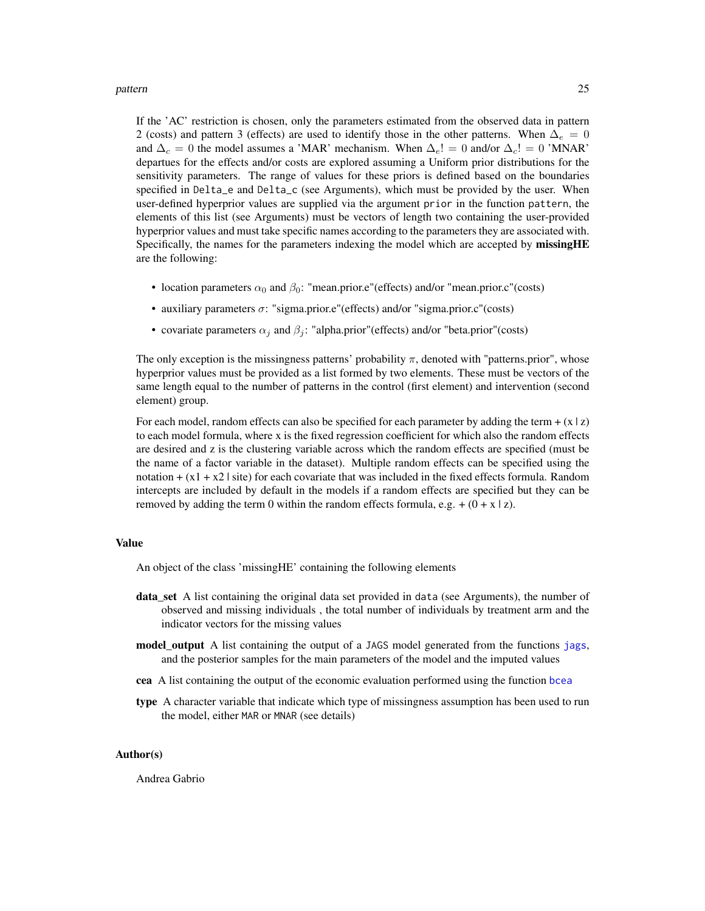If the 'AC' restriction is chosen, only the parameters estimated from the observed data in pattern 2 (costs) and pattern 3 (effects) are used to identify those in the other patterns. When $\Delta_e = 0$ and $\Delta_c = 0$ the model assumes a 'MAR' mechanism. When $\Delta_e != 0$ and/or $\Delta_c != 0$ 'MNAR' departues for the effects and/or costs are explored assuming a Uniform prior distributions for the sensitivity parameters. The range of values for these priors is defined based on the boundaries specified in `Delta_e` and `Delta_c` (see Arguments), which must be provided by the user. When user-defined hyperprior values are supplied via the argument `prior` in the function `pattern`, the elements of this list (see Arguments) must be vectors of length two containing the user-provided hyperprior values and must take specific names according to the parameters they are associated with. Specifically, the names for the parameters indexing the model which are accepted by **missingHE** are the following:

- location parameters $\alpha_0$ and $\beta_0$: "mean.prior.e"(effects) and/or "mean.prior.c"(costs)
- auxiliary parameters $\sigma$: "sigma.prior.e"(effects) and/or "sigma.prior.c"(costs)
- covariate parameters $\alpha_j$ and $\beta_j$: "alpha.prior"(effects) and/or "beta.prior"(costs)

The only exception is the missingness patterns' probability $\pi$, denoted with "patterns.prior", whose hyperprior values must be provided as a list formed by two elements. These must be vectors of the same length equal to the number of patterns in the control (first element) and intervention (second element) group.

For each model, random effects can also be specified for each parameter by adding the term + (x | z) to each model formula, where x is the fixed regression coefficient for which also the random effects are desired and z is the clustering variable across which the random effects are specified (must be the name of a factor variable in the dataset). Multiple random effects can be specified using the notation + (x1 + x2 | site) for each covariate that was included in the fixed effects formula. Random intercepts are included by default in the models if a random effects are specified but they can be removed by adding the term 0 within the random effects formula, e.g. + (0 + x | z).

## Value

An object of the class 'missingHE' containing the following elements

**data_set** A list containing the original data set provided in `data` (see Arguments), the number of observed and missing individuals , the total number of individuals by treatment arm and the indicator vectors for the missing values

**model_output** A list containing the output of a JAGS model generated from the functions `jags`, and the posterior samples for the main parameters of the model and the imputed values

**cea** A list containing the output of the economic evaluation performed using the function `bcea`

**type** A character variable that indicate which type of missingness assumption has been used to run the model, either `MAR` or `MNAR` (see details)

## Author(s)

Andrea Gabrio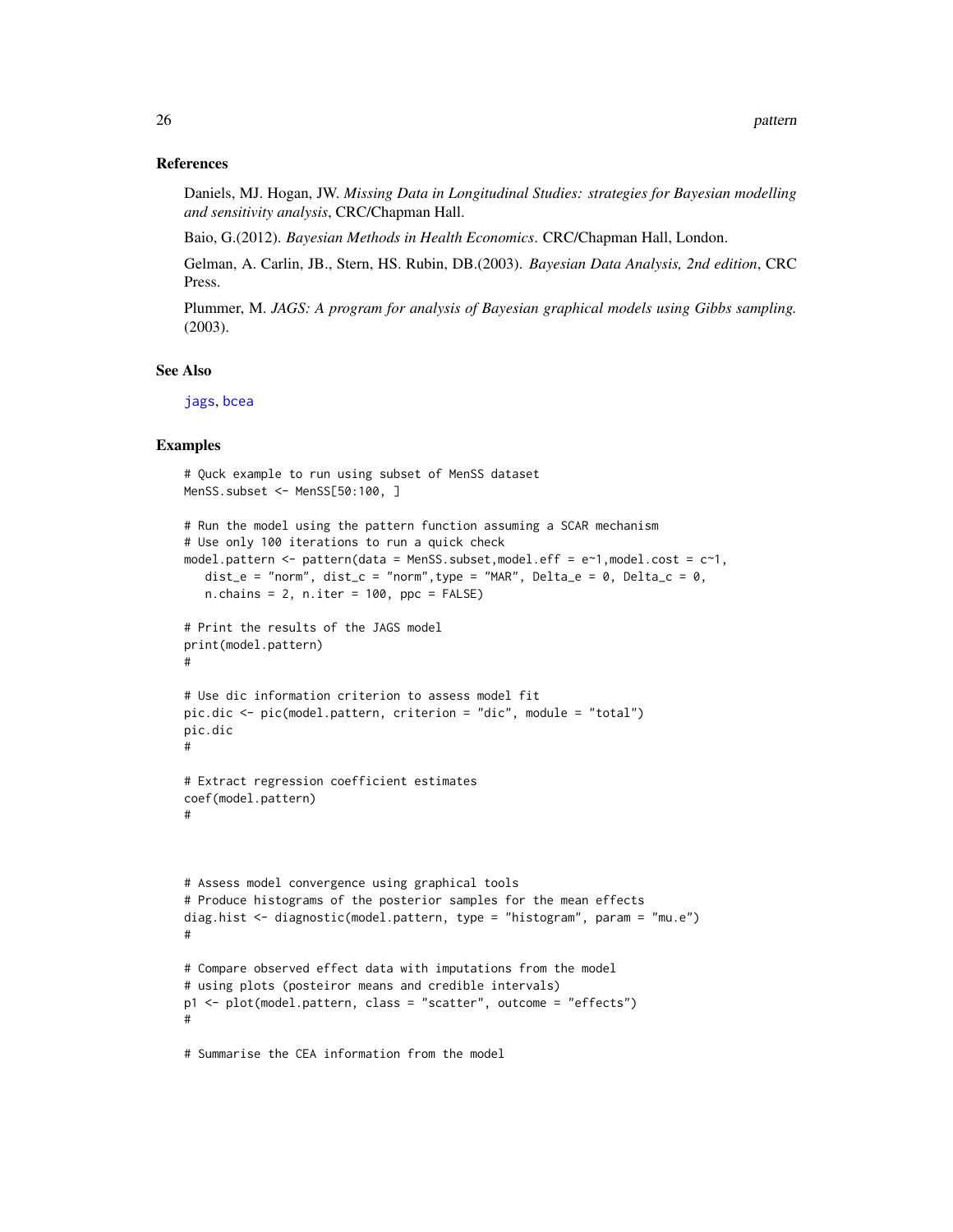## References

Daniels, MJ. Hogan, JW. *Missing Data in Longitudinal Studies: strategies for Bayesian modelling and sensitivity analysis*, CRC/Chapman Hall.

Baio, G.(2012). *Bayesian Methods in Health Economics*. CRC/Chapman Hall, London.

Gelman, A. Carlin, JB., Stern, HS. Rubin, DB.(2003). *Bayesian Data Analysis, 2nd edition*, CRC Press.

Plummer, M. *JAGS: A program for analysis of Bayesian graphical models using Gibbs sampling.* (2003).

## See Also

jags, bcea

## Examples

```
# Quck example to run using subset of MenSS dataset
MenSS.subset <- MenSS[50:100, ]

# Run the model using the pattern function assuming a SCAR mechanism
# Use only 100 iterations to run a quick check
model.pattern <- pattern(data = MenSS.subset,model.eff = e~1,model.cost = c~1,
   dist_e = "norm", dist_c = "norm",type = "MAR", Delta_e = 0, Delta_c = 0,
   n.chains = 2, n.iter = 100, ppc = FALSE)

# Print the results of the JAGS model
print(model.pattern)
#

# Use dic information criterion to assess model fit
pic.dic <- pic(model.pattern, criterion = "dic", module = "total")
pic.dic
#

# Extract regression coefficient estimates
coef(model.pattern)
#



# Assess model convergence using graphical tools
# Produce histograms of the posterior samples for the mean effects
diag.hist <- diagnostic(model.pattern, type = "histogram", param = "mu.e")
#

# Compare observed effect data with imputations from the model
# using plots (posteiror means and credible intervals)
p1 <- plot(model.pattern, class = "scatter", outcome = "effects")
#

# Summarise the CEA information from the model
```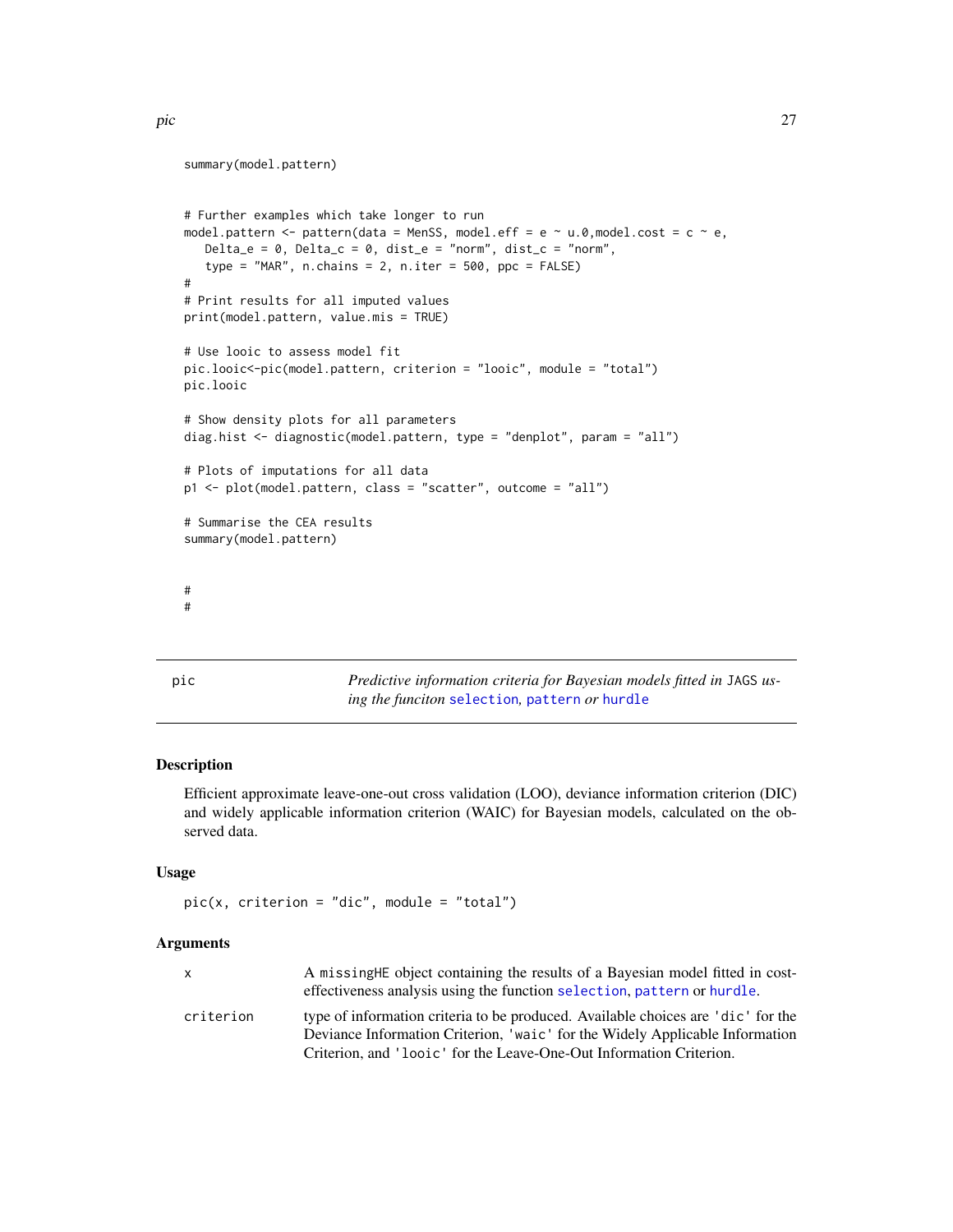```
summary(model.pattern)


# Further examples which take longer to run
model.pattern <- pattern(data = MenSS, model.eff = e ~ u.0,model.cost = c ~ e,
   Delta_e = 0, Delta_c = 0, dist_e = "norm", dist_c = "norm",
   type = "MAR", n.chains = 2, n.iter = 500, ppc = FALSE)
#
# Print results for all imputed values
print(model.pattern, value.mis = TRUE)

# Use looic to assess model fit
pic.looic<-pic(model.pattern, criterion = "looic", module = "total")
pic.looic

# Show density plots for all parameters
diag.hist <- diagnostic(model.pattern, type = "denplot", param = "all")

# Plots of imputations for all data
p1 <- plot(model.pattern, class = "scatter", outcome = "all")

# Summarise the CEA results
summary(model.pattern)


#
#
```

## pic — *Predictive information criteria for Bayesian models fitted in* JAGS *using the funciton* selection*,* pattern *or* hurdle

### Description

Efficient approximate leave-one-out cross validation (LOO), deviance information criterion (DIC) and widely applicable information criterion (WAIC) for Bayesian models, calculated on the observed data.

### Usage

```
pic(x, criterion = "dic", module = "total")
```

### Arguments

| | |
|---|---|
| `x` | A `missingHE` object containing the results of a Bayesian model fitted in cost-effectiveness analysis using the function `selection`, `pattern` or `hurdle`. |
| `criterion` | type of information criteria to be produced. Available choices are `'dic'` for the Deviance Information Criterion, `'waic'` for the Widely Applicable Information Criterion, and `'looic'` for the Leave-One-Out Information Criterion. |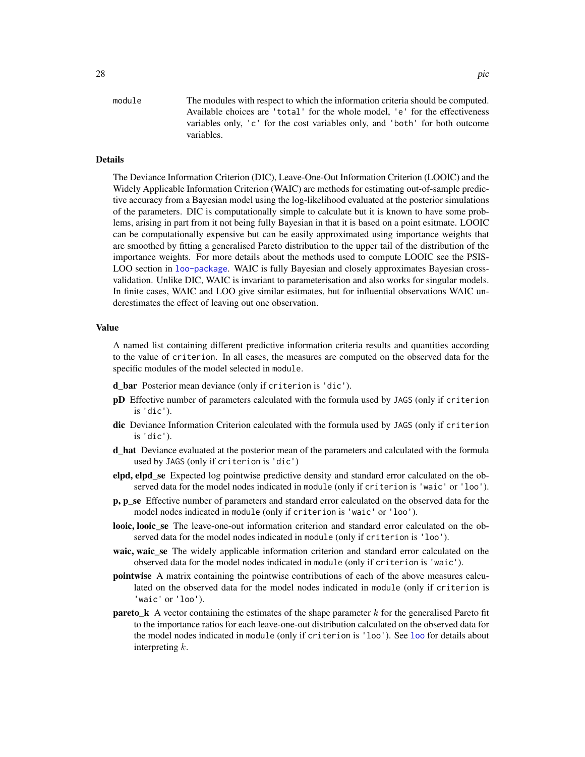module
: The modules with respect to which the information criteria should be computed. Available choices are `'total'` for the whole model, `'e'` for the effectiveness variables only, `'c'` for the cost variables only, and `'both'` for both outcome variables.

### Details

The Deviance Information Criterion (DIC), Leave-One-Out Information Criterion (LOOIC) and the Widely Applicable Information Criterion (WAIC) are methods for estimating out-of-sample predictive accuracy from a Bayesian model using the log-likelihood evaluated at the posterior simulations of the parameters. DIC is computationally simple to calculate but it is known to have some problems, arising in part from it not being fully Bayesian in that it is based on a point esitmate. LOOIC can be computationally expensive but can be easily approximated using importance weights that are smoothed by fitting a generalised Pareto distribution to the upper tail of the distribution of the importance weights. For more details about the methods used to compute LOOIC see the PSIS-LOO section in `loo-package`. WAIC is fully Bayesian and closely approximates Bayesian cross-validation. Unlike DIC, WAIC is invariant to parameterisation and also works for singular models. In finite cases, WAIC and LOO give similar esitmates, but for influential observations WAIC underestimates the effect of leaving out one observation.

### Value

A named list containing different predictive information criteria results and quantities according to the value of `criterion`. In all cases, the measures are computed on the observed data for the specific modules of the model selected in `module`.

- **d_bar** Posterior mean deviance (only if `criterion` is `'dic'`).
- **pD** Effective number of parameters calculated with the formula used by `JAGS` (only if `criterion` is `'dic'`).
- **dic** Deviance Information Criterion calculated with the formula used by `JAGS` (only if `criterion` is `'dic'`).
- **d_hat** Deviance evaluated at the posterior mean of the parameters and calculated with the formula used by `JAGS` (only if `criterion` is `'dic'`)
- **elpd, elpd_se** Expected log pointwise predictive density and standard error calculated on the observed data for the model nodes indicated in `module` (only if `criterion` is `'waic'` or `'loo'`).
- **p, p_se** Effective number of parameters and standard error calculated on the observed data for the model nodes indicated in `module` (only if `criterion` is `'waic'` or `'loo'`).
- **looic, looic_se** The leave-one-out information criterion and standard error calculated on the observed data for the model nodes indicated in `module` (only if `criterion` is `'loo'`).
- **waic, waic_se** The widely applicable information criterion and standard error calculated on the observed data for the model nodes indicated in `module` (only if `criterion` is `'waic'`).
- **pointwise** A matrix containing the pointwise contributions of each of the above measures calculated on the observed data for the model nodes indicated in `module` (only if `criterion` is `'waic'` or `'loo'`).
- **pareto_k** A vector containing the estimates of the shape parameter $k$ for the generalised Pareto fit to the importance ratios for each leave-one-out distribution calculated on the observed data for the model nodes indicated in `module` (only if `criterion` is `'loo'`). See `loo` for details about interpreting $k$.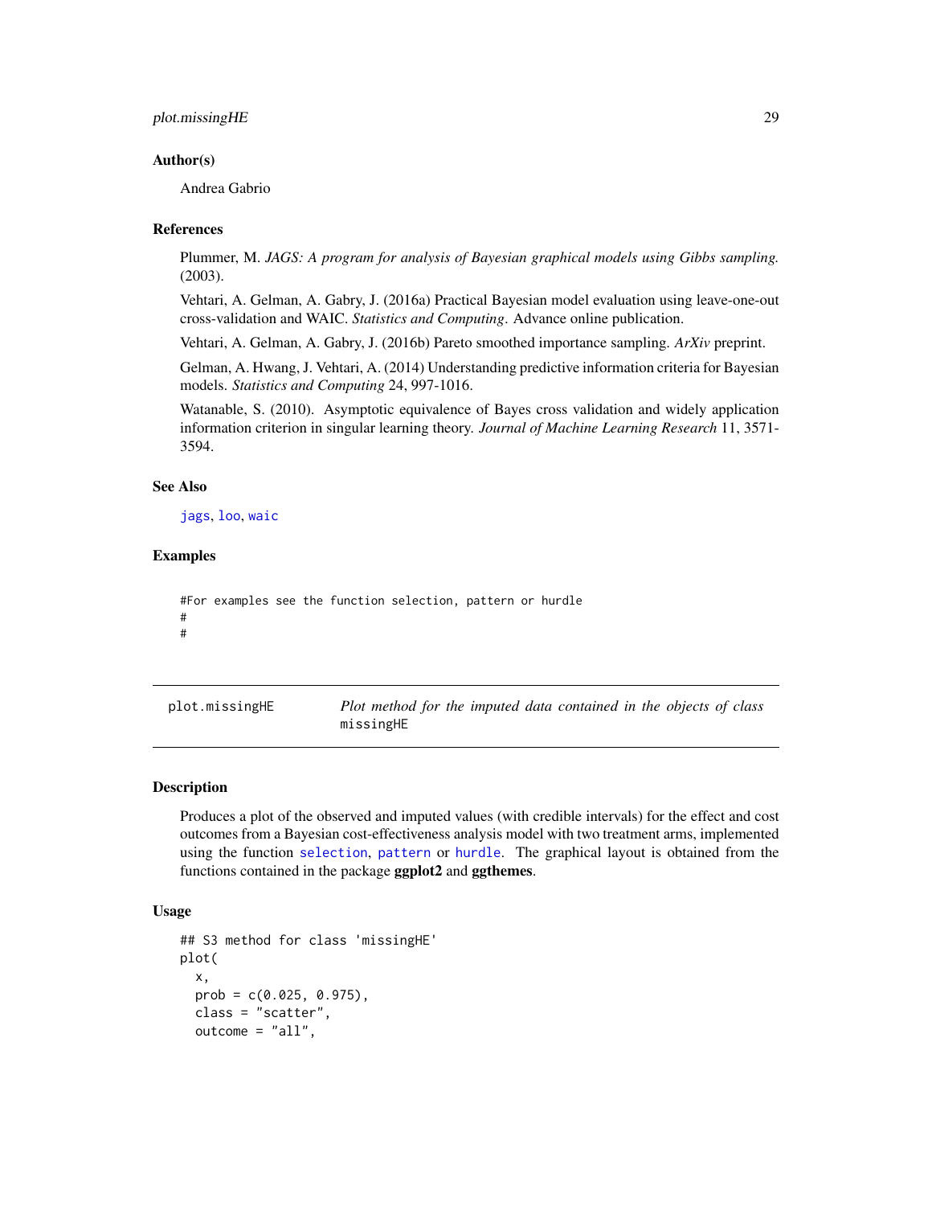### Author(s)

Andrea Gabrio

### References

Plummer, M. *JAGS: A program for analysis of Bayesian graphical models using Gibbs sampling.* (2003).

Vehtari, A. Gelman, A. Gabry, J. (2016a) Practical Bayesian model evaluation using leave-one-out cross-validation and WAIC. *Statistics and Computing*. Advance online publication.

Vehtari, A. Gelman, A. Gabry, J. (2016b) Pareto smoothed importance sampling. *ArXiv* preprint.

Gelman, A. Hwang, J. Vehtari, A. (2014) Understanding predictive information criteria for Bayesian models. *Statistics and Computing* 24, 997-1016.

Watanable, S. (2010). Asymptotic equivalence of Bayes cross validation and widely application information criterion in singular learning theory. *Journal of Machine Learning Research* 11, 3571-3594.

### See Also

jags, loo, waic

### Examples

```
#For examples see the function selection, pattern or hurdle
#
#
```

---

## plot.missingHE — *Plot method for the imputed data contained in the objects of class* missingHE

### Description

Produces a plot of the observed and imputed values (with credible intervals) for the effect and cost outcomes from a Bayesian cost-effectiveness analysis model with two treatment arms, implemented using the function selection, pattern or hurdle. The graphical layout is obtained from the functions contained in the package **ggplot2** and **ggthemes**.

### Usage

```
## S3 method for class 'missingHE'
plot(
  x,
  prob = c(0.025, 0.975),
  class = "scatter",
  outcome = "all",
```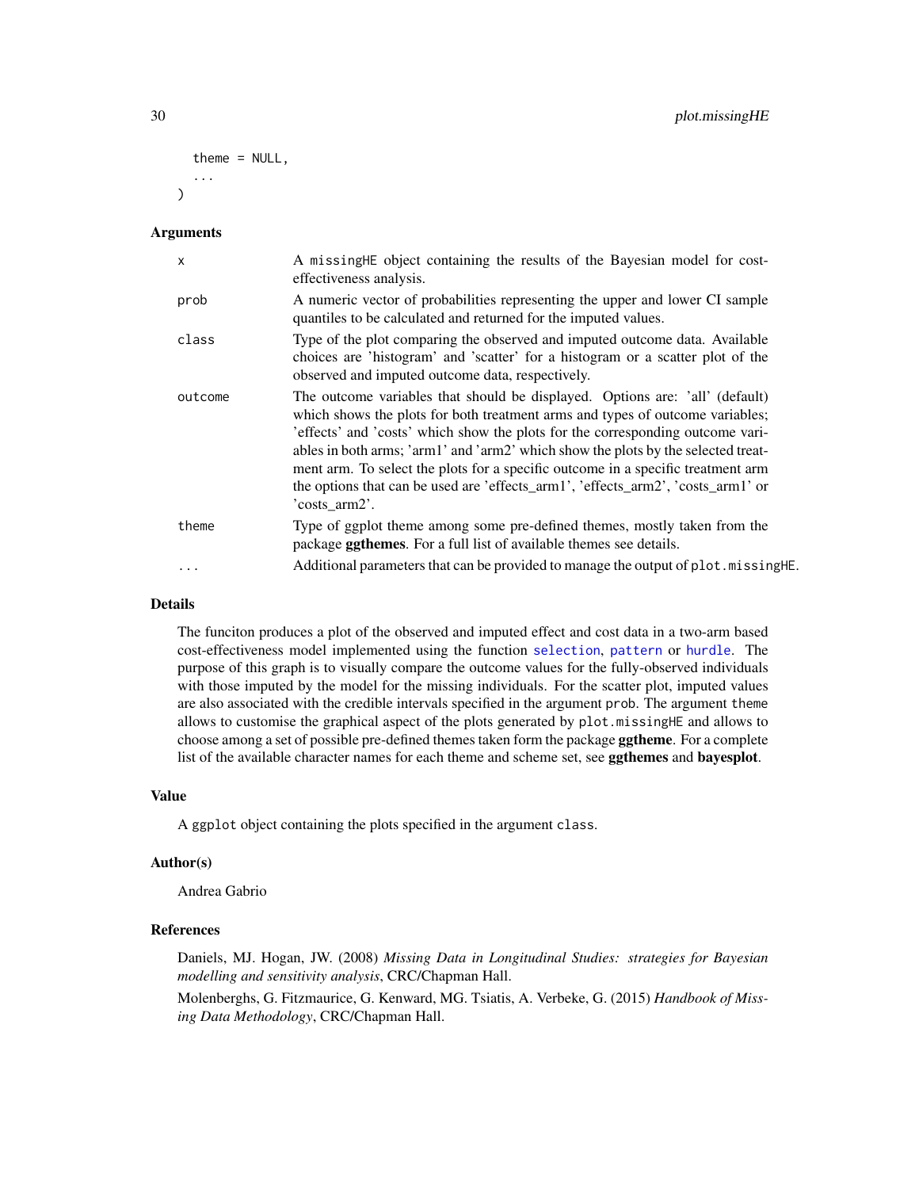```
  theme = NULL,
  ...
)
```

## Arguments

- `x` — A `missingHE` object containing the results of the Bayesian model for cost-effectiveness analysis.
- `prob` — A numeric vector of probabilities representing the upper and lower CI sample quantiles to be calculated and returned for the imputed values.
- `class` — Type of the plot comparing the observed and imputed outcome data. Available choices are 'histogram' and 'scatter' for a histogram or a scatter plot of the observed and imputed outcome data, respectively.
- `outcome` — The outcome variables that should be displayed. Options are: 'all' (default) which shows the plots for both treatment arms and types of outcome variables; 'effects' and 'costs' which show the plots for the corresponding outcome variables in both arms; 'arm1' and 'arm2' which show the plots by the selected treatment arm. To select the plots for a specific outcome in a specific treatment arm the options that can be used are 'effects_arm1', 'effects_arm2', 'costs_arm1' or 'costs_arm2'.
- `theme` — Type of ggplot theme among some pre-defined themes, mostly taken from the package **ggthemes**. For a full list of available themes see details.
- `...` — Additional parameters that can be provided to manage the output of `plot.missingHE`.

## Details

The funciton produces a plot of the observed and imputed effect and cost data in a two-arm based cost-effectiveness model implemented using the function `selection`, `pattern` or `hurdle`. The purpose of this graph is to visually compare the outcome values for the fully-observed individuals with those imputed by the model for the missing individuals. For the scatter plot, imputed values are also associated with the credible intervals specified in the argument `prob`. The argument `theme` allows to customise the graphical aspect of the plots generated by `plot.missingHE` and allows to choose among a set of possible pre-defined themes taken form the package **ggtheme**. For a complete list of the available character names for each theme and scheme set, see **ggthemes** and **bayesplot**.

## Value

A `ggplot` object containing the plots specified in the argument `class`.

## Author(s)

Andrea Gabrio

## References

Daniels, MJ. Hogan, JW. (2008) *Missing Data in Longitudinal Studies: strategies for Bayesian modelling and sensitivity analysis*, CRC/Chapman Hall.

Molenberghs, G. Fitzmaurice, G. Kenward, MG. Tsiatis, A. Verbeke, G. (2015) *Handbook of Missing Data Methodology*, CRC/Chapman Hall.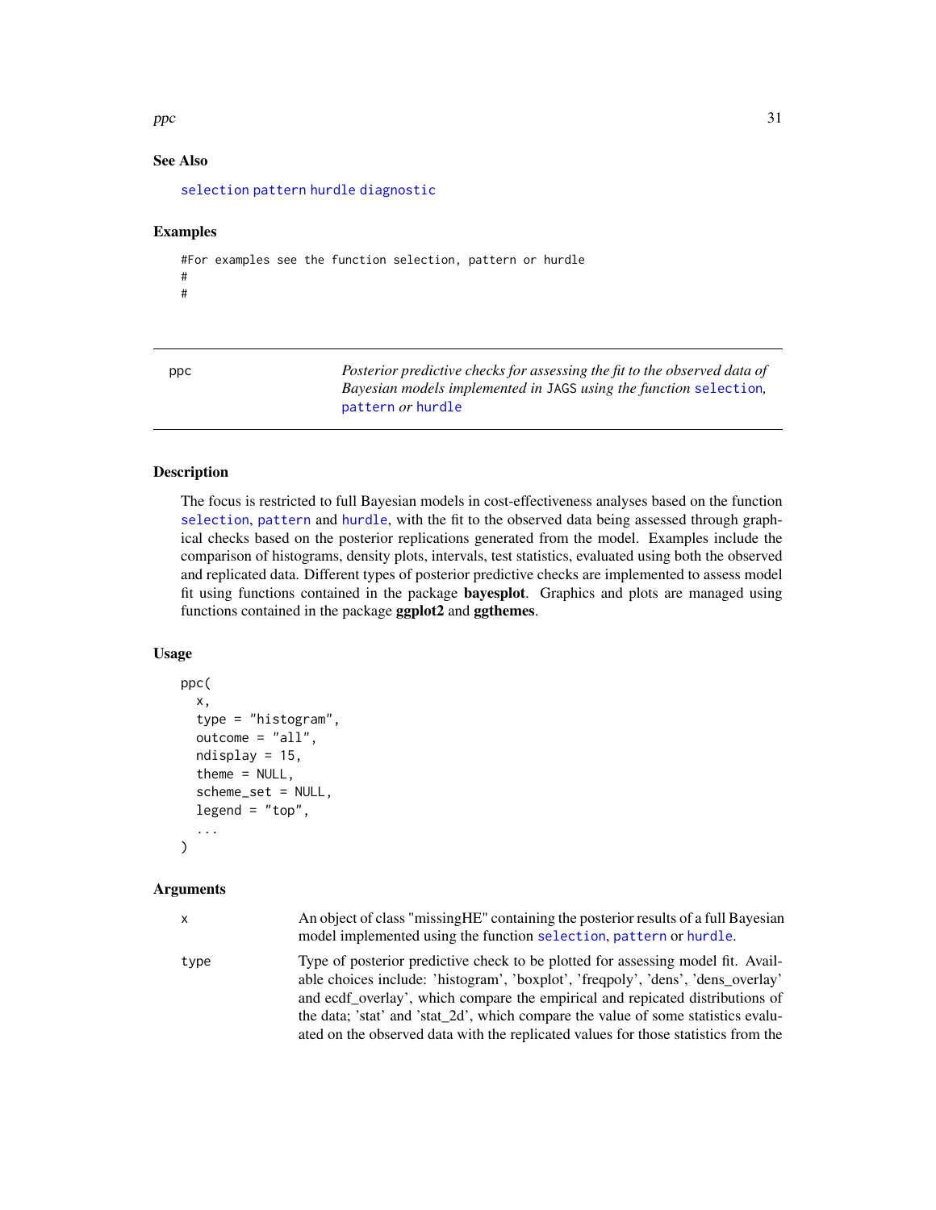## See Also

selection pattern hurdle diagnostic

## Examples

```
#For examples see the function selection, pattern or hurdle
#
#
```

---

## ppc — *Posterior predictive checks for assessing the fit to the observed data of Bayesian models implemented in* JAGS *using the function* selection, pattern *or* hurdle

---

### Description

The focus is restricted to full Bayesian models in cost-effectiveness analyses based on the function selection, pattern and hurdle, with the fit to the observed data being assessed through graphical checks based on the posterior replications generated from the model. Examples include the comparison of histograms, density plots, intervals, test statistics, evaluated using both the observed and replicated data. Different types of posterior predictive checks are implemented to assess model fit using functions contained in the package **bayesplot**. Graphics and plots are managed using functions contained in the package **ggplot2** and **ggthemes**.

### Usage

```
ppc(
  x,
  type = "histogram",
  outcome = "all",
  ndisplay = 15,
  theme = NULL,
  scheme_set = NULL,
  legend = "top",
  ...
)
```

### Arguments

| | |
|---|---|
| x | An object of class "missingHE" containing the posterior results of a full Bayesian model implemented using the function selection, pattern or hurdle. |
| type | Type of posterior predictive check to be plotted for assessing model fit. Available choices include: 'histogram', 'boxplot', 'freqpoly', 'dens', 'dens_overlay' and ecdf_overlay', which compare the empirical and repicated distributions of the data; 'stat' and 'stat_2d', which compare the value of some statistics evaluated on the observed data with the replicated values for those statistics from the |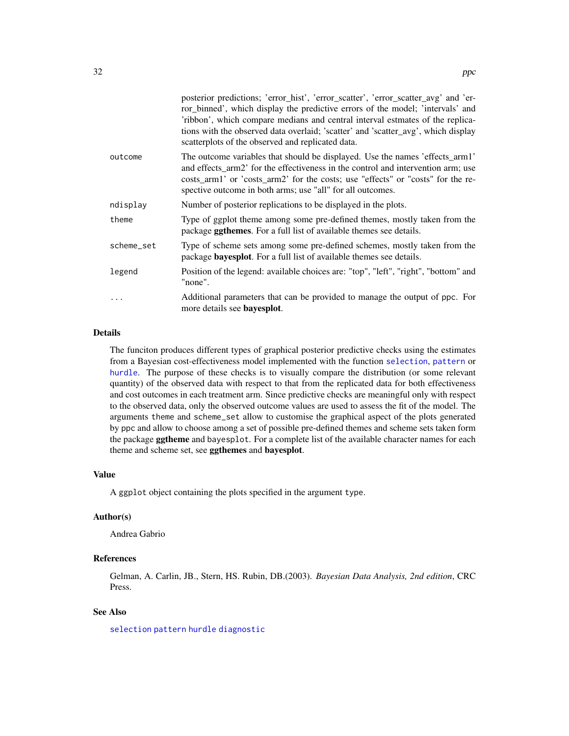posterior predictions; 'error_hist', 'error_scatter', 'error_scatter_avg' and 'error_binned', which display the predictive errors of the model; 'intervals' and 'ribbon', which compare medians and central interval estmates of the replications with the observed data overlaid; 'scatter' and 'scatter_avg', which display scatterplots of the observed and replicated data.

| | |
|---|---|
| `outcome` | The outcome variables that should be displayed. Use the names 'effects_arm1' and effects_arm2' for the effectiveness in the control and intervention arm; use costs_arm1' or 'costs_arm2' for the costs; use "effects" or "costs" for the respective outcome in both arms; use "all" for all outcomes. |
| `ndisplay` | Number of posterior replications to be displayed in the plots. |
| `theme` | Type of ggplot theme among some pre-defined themes, mostly taken from the package **ggthemes**. For a full list of available themes see details. |
| `scheme_set` | Type of scheme sets among some pre-defined schemes, mostly taken from the package **bayesplot**. For a full list of available themes see details. |
| `legend` | Position of the legend: available choices are: "top", "left", "right", "bottom" and "none". |
| `...` | Additional parameters that can be provided to manage the output of `ppc`. For more details see **bayesplot**. |

## Details

The funciton produces different types of graphical posterior predictive checks using the estimates from a Bayesian cost-effectiveness model implemented with the function `selection`, `pattern` or `hurdle`. The purpose of these checks is to visually compare the distribution (or some relevant quantity) of the observed data with respect to that from the replicated data for both effectiveness and cost outcomes in each treatment arm. Since predictive checks are meaningful only with respect to the observed data, only the observed outcome values are used to assess the fit of the model. The arguments `theme` and `scheme_set` allow to customise the graphical aspect of the plots generated by `ppc` and allow to choose among a set of possible pre-defined themes and scheme sets taken form the package **ggtheme** and `bayesplot`. For a complete list of the available character names for each theme and scheme set, see **ggthemes** and **bayesplot**.

## Value

A `ggplot` object containing the plots specified in the argument `type`.

## Author(s)

Andrea Gabrio

## References

Gelman, A. Carlin, JB., Stern, HS. Rubin, DB.(2003). *Bayesian Data Analysis, 2nd edition*, CRC Press.

## See Also

`selection` `pattern` `hurdle` `diagnostic`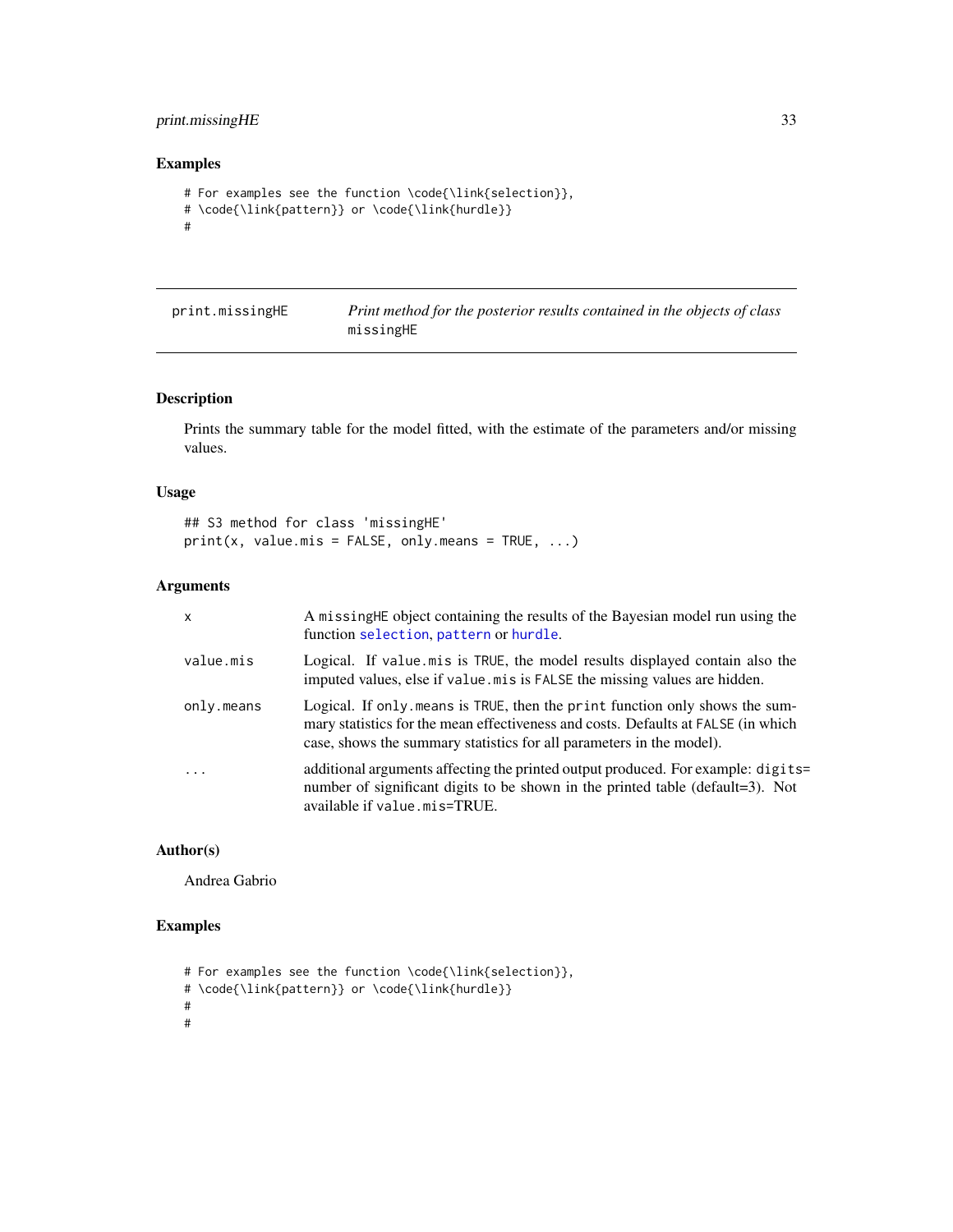## Examples

```
# For examples see the function \code{\link{selection}},
# \code{\link{pattern}} or \code{\link{hurdle}}
#
```

---

# print.missingHE

*Print method for the posterior results contained in the objects of class* `missingHE`

---

## Description

Prints the summary table for the model fitted, with the estimate of the parameters and/or missing values.

## Usage

```
## S3 method for class 'missingHE'
print(x, value.mis = FALSE, only.means = TRUE, ...)
```

## Arguments

| | |
|---|---|
| `x` | A `missingHE` object containing the results of the Bayesian model run using the function `selection`, `pattern` or `hurdle`. |
| `value.mis` | Logical. If `value.mis` is `TRUE`, the model results displayed contain also the imputed values, else if `value.mis` is `FALSE` the missing values are hidden. |
| `only.means` | Logical. If `only.means` is `TRUE`, then the `print` function only shows the summary statistics for the mean effectiveness and costs. Defaults at `FALSE` (in which case, shows the summary statistics for all parameters in the model). |
| `...` | additional arguments affecting the printed output produced. For example: `digits=` number of significant digits to be shown in the printed table (default=3). Not available if `value.mis`=TRUE. |

## Author(s)

Andrea Gabrio

## Examples

```
# For examples see the function \code{\link{selection}},
# \code{\link{pattern}} or \code{\link{hurdle}}
#
#
```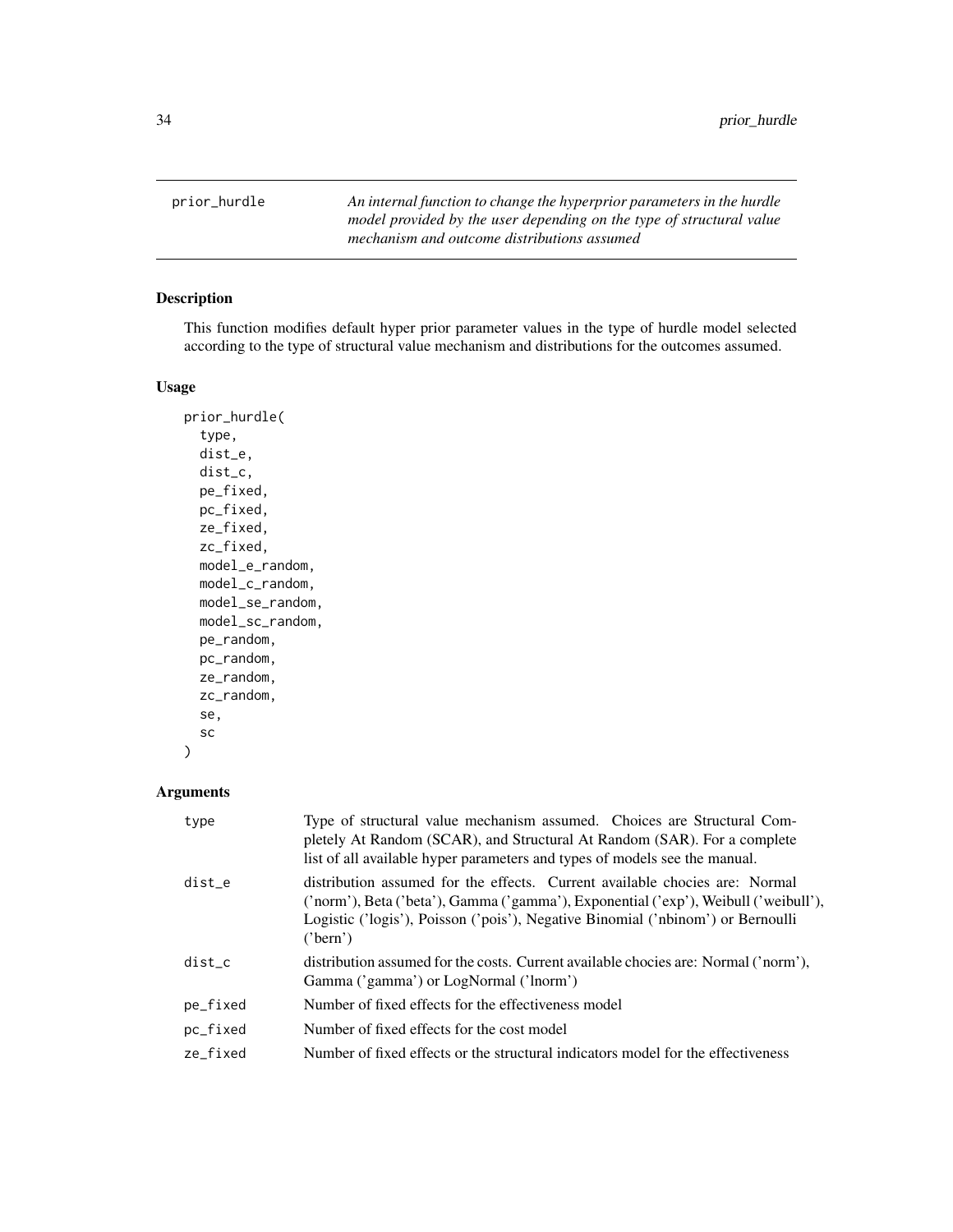## prior_hurdle

*An internal function to change the hyperprior parameters in the hurdle model provided by the user depending on the type of structural value mechanism and outcome distributions assumed*

### Description

This function modifies default hyper prior parameter values in the type of hurdle model selected according to the type of structural value mechanism and distributions for the outcomes assumed.

### Usage

```
prior_hurdle(
  type,
  dist_e,
  dist_c,
  pe_fixed,
  pc_fixed,
  ze_fixed,
  zc_fixed,
  model_e_random,
  model_c_random,
  model_se_random,
  model_sc_random,
  pe_random,
  pc_random,
  ze_random,
  zc_random,
  se,
  sc
)
```

### Arguments

| | |
|---|---|
| type | Type of structural value mechanism assumed. Choices are Structural Completely At Random (SCAR), and Structural At Random (SAR). For a complete list of all available hyper parameters and types of models see the manual. |
| dist_e | distribution assumed for the effects. Current available chocies are: Normal ('norm'), Beta ('beta'), Gamma ('gamma'), Exponential ('exp'), Weibull ('weibull'), Logistic ('logis'), Poisson ('pois'), Negative Binomial ('nbinom') or Bernoulli ('bern') |
| dist_c | distribution assumed for the costs. Current available chocies are: Normal ('norm'), Gamma ('gamma') or LogNormal ('lnorm') |
| pe_fixed | Number of fixed effects for the effectiveness model |
| pc_fixed | Number of fixed effects for the cost model |
| ze_fixed | Number of fixed effects or the structural indicators model for the effectiveness |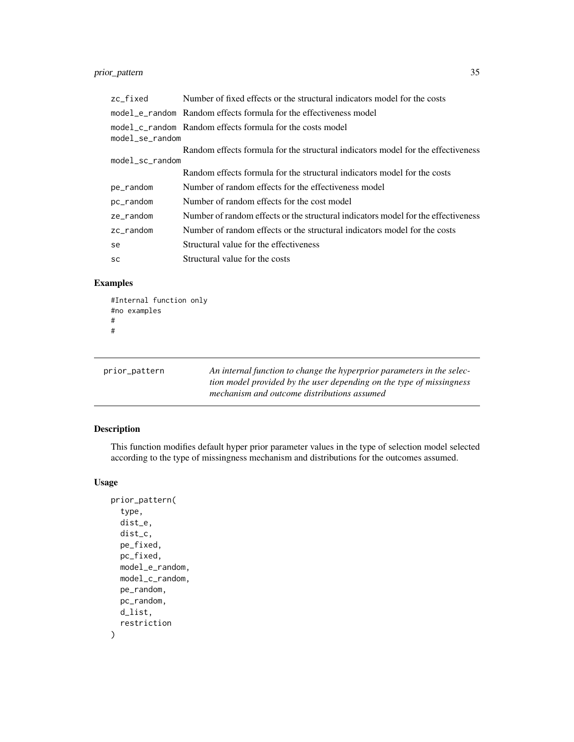| | |
|---|---|
| zc_fixed | Number of fixed effects or the structural indicators model for the costs |
| model_e_random | Random effects formula for the effectiveness model |
| model_c_random | Random effects formula for the costs model |
| model_se_random | Random effects formula for the structural indicators model for the effectiveness |
| model_sc_random | Random effects formula for the structural indicators model for the costs |
| pe_random | Number of random effects for the effectiveness model |
| pc_random | Number of random effects for the cost model |
| ze_random | Number of random effects or the structural indicators model for the effectiveness |
| zc_random | Number of random effects or the structural indicators model for the costs |
| se | Structural value for the effectiveness |
| sc | Structural value for the costs |

## Examples

```
#Internal function only
#no examples
#
#
```

---

# prior_pattern

*An internal function to change the hyperprior parameters in the selection model provided by the user depending on the type of missingness mechanism and outcome distributions assumed*

---

## Description

This function modifies default hyper prior parameter values in the type of selection model selected according to the type of missingness mechanism and distributions for the outcomes assumed.

## Usage

```
prior_pattern(
  type,
  dist_e,
  dist_c,
  pe_fixed,
  pc_fixed,
  model_e_random,
  model_c_random,
  pe_random,
  pc_random,
  d_list,
  restriction
)
```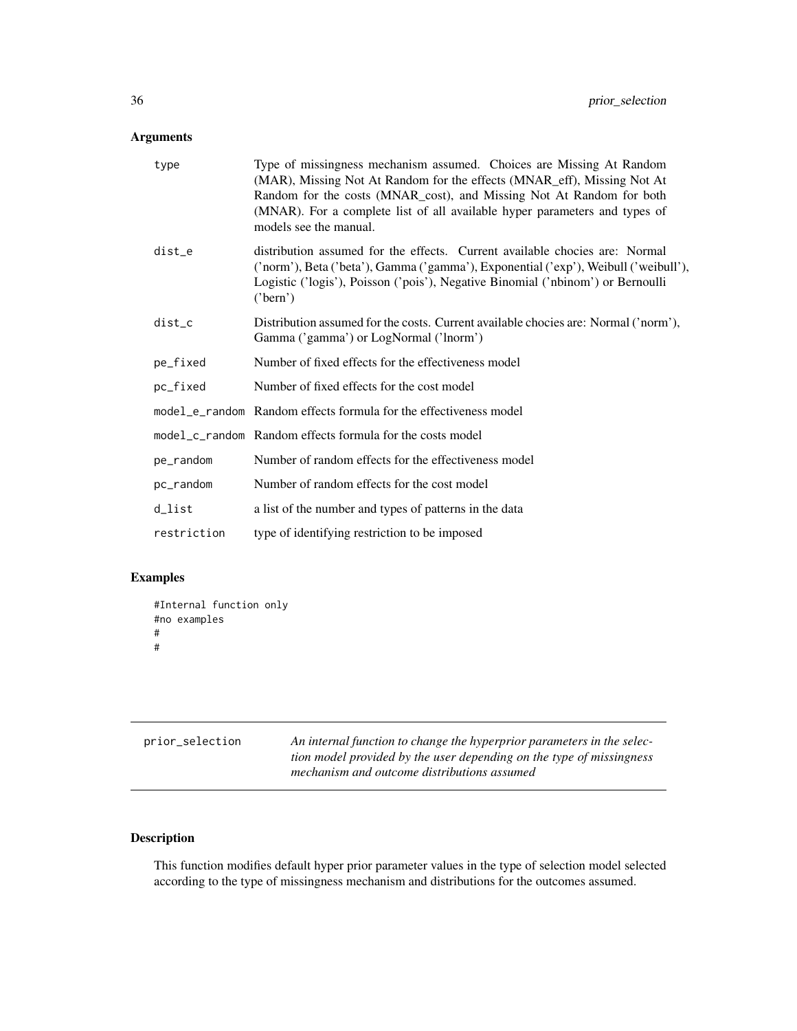## Arguments

| | |
|---|---|
| `type` | Type of missingness mechanism assumed. Choices are Missing At Random (MAR), Missing Not At Random for the effects (MNAR_eff), Missing Not At Random for the costs (MNAR_cost), and Missing Not At Random for both (MNAR). For a complete list of all available hyper parameters and types of models see the manual. |
| `dist_e` | distribution assumed for the effects. Current available chocies are: Normal ('norm'), Beta ('beta'), Gamma ('gamma'), Exponential ('exp'), Weibull ('weibull'), Logistic ('logis'), Poisson ('pois'), Negative Binomial ('nbinom') or Bernoulli ('bern') |
| `dist_c` | Distribution assumed for the costs. Current available chocies are: Normal ('norm'), Gamma ('gamma') or LogNormal ('lnorm') |
| `pe_fixed` | Number of fixed effects for the effectiveness model |
| `pc_fixed` | Number of fixed effects for the cost model |
| `model_e_random` | Random effects formula for the effectiveness model |
| `model_c_random` | Random effects formula for the costs model |
| `pe_random` | Number of random effects for the effectiveness model |
| `pc_random` | Number of random effects for the cost model |
| `d_list` | a list of the number and types of patterns in the data |
| `restriction` | type of identifying restriction to be imposed |

## Examples

```
#Internal function only
#no examples
#
#
```

---

`prior_selection` *An internal function to change the hyperprior parameters in the selection model provided by the user depending on the type of missingness mechanism and outcome distributions assumed*

---

## Description

This function modifies default hyper prior parameter values in the type of selection model selected according to the type of missingness mechanism and distributions for the outcomes assumed.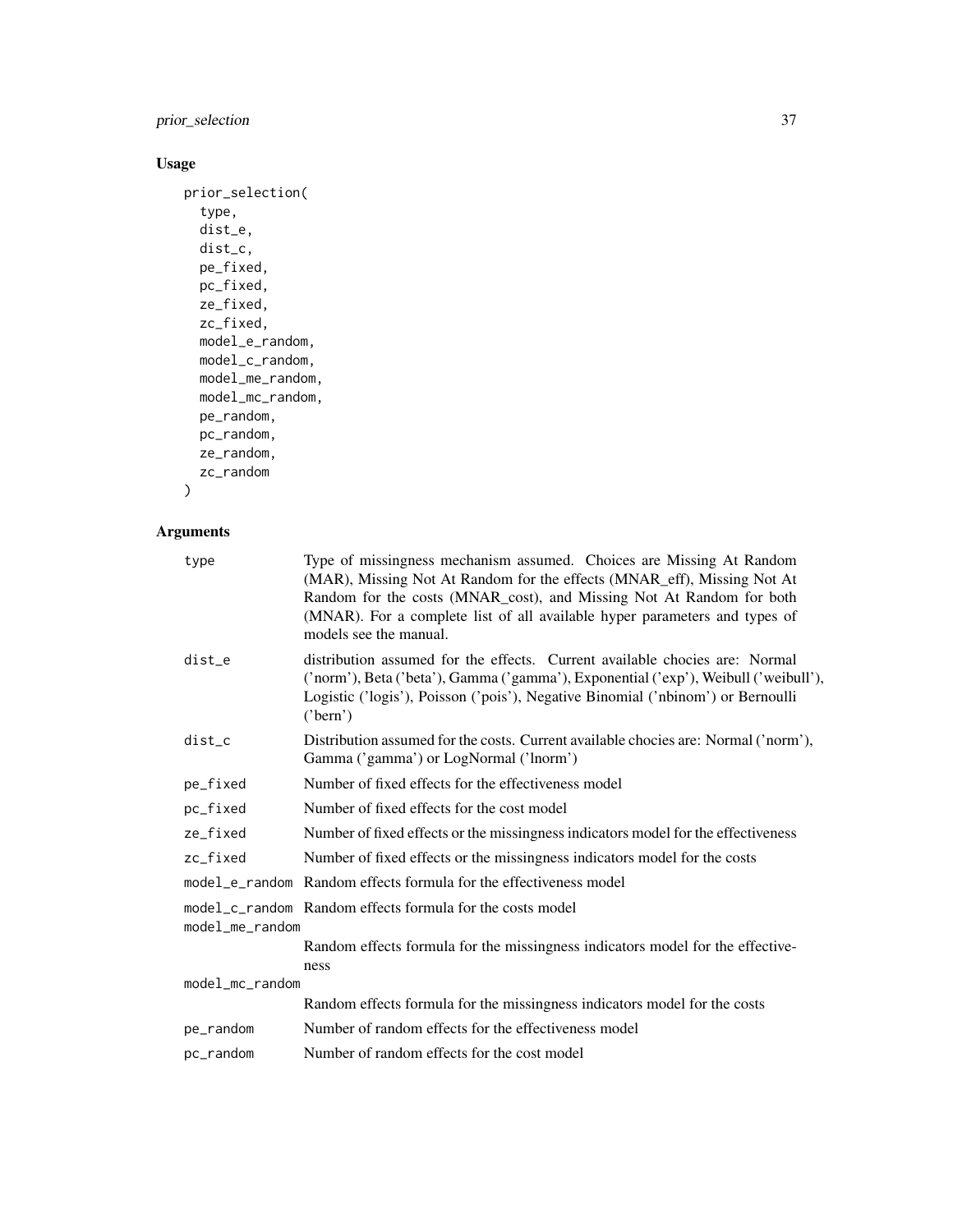## Usage

```
prior_selection(
  type,
  dist_e,
  dist_c,
  pe_fixed,
  pc_fixed,
  ze_fixed,
  zc_fixed,
  model_e_random,
  model_c_random,
  model_me_random,
  model_mc_random,
  pe_random,
  pc_random,
  ze_random,
  zc_random
)
```

## Arguments

| | |
|---|---|
| type | Type of missingness mechanism assumed. Choices are Missing At Random (MAR), Missing Not At Random for the effects (MNAR_eff), Missing Not At Random for the costs (MNAR_cost), and Missing Not At Random for both (MNAR). For a complete list of all available hyper parameters and types of models see the manual. |
| dist_e | distribution assumed for the effects. Current available chocies are: Normal ('norm'), Beta ('beta'), Gamma ('gamma'), Exponential ('exp'), Weibull ('weibull'), Logistic ('logis'), Poisson ('pois'), Negative Binomial ('nbinom') or Bernoulli ('bern') |
| dist_c | Distribution assumed for the costs. Current available chocies are: Normal ('norm'), Gamma ('gamma') or LogNormal ('lnorm') |
| pe_fixed | Number of fixed effects for the effectiveness model |
| pc_fixed | Number of fixed effects for the cost model |
| ze_fixed | Number of fixed effects or the missingness indicators model for the effectiveness |
| zc_fixed | Number of fixed effects or the missingness indicators model for the costs |
| model_e_random | Random effects formula for the effectiveness model |
| model_c_random | Random effects formula for the costs model |
| model_me_random | Random effects formula for the missingness indicators model for the effectiveness |
| model_mc_random | Random effects formula for the missingness indicators model for the costs |
| pe_random | Number of random effects for the effectiveness model |
| pc_random | Number of random effects for the cost model |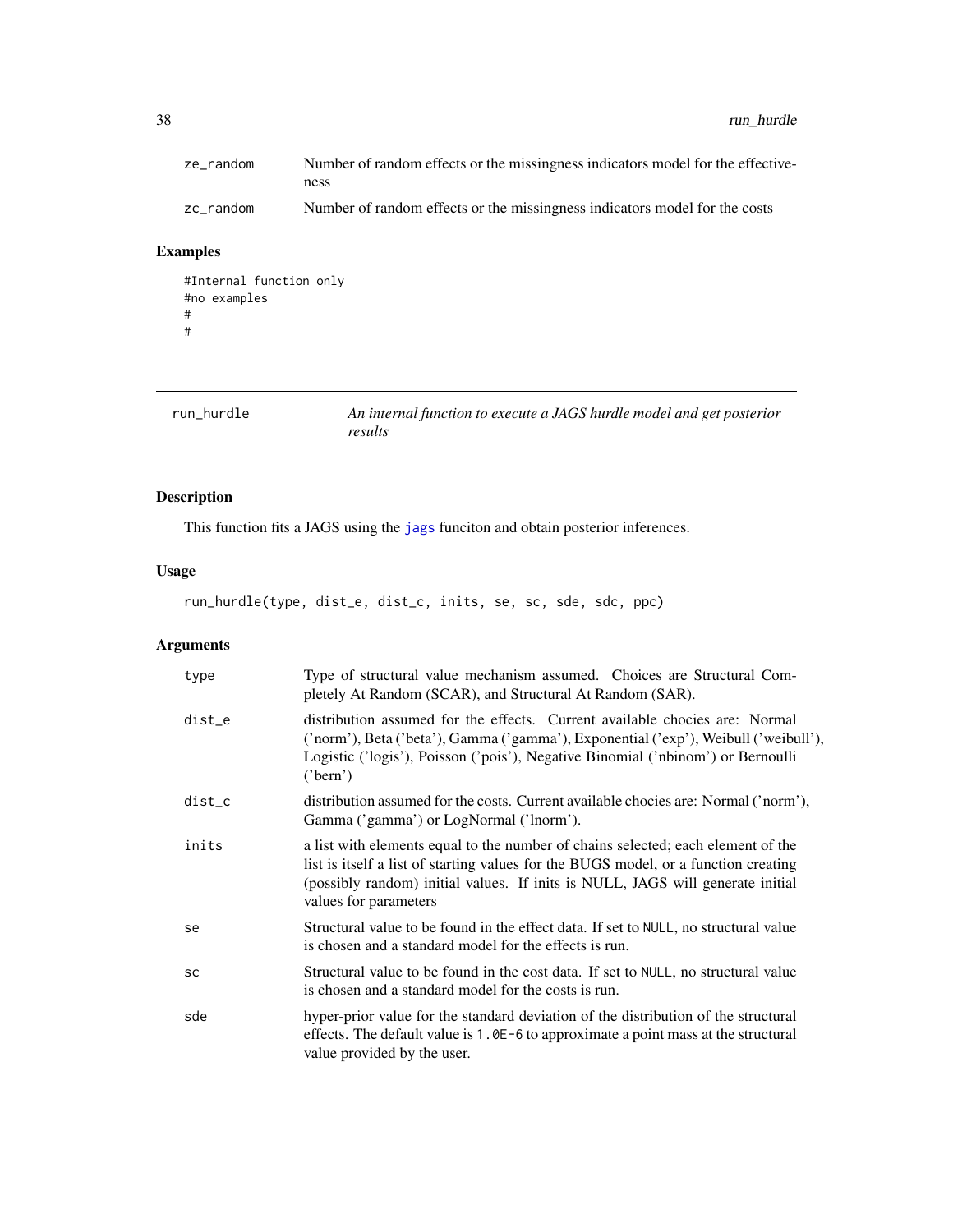| | |
|---|---|
| ze_random | Number of random effects or the missingness indicators model for the effectiveness |
| zc_random | Number of random effects or the missingness indicators model for the costs |

## Examples

```
#Internal function only
#no examples
#
#
```

---

## run_hurdle *An internal function to execute a JAGS hurdle model and get posterior results*

---

### Description

This function fits a JAGS using the jags funciton and obtain posterior inferences.

### Usage

```
run_hurdle(type, dist_e, dist_c, inits, se, sc, sde, sdc, ppc)
```

### Arguments

| | |
|---|---|
| type | Type of structural value mechanism assumed. Choices are Structural Completely At Random (SCAR), and Structural At Random (SAR). |
| dist_e | distribution assumed for the effects. Current available chocies are: Normal ('norm'), Beta ('beta'), Gamma ('gamma'), Exponential ('exp'), Weibull ('weibull'), Logistic ('logis'), Poisson ('pois'), Negative Binomial ('nbinom') or Bernoulli ('bern') |
| dist_c | distribution assumed for the costs. Current available chocies are: Normal ('norm'), Gamma ('gamma') or LogNormal ('lnorm'). |
| inits | a list with elements equal to the number of chains selected; each element of the list is itself a list of starting values for the BUGS model, or a function creating (possibly random) initial values. If inits is NULL, JAGS will generate initial values for parameters |
| se | Structural value to be found in the effect data. If set to NULL, no structural value is chosen and a standard model for the effects is run. |
| sc | Structural value to be found in the cost data. If set to NULL, no structural value is chosen and a standard model for the costs is run. |
| sde | hyper-prior value for the standard deviation of the distribution of the structural effects. The default value is 1.0E-6 to approximate a point mass at the structural value provided by the user. |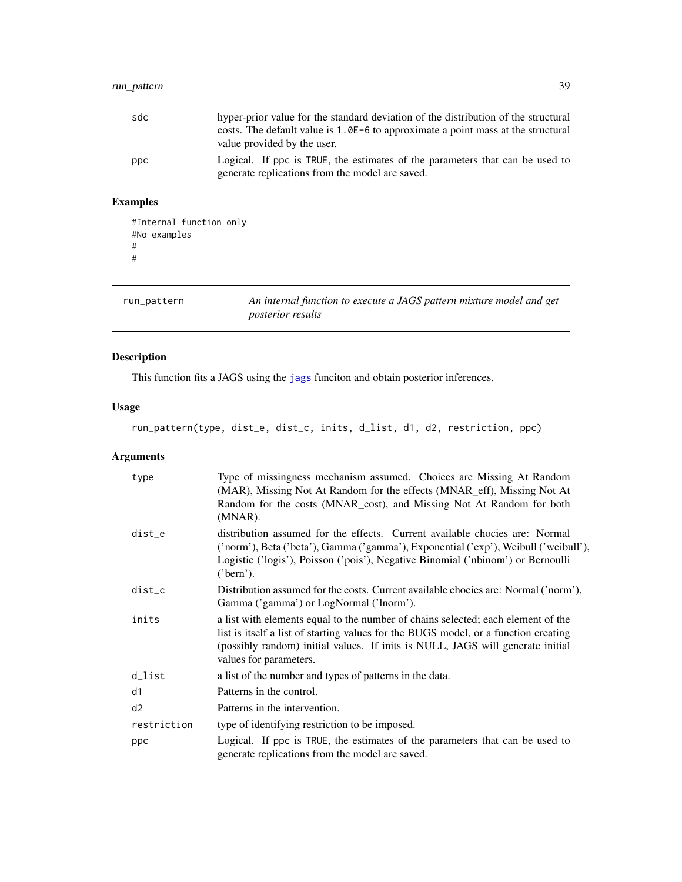| | |
|---|---|
| sdc | hyper-prior value for the standard deviation of the distribution of the structural costs. The default value is `1.0E-6` to approximate a point mass at the structural value provided by the user. |
| ppc | Logical. If ppc is TRUE, the estimates of the parameters that can be used to generate replications from the model are saved. |

### Examples

```
#Internal function only
#No examples
#
#
```

## run_pattern — *An internal function to execute a JAGS pattern mixture model and get posterior results*

### Description

This function fits a JAGS using the jags funciton and obtain posterior inferences.

### Usage

```
run_pattern(type, dist_e, dist_c, inits, d_list, d1, d2, restriction, ppc)
```

### Arguments

| | |
|---|---|
| type | Type of missingness mechanism assumed. Choices are Missing At Random (MAR), Missing Not At Random for the effects (MNAR_eff), Missing Not At Random for the costs (MNAR_cost), and Missing Not At Random for both (MNAR). |
| dist_e | distribution assumed for the effects. Current available chocies are: Normal ('norm'), Beta ('beta'), Gamma ('gamma'), Exponential ('exp'), Weibull ('weibull'), Logistic ('logis'), Poisson ('pois'), Negative Binomial ('nbinom') or Bernoulli ('bern'). |
| dist_c | Distribution assumed for the costs. Current available chocies are: Normal ('norm'), Gamma ('gamma') or LogNormal ('lnorm'). |
| inits | a list with elements equal to the number of chains selected; each element of the list is itself a list of starting values for the BUGS model, or a function creating (possibly random) initial values. If inits is NULL, JAGS will generate initial values for parameters. |
| d_list | a list of the number and types of patterns in the data. |
| d1 | Patterns in the control. |
| d2 | Patterns in the intervention. |
| restriction | type of identifying restriction to be imposed. |
| ppc | Logical. If ppc is TRUE, the estimates of the parameters that can be used to generate replications from the model are saved. |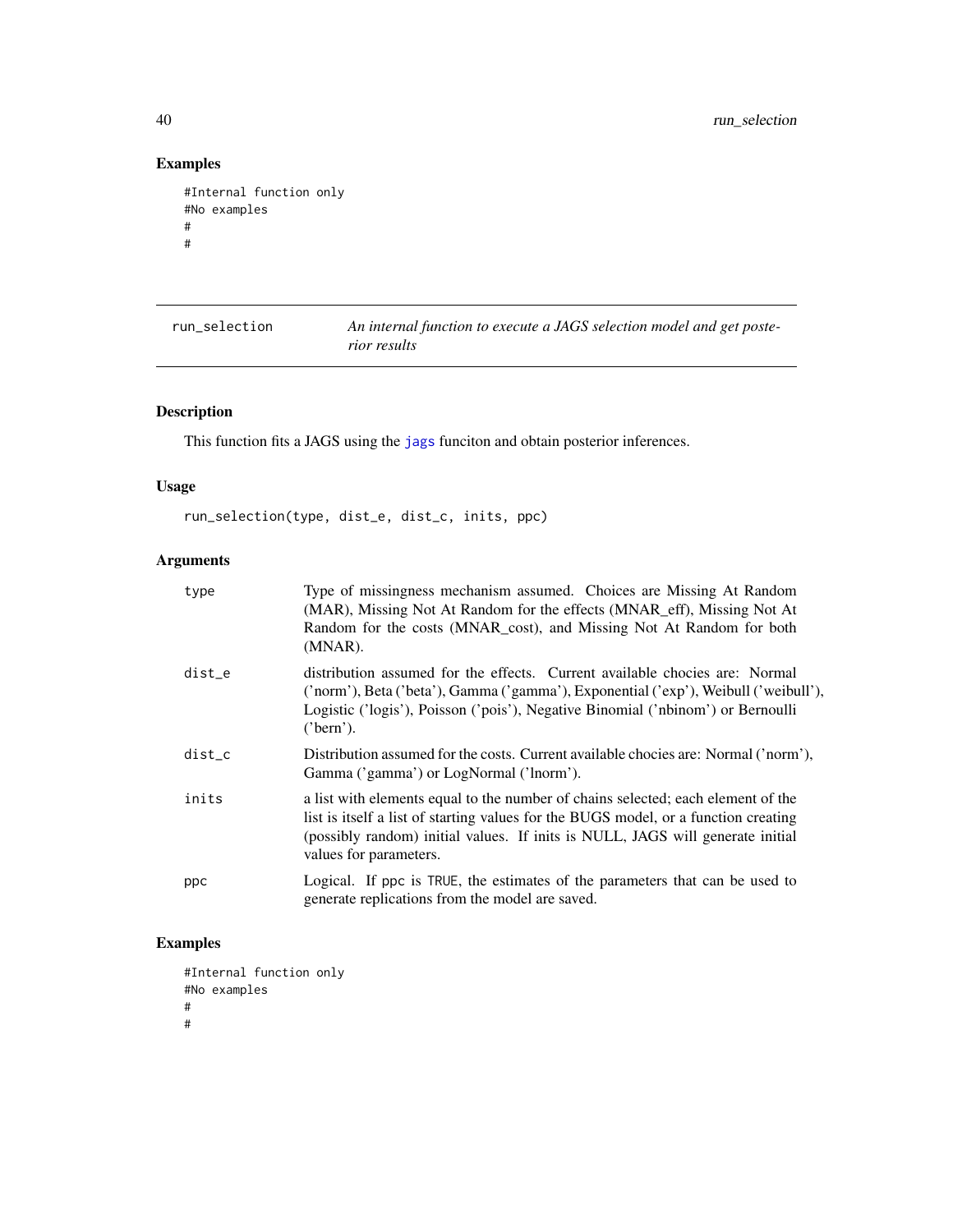## Examples

```
#Internal function only
#No examples
#
#
```

---

run_selection &emsp; *An internal function to execute a JAGS selection model and get posterior results*

---

## Description

This function fits a JAGS using the jags funciton and obtain posterior inferences.

## Usage

```
run_selection(type, dist_e, dist_c, inits, ppc)
```

## Arguments

| | |
|---|---|
| type | Type of missingness mechanism assumed. Choices are Missing At Random (MAR), Missing Not At Random for the effects (MNAR_eff), Missing Not At Random for the costs (MNAR_cost), and Missing Not At Random for both (MNAR). |
| dist_e | distribution assumed for the effects. Current available chocies are: Normal ('norm'), Beta ('beta'), Gamma ('gamma'), Exponential ('exp'), Weibull ('weibull'), Logistic ('logis'), Poisson ('pois'), Negative Binomial ('nbinom') or Bernoulli ('bern'). |
| dist_c | Distribution assumed for the costs. Current available chocies are: Normal ('norm'), Gamma ('gamma') or LogNormal ('lnorm'). |
| inits | a list with elements equal to the number of chains selected; each element of the list is itself a list of starting values for the BUGS model, or a function creating (possibly random) initial values. If inits is NULL, JAGS will generate initial values for parameters. |
| ppc | Logical. If ppc is TRUE, the estimates of the parameters that can be used to generate replications from the model are saved. |

## Examples

```
#Internal function only
#No examples
#
#
```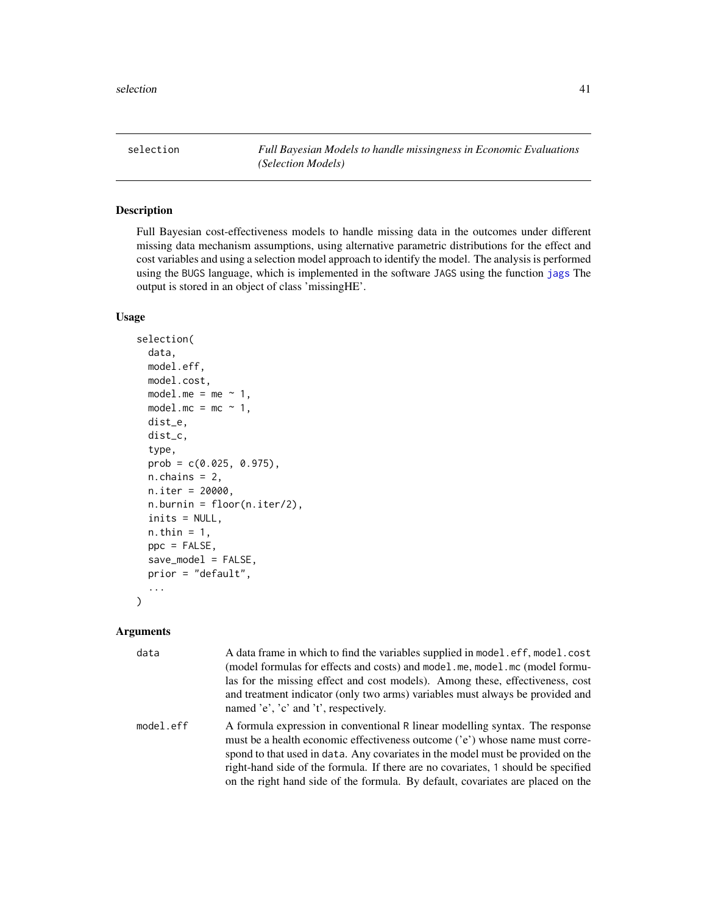## selection — *Full Bayesian Models to handle missingness in Economic Evaluations (Selection Models)*

### Description

Full Bayesian cost-effectiveness models to handle missing data in the outcomes under different missing data mechanism assumptions, using alternative parametric distributions for the effect and cost variables and using a selection model approach to identify the model. The analysis is performed using the BUGS language, which is implemented in the software JAGS using the function jags The output is stored in an object of class 'missingHE'.

### Usage

```
selection(
  data,
  model.eff,
  model.cost,
  model.me = me ~ 1,
  model.mc = mc ~ 1,
  dist_e,
  dist_c,
  type,
  prob = c(0.025, 0.975),
  n.chains = 2,
  n.iter = 20000,
  n.burnin = floor(n.iter/2),
  inits = NULL,
  n.thin = 1,
  ppc = FALSE,
  save_model = FALSE,
  prior = "default",
  ...
)
```

### Arguments

| | |
|---|---|
| data | A data frame in which to find the variables supplied in model.eff, model.cost (model formulas for effects and costs) and model.me, model.mc (model formulas for the missing effect and cost models). Among these, effectiveness, cost and treatment indicator (only two arms) variables must always be provided and named 'e', 'c' and 't', respectively. |
| model.eff | A formula expression in conventional R linear modelling syntax. The response must be a health economic effectiveness outcome ('e') whose name must correspond to that used in data. Any covariates in the model must be provided on the right-hand side of the formula. If there are no covariates, 1 should be specified on the right hand side of the formula. By default, covariates are placed on the |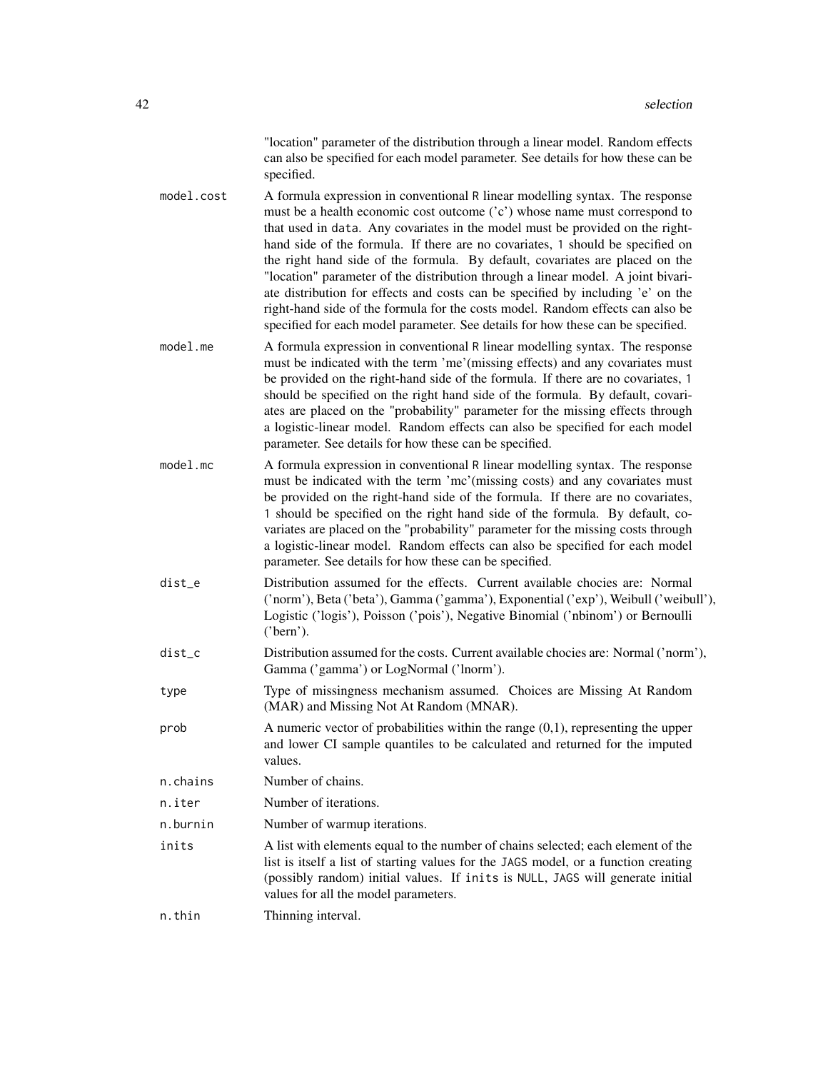"location" parameter of the distribution through a linear model. Random effects can also be specified for each model parameter. See details for how these can be specified.

| | |
|---|---|
| `model.cost` | A formula expression in conventional R linear modelling syntax. The response must be a health economic cost outcome ('c') whose name must correspond to that used in `data`. Any covariates in the model must be provided on the right-hand side of the formula. If there are no covariates, `1` should be specified on the right hand side of the formula. By default, covariates are placed on the "location" parameter of the distribution through a linear model. A joint bivariate distribution for effects and costs can be specified by including 'e' on the right-hand side of the formula for the costs model. Random effects can also be specified for each model parameter. See details for how these can be specified. |
| `model.me` | A formula expression in conventional R linear modelling syntax. The response must be indicated with the term 'me'(missing effects) and any covariates must be provided on the right-hand side of the formula. If there are no covariates, `1` should be specified on the right hand side of the formula. By default, covariates are placed on the "probability" parameter for the missing effects through a logistic-linear model. Random effects can also be specified for each model parameter. See details for how these can be specified. |
| `model.mc` | A formula expression in conventional R linear modelling syntax. The response must be indicated with the term 'mc'(missing costs) and any covariates must be provided on the right-hand side of the formula. If there are no covariates, `1` should be specified on the right hand side of the formula. By default, covariates are placed on the "probability" parameter for the missing costs through a logistic-linear model. Random effects can also be specified for each model parameter. See details for how these can be specified. |
| `dist_e` | Distribution assumed for the effects. Current available chocies are: Normal ('norm'), Beta ('beta'), Gamma ('gamma'), Exponential ('exp'), Weibull ('weibull'), Logistic ('logis'), Poisson ('pois'), Negative Binomial ('nbinom') or Bernoulli ('bern'). |
| `dist_c` | Distribution assumed for the costs. Current available chocies are: Normal ('norm'), Gamma ('gamma') or LogNormal ('lnorm'). |
| `type` | Type of missingness mechanism assumed. Choices are Missing At Random (MAR) and Missing Not At Random (MNAR). |
| `prob` | A numeric vector of probabilities within the range (0,1), representing the upper and lower CI sample quantiles to be calculated and returned for the imputed values. |
| `n.chains` | Number of chains. |
| `n.iter` | Number of iterations. |
| `n.burnin` | Number of warmup iterations. |
| `inits` | A list with elements equal to the number of chains selected; each element of the list is itself a list of starting values for the `JAGS` model, or a function creating (possibly random) initial values. If `inits` is `NULL`, `JAGS` will generate initial values for all the model parameters. |
| `n.thin` | Thinning interval. |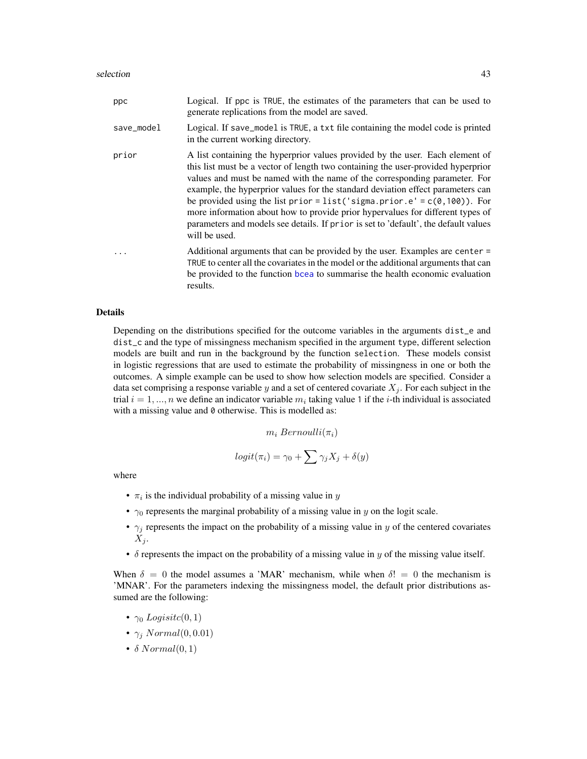| | |
|---|---|
| ppc | Logical. If ppc is TRUE, the estimates of the parameters that can be used to generate replications from the model are saved. |
| save_model | Logical. If save_model is TRUE, a txt file containing the model code is printed in the current working directory. |
| prior | A list containing the hyperprior values provided by the user. Each element of this list must be a vector of length two containing the user-provided hyperprior values and must be named with the name of the corresponding parameter. For example, the hyperprior values for the standard deviation effect parameters can be provided using the list `prior = list('sigma.prior.e' = c(0,100))`. For more information about how to provide prior hypervalues for different types of parameters and models see details. If prior is set to 'default', the default values will be used. |
| ... | Additional arguments that can be provided by the user. Examples are `center = TRUE` to center all the covariates in the model or the additional arguments that can be provided to the function bcea to summarise the health economic evaluation results. |

## Details

Depending on the distributions specified for the outcome variables in the arguments dist_e and dist_c and the type of missingness mechanism specified in the argument type, different selection models are built and run in the background by the function selection. These models consist in logistic regressions that are used to estimate the probability of missingness in one or both the outcomes. A simple example can be used to show how selection models are specified. Consider a data set comprising a response variable $y$ and a set of centered covariate $X_j$. For each subject in the trial $i = 1, ..., n$ we define an indicator variable $m_i$ taking value 1 if the $i$-th individual is associated with a missing value and 0 otherwise. This is modelled as:

$$m_i \; Bernoulli(\pi_i)$$

$$logit(\pi_i) = \gamma_0 + \sum \gamma_j X_j + \delta(y)$$

where

- $\pi_i$ is the individual probability of a missing value in $y$
- $\gamma_0$ represents the marginal probability of a missing value in $y$ on the logit scale.
- $\gamma_j$ represents the impact on the probability of a missing value in $y$ of the centered covariates $X_j$.
- $\delta$ represents the impact on the probability of a missing value in $y$ of the missing value itself.

When $\delta = 0$ the model assumes a 'MAR' mechanism, while when $\delta != 0$ the mechanism is 'MNAR'. For the parameters indexing the missingness model, the default prior distributions assumed are the following:

- $\gamma_0 \; Logisitc(0, 1)$
- $\gamma_j \; Normal(0, 0.01)$
- $\delta \; Normal(0, 1)$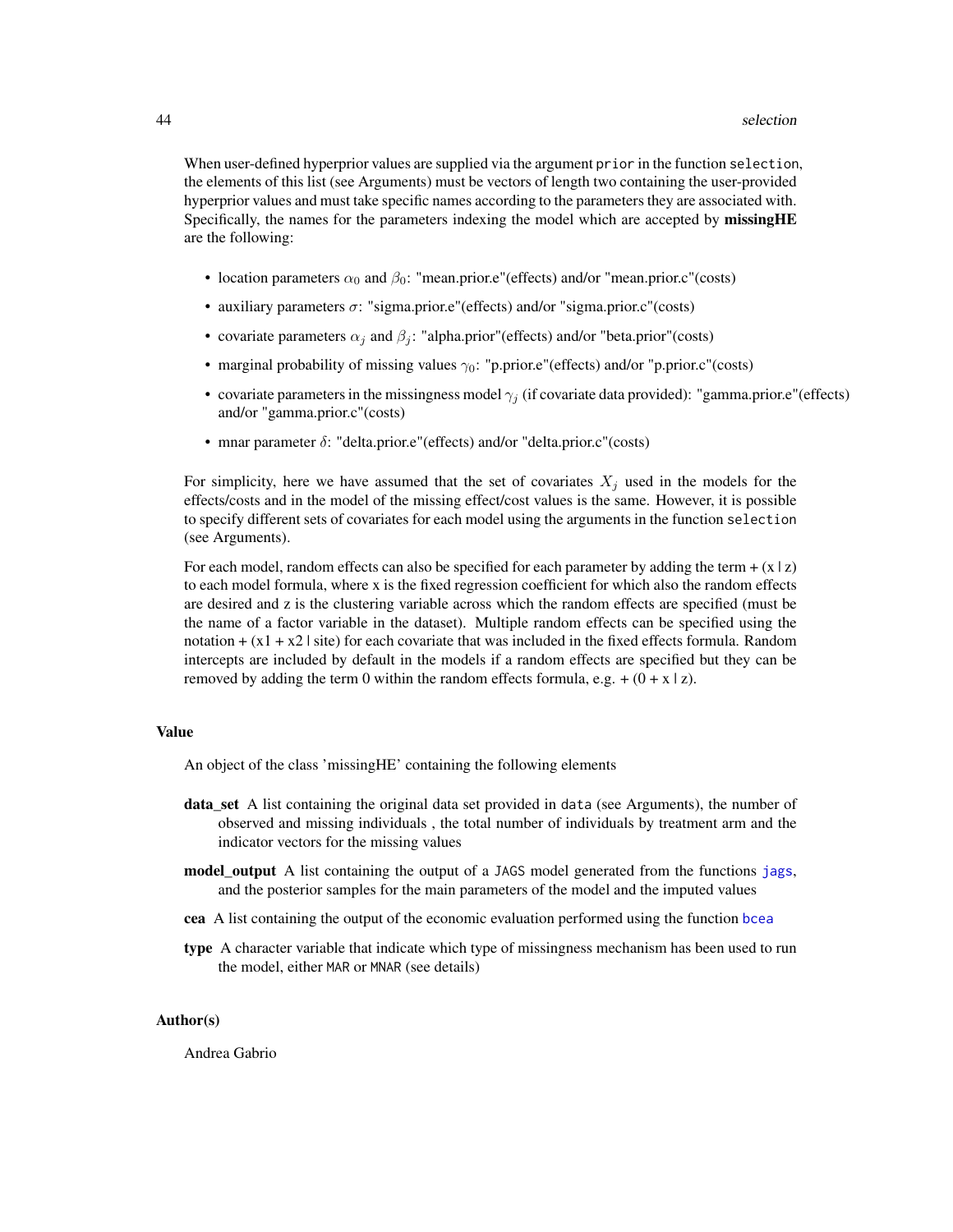When user-defined hyperprior values are supplied via the argument `prior` in the function `selection`, the elements of this list (see Arguments) must be vectors of length two containing the user-provided hyperprior values and must take specific names according to the parameters they are associated with. Specifically, the names for the parameters indexing the model which are accepted by **missingHE** are the following:

- location parameters $\alpha_0$ and $\beta_0$: "mean.prior.e"(effects) and/or "mean.prior.c"(costs)
- auxiliary parameters $\sigma$: "sigma.prior.e"(effects) and/or "sigma.prior.c"(costs)
- covariate parameters $\alpha_j$ and $\beta_j$: "alpha.prior"(effects) and/or "beta.prior"(costs)
- marginal probability of missing values $\gamma_0$: "p.prior.e"(effects) and/or "p.prior.c"(costs)
- covariate parameters in the missingness model $\gamma_j$ (if covariate data provided): "gamma.prior.e"(effects) and/or "gamma.prior.c"(costs)
- mnar parameter $\delta$: "delta.prior.e"(effects) and/or "delta.prior.c"(costs)

For simplicity, here we have assumed that the set of covariates $X_j$ used in the models for the effects/costs and in the model of the missing effect/cost values is the same. However, it is possible to specify different sets of covariates for each model using the arguments in the function `selection` (see Arguments).

For each model, random effects can also be specified for each parameter by adding the term + (x | z) to each model formula, where x is the fixed regression coefficient for which also the random effects are desired and z is the clustering variable across which the random effects are specified (must be the name of a factor variable in the dataset). Multiple random effects can be specified using the notation + (x1 + x2 | site) for each covariate that was included in the fixed effects formula. Random intercepts are included by default in the models if a random effects are specified but they can be removed by adding the term 0 within the random effects formula, e.g. + (0 + x | z).

## Value

An object of the class 'missingHE' containing the following elements

**data_set** A list containing the original data set provided in `data` (see Arguments), the number of observed and missing individuals , the total number of individuals by treatment arm and the indicator vectors for the missing values

**model_output** A list containing the output of a `JAGS` model generated from the functions `jags`, and the posterior samples for the main parameters of the model and the imputed values

**cea** A list containing the output of the economic evaluation performed using the function `bcea`

**type** A character variable that indicate which type of missingness mechanism has been used to run the model, either `MAR` or `MNAR` (see details)

## Author(s)

Andrea Gabrio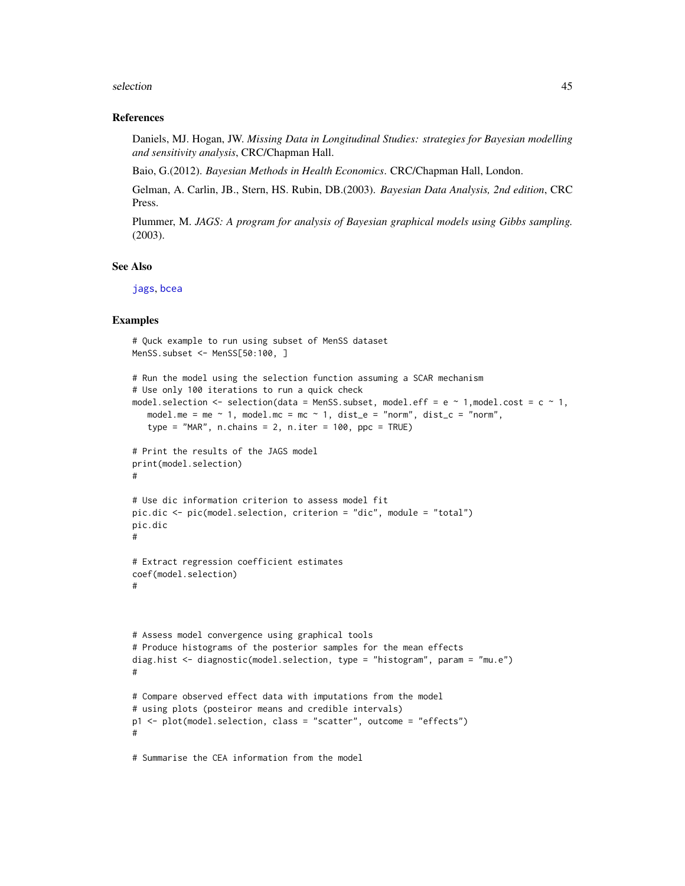## References

Daniels, MJ. Hogan, JW. *Missing Data in Longitudinal Studies: strategies for Bayesian modelling and sensitivity analysis*, CRC/Chapman Hall.

Baio, G.(2012). *Bayesian Methods in Health Economics*. CRC/Chapman Hall, London.

Gelman, A. Carlin, JB., Stern, HS. Rubin, DB.(2003). *Bayesian Data Analysis, 2nd edition*, CRC Press.

Plummer, M. *JAGS: A program for analysis of Bayesian graphical models using Gibbs sampling.* (2003).

## See Also

jags, bcea

## Examples

```
# Quck example to run using subset of MenSS dataset
MenSS.subset <- MenSS[50:100, ]

# Run the model using the selection function assuming a SCAR mechanism
# Use only 100 iterations to run a quick check
model.selection <- selection(data = MenSS.subset, model.eff = e ~ 1,model.cost = c ~ 1,
   model.me = me ~ 1, model.mc = mc ~ 1, dist_e = "norm", dist_c = "norm",
   type = "MAR", n.chains = 2, n.iter = 100, ppc = TRUE)

# Print the results of the JAGS model
print(model.selection)
#

# Use dic information criterion to assess model fit
pic.dic <- pic(model.selection, criterion = "dic", module = "total")
pic.dic
#

# Extract regression coefficient estimates
coef(model.selection)
#



# Assess model convergence using graphical tools
# Produce histograms of the posterior samples for the mean effects
diag.hist <- diagnostic(model.selection, type = "histogram", param = "mu.e")
#

# Compare observed effect data with imputations from the model
# using plots (posteiror means and credible intervals)
p1 <- plot(model.selection, class = "scatter", outcome = "effects")
#

# Summarise the CEA information from the model
```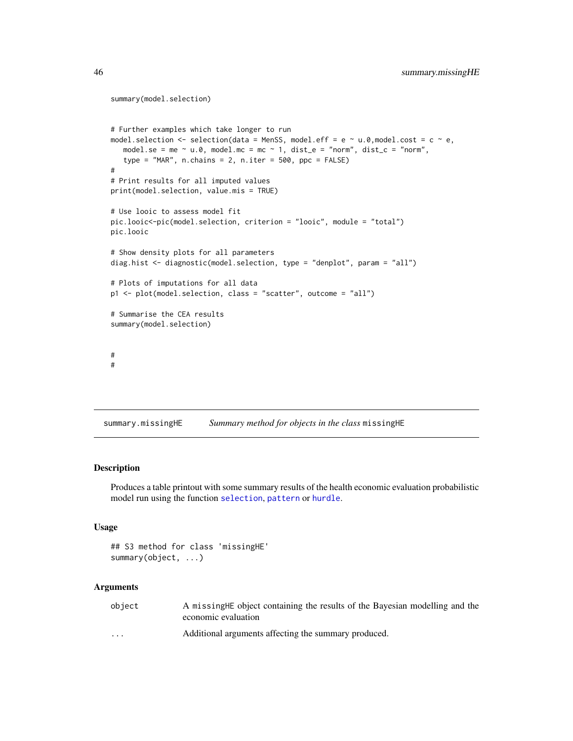```
summary(model.selection)


# Further examples which take longer to run
model.selection <- selection(data = MenSS, model.eff = e ~ u.0,model.cost = c ~ e,
   model.se = me ~ u.0, model.mc = mc ~ 1, dist_e = "norm", dist_c = "norm",
   type = "MAR", n.chains = 2, n.iter = 500, ppc = FALSE)
#
# Print results for all imputed values
print(model.selection, value.mis = TRUE)

# Use looic to assess model fit
pic.looic<-pic(model.selection, criterion = "looic", module = "total")
pic.looic

# Show density plots for all parameters
diag.hist <- diagnostic(model.selection, type = "denplot", param = "all")

# Plots of imputations for all data
p1 <- plot(model.selection, class = "scatter", outcome = "all")

# Summarise the CEA results
summary(model.selection)


#
#
```

## summary.missingHE — *Summary method for objects in the class* missingHE

### Description

Produces a table printout with some summary results of the health economic evaluation probabilistic model run using the function selection, pattern or hurdle.

### Usage

```
## S3 method for class 'missingHE'
summary(object, ...)
```

### Arguments

| | |
|---|---|
| object | A missingHE object containing the results of the Bayesian modelling and the economic evaluation |
| ... | Additional arguments affecting the summary produced. |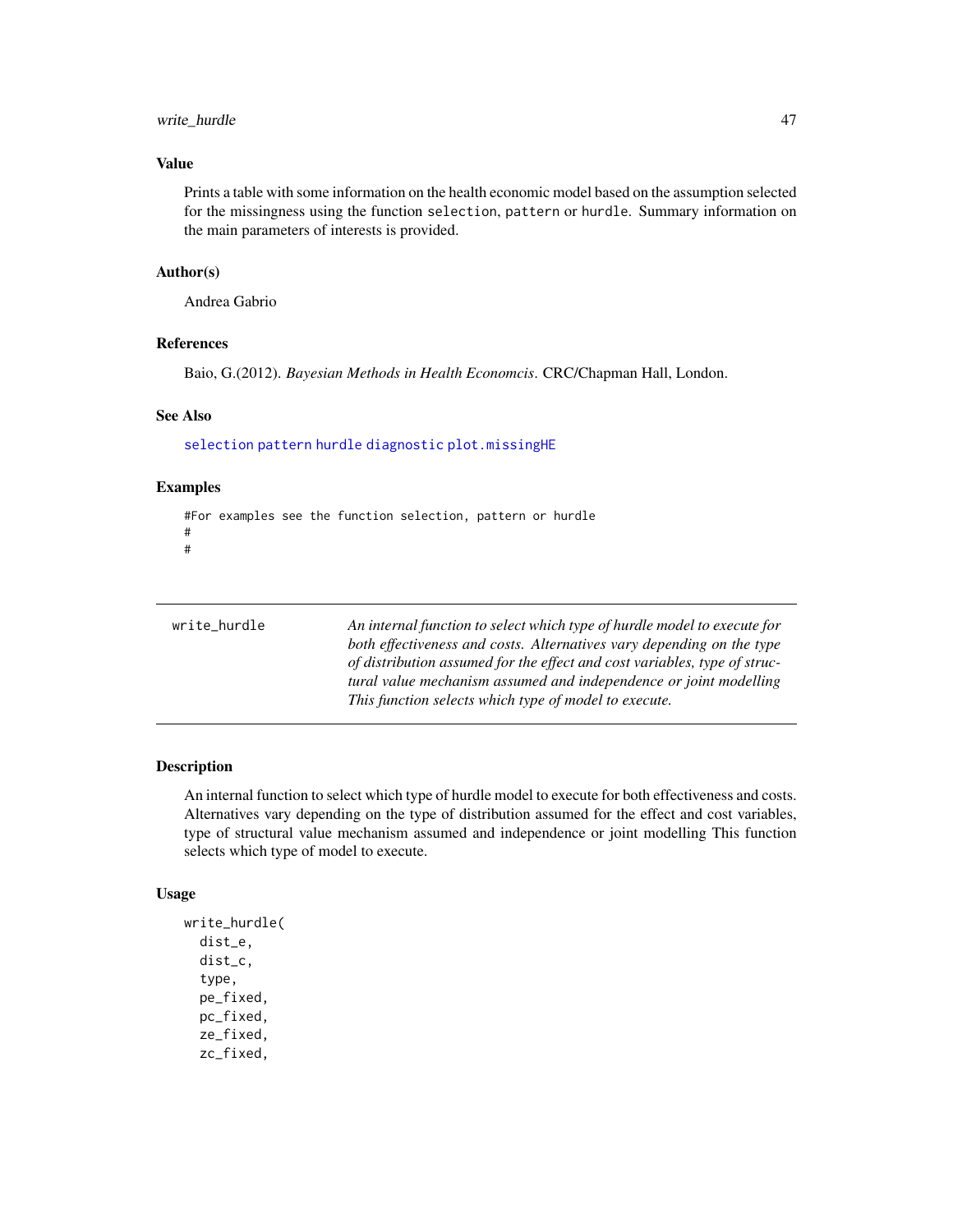### Value

Prints a table with some information on the health economic model based on the assumption selected for the missingness using the function `selection`, `pattern` or `hurdle`. Summary information on the main parameters of interests is provided.

### Author(s)

Andrea Gabrio

### References

Baio, G.(2012). *Bayesian Methods in Health Economcis*. CRC/Chapman Hall, London.

### See Also

`selection` `pattern` `hurdle` `diagnostic` `plot.missingHE`

### Examples

```
#For examples see the function selection, pattern or hurdle
#
#
```

---

## write_hurdle

*An internal function to select which type of hurdle model to execute for both effectiveness and costs. Alternatives vary depending on the type of distribution assumed for the effect and cost variables, type of structural value mechanism assumed and independence or joint modelling This function selects which type of model to execute.*

---

### Description

An internal function to select which type of hurdle model to execute for both effectiveness and costs. Alternatives vary depending on the type of distribution assumed for the effect and cost variables, type of structural value mechanism assumed and independence or joint modelling This function selects which type of model to execute.

### Usage

```
write_hurdle(
  dist_e,
  dist_c,
  type,
  pe_fixed,
  pc_fixed,
  ze_fixed,
  zc_fixed,
```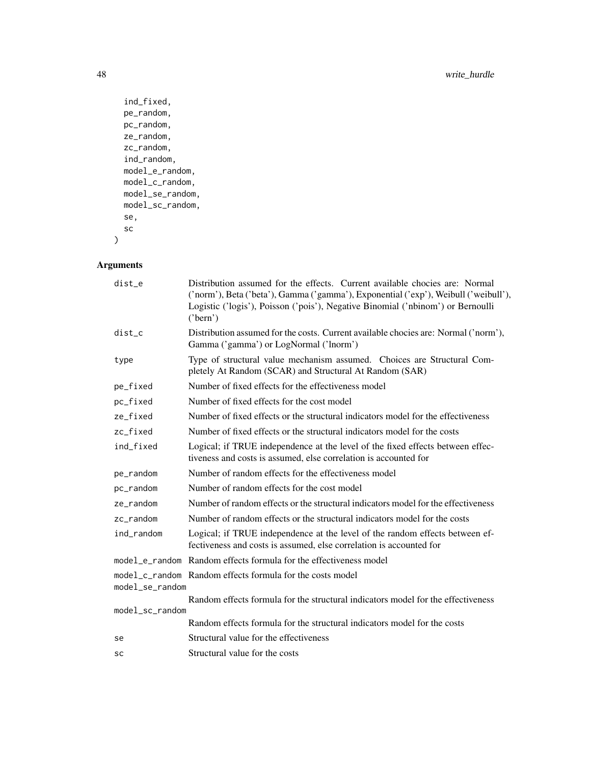```
  ind_fixed,
  pe_random,
  pc_random,
  ze_random,
  zc_random,
  ind_random,
  model_e_random,
  model_c_random,
  model_se_random,
  model_sc_random,
  se,
  sc
)
```

## Arguments

| | |
|---|---|
| dist_e | Distribution assumed for the effects. Current available chocies are: Normal ('norm'), Beta ('beta'), Gamma ('gamma'), Exponential ('exp'), Weibull ('weibull'), Logistic ('logis'), Poisson ('pois'), Negative Binomial ('nbinom') or Bernoulli ('bern') |
| dist_c | Distribution assumed for the costs. Current available chocies are: Normal ('norm'), Gamma ('gamma') or LogNormal ('lnorm') |
| type | Type of structural value mechanism assumed. Choices are Structural Completely At Random (SCAR) and Structural At Random (SAR) |
| pe_fixed | Number of fixed effects for the effectiveness model |
| pc_fixed | Number of fixed effects for the cost model |
| ze_fixed | Number of fixed effects or the structural indicators model for the effectiveness |
| zc_fixed | Number of fixed effects or the structural indicators model for the costs |
| ind_fixed | Logical; if TRUE independence at the level of the fixed effects between effectiveness and costs is assumed, else correlation is accounted for |
| pe_random | Number of random effects for the effectiveness model |
| pc_random | Number of random effects for the cost model |
| ze_random | Number of random effects or the structural indicators model for the effectiveness |
| zc_random | Number of random effects or the structural indicators model for the costs |
| ind_random | Logical; if TRUE independence at the level of the random effects between effectiveness and costs is assumed, else correlation is accounted for |
| model_e_random | Random effects formula for the effectiveness model |
| model_c_random | Random effects formula for the costs model |
| model_se_random | Random effects formula for the structural indicators model for the effectiveness |
| model_sc_random | Random effects formula for the structural indicators model for the costs |
| se | Structural value for the effectiveness |
| sc | Structural value for the costs |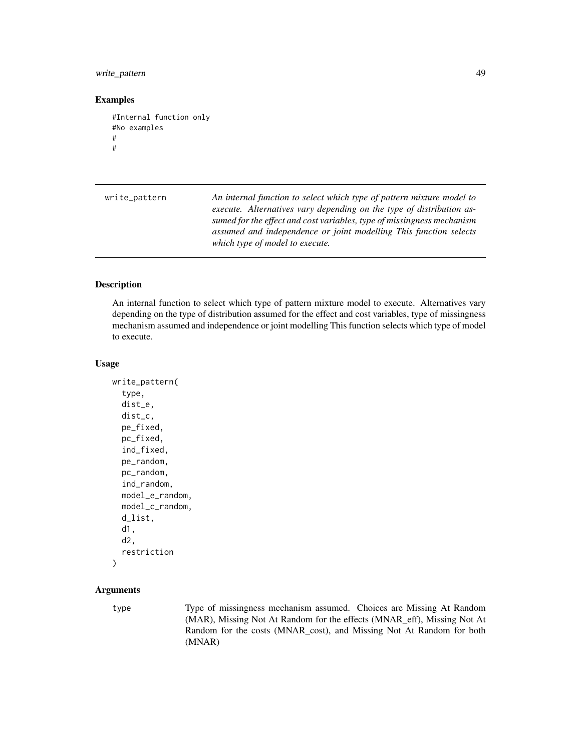## Examples

```
#Internal function only
#No examples
#
#
```

---

write_pattern — *An internal function to select which type of pattern mixture model to execute. Alternatives vary depending on the type of distribution assumed for the effect and cost variables, type of missingness mechanism assumed and independence or joint modelling This function selects which type of model to execute.*

---

### Description

An internal function to select which type of pattern mixture model to execute. Alternatives vary depending on the type of distribution assumed for the effect and cost variables, type of missingness mechanism assumed and independence or joint modelling This function selects which type of model to execute.

### Usage

```
write_pattern(
  type,
  dist_e,
  dist_c,
  pe_fixed,
  pc_fixed,
  ind_fixed,
  pe_random,
  pc_random,
  ind_random,
  model_e_random,
  model_c_random,
  d_list,
  d1,
  d2,
  restriction
)
```

### Arguments

| | |
|---|---|
| type | Type of missingness mechanism assumed. Choices are Missing At Random (MAR), Missing Not At Random for the effects (MNAR_eff), Missing Not At Random for the costs (MNAR_cost), and Missing Not At Random for both (MNAR) |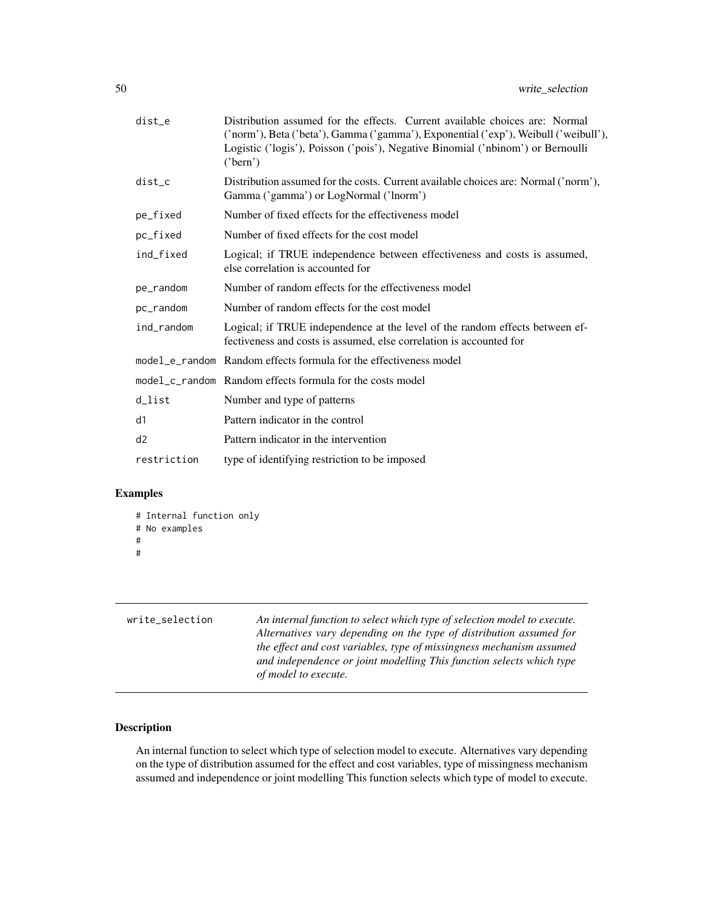| | |
|---|---|
| dist_e | Distribution assumed for the effects. Current available choices are: Normal ('norm'), Beta ('beta'), Gamma ('gamma'), Exponential ('exp'), Weibull ('weibull'), Logistic ('logis'), Poisson ('pois'), Negative Binomial ('nbinom') or Bernoulli ('bern') |
| dist_c | Distribution assumed for the costs. Current available choices are: Normal ('norm'), Gamma ('gamma') or LogNormal ('lnorm') |
| pe_fixed | Number of fixed effects for the effectiveness model |
| pc_fixed | Number of fixed effects for the cost model |
| ind_fixed | Logical; if TRUE independence between effectiveness and costs is assumed, else correlation is accounted for |
| pe_random | Number of random effects for the effectiveness model |
| pc_random | Number of random effects for the cost model |
| ind_random | Logical; if TRUE independence at the level of the random effects between effectiveness and costs is assumed, else correlation is accounted for |
| model_e_random | Random effects formula for the effectiveness model |
| model_c_random | Random effects formula for the costs model |
| d_list | Number and type of patterns |
| d1 | Pattern indicator in the control |
| d2 | Pattern indicator in the intervention |
| restriction | type of identifying restriction to be imposed |

## Examples

```
# Internal function only
# No examples
#
#
```

---

`write_selection` *An internal function to select which type of selection model to execute. Alternatives vary depending on the type of distribution assumed for the effect and cost variables, type of missingness mechanism assumed and independence or joint modelling This function selects which type of model to execute.*

---

## Description

An internal function to select which type of selection model to execute. Alternatives vary depending on the type of distribution assumed for the effect and cost variables, type of missingness mechanism assumed and independence or joint modelling This function selects which type of model to execute.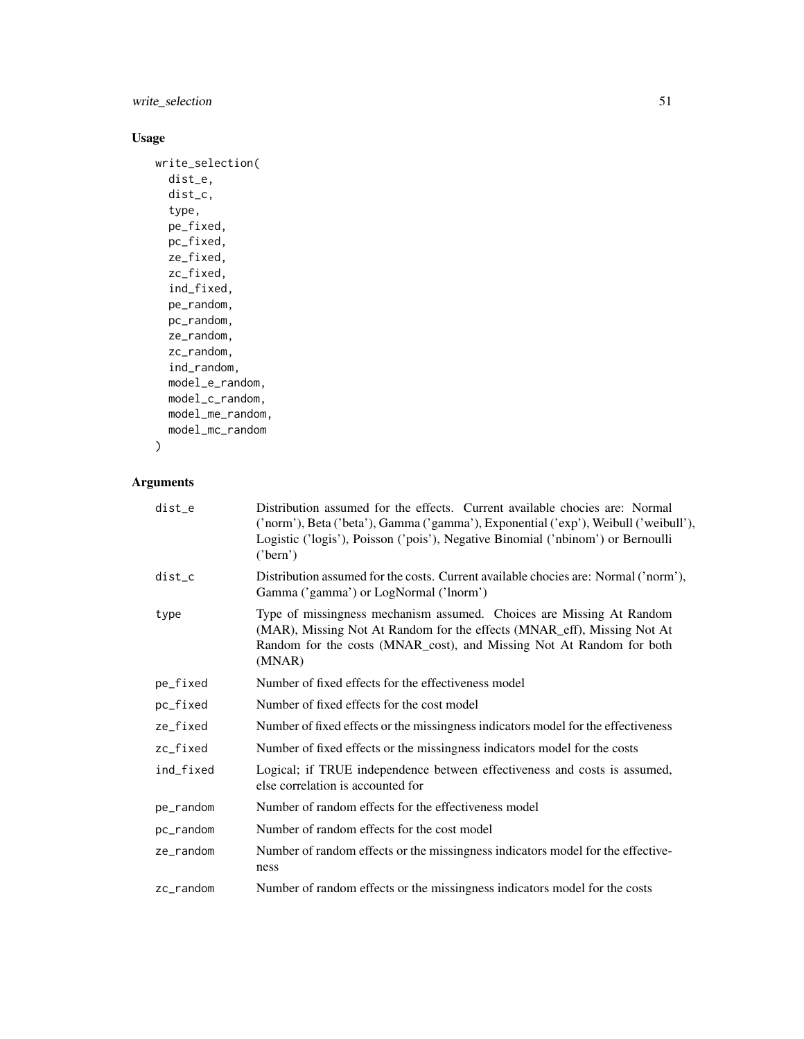## Usage

```
write_selection(
  dist_e,
  dist_c,
  type,
  pe_fixed,
  pc_fixed,
  ze_fixed,
  zc_fixed,
  ind_fixed,
  pe_random,
  pc_random,
  ze_random,
  zc_random,
  ind_random,
  model_e_random,
  model_c_random,
  model_me_random,
  model_mc_random
)
```

## Arguments

| | |
|---|---|
| dist_e | Distribution assumed for the effects. Current available chocies are: Normal ('norm'), Beta ('beta'), Gamma ('gamma'), Exponential ('exp'), Weibull ('weibull'), Logistic ('logis'), Poisson ('pois'), Negative Binomial ('nbinom') or Bernoulli ('bern') |
| dist_c | Distribution assumed for the costs. Current available chocies are: Normal ('norm'), Gamma ('gamma') or LogNormal ('lnorm') |
| type | Type of missingness mechanism assumed. Choices are Missing At Random (MAR), Missing Not At Random for the effects (MNAR_eff), Missing Not At Random for the costs (MNAR_cost), and Missing Not At Random for both (MNAR) |
| pe_fixed | Number of fixed effects for the effectiveness model |
| pc_fixed | Number of fixed effects for the cost model |
| ze_fixed | Number of fixed effects or the missingness indicators model for the effectiveness |
| zc_fixed | Number of fixed effects or the missingness indicators model for the costs |
| ind_fixed | Logical; if TRUE independence between effectiveness and costs is assumed, else correlation is accounted for |
| pe_random | Number of random effects for the effectiveness model |
| pc_random | Number of random effects for the cost model |
| ze_random | Number of random effects or the missingness indicators model for the effectiveness |
| zc_random | Number of random effects or the missingness indicators model for the costs |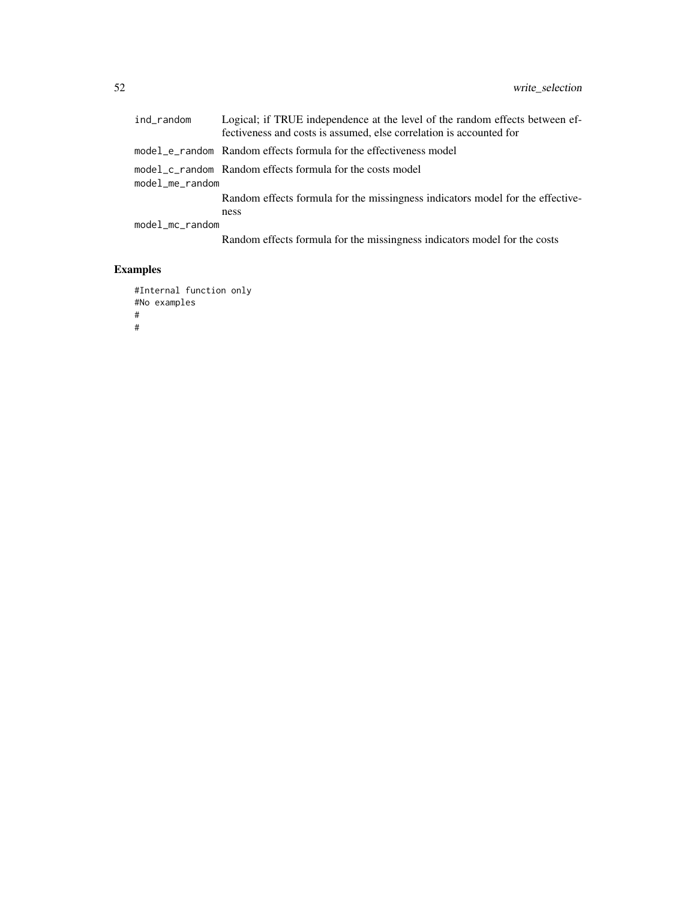| | |
|---|---|
| ind_random | Logical; if TRUE independence at the level of the random effects between effectiveness and costs is assumed, else correlation is accounted for |
| model_e_random | Random effects formula for the effectiveness model |
| model_c_random | Random effects formula for the costs model |
| model_me_random | Random effects formula for the missingness indicators model for the effectiveness |
| model_mc_random | Random effects formula for the missingness indicators model for the costs |

## Examples

```
#Internal function only
#No examples
#
#
```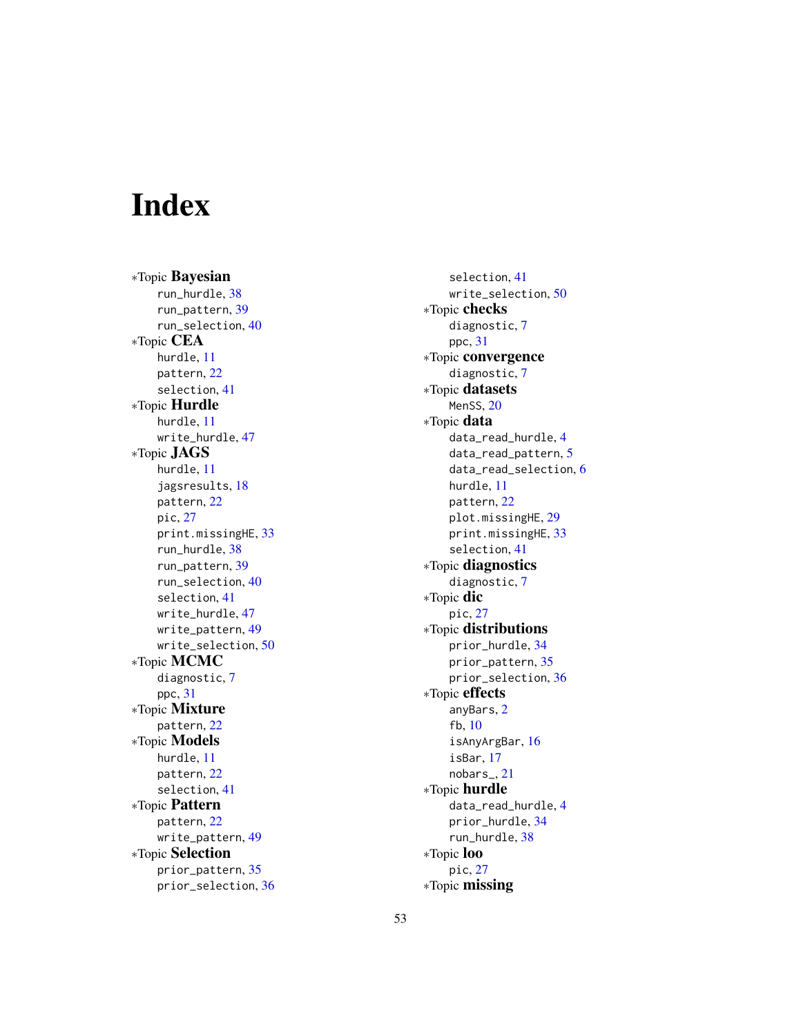# Index

∗Topic **Bayesian**
- run_hurdle, 38
- run_pattern, 39
- run_selection, 40

∗Topic **CEA**
- hurdle, 11
- pattern, 22
- selection, 41

∗Topic **Hurdle**
- hurdle, 11
- write_hurdle, 47

∗Topic **JAGS**
- hurdle, 11
- jagsresults, 18
- pattern, 22
- pic, 27
- print.missingHE, 33
- run_hurdle, 38
- run_pattern, 39
- run_selection, 40
- selection, 41
- write_hurdle, 47
- write_pattern, 49
- write_selection, 50

∗Topic **MCMC**
- diagnostic, 7
- ppc, 31

∗Topic **Mixture**
- pattern, 22

∗Topic **Models**
- hurdle, 11
- pattern, 22
- selection, 41

∗Topic **Pattern**
- pattern, 22
- write_pattern, 49

∗Topic **Selection**
- prior_pattern, 35
- prior_selection, 36
- selection, 41
- write_selection, 50

∗Topic **checks**
- diagnostic, 7
- ppc, 31

∗Topic **convergence**
- diagnostic, 7

∗Topic **datasets**
- MenSS, 20

∗Topic **data**
- data_read_hurdle, 4
- data_read_pattern, 5
- data_read_selection, 6
- hurdle, 11
- pattern, 22
- plot.missingHE, 29
- print.missingHE, 33
- selection, 41

∗Topic **diagnostics**
- diagnostic, 7

∗Topic **dic**
- pic, 27

∗Topic **distributions**
- prior_hurdle, 34
- prior_pattern, 35
- prior_selection, 36

∗Topic **effects**
- anyBars, 2
- fb, 10
- isAnyArgBar, 16
- isBar, 17
- nobars_, 21

∗Topic **hurdle**
- data_read_hurdle, 4
- prior_hurdle, 34
- run_hurdle, 38

∗Topic **loo**
- pic, 27

∗Topic **missing**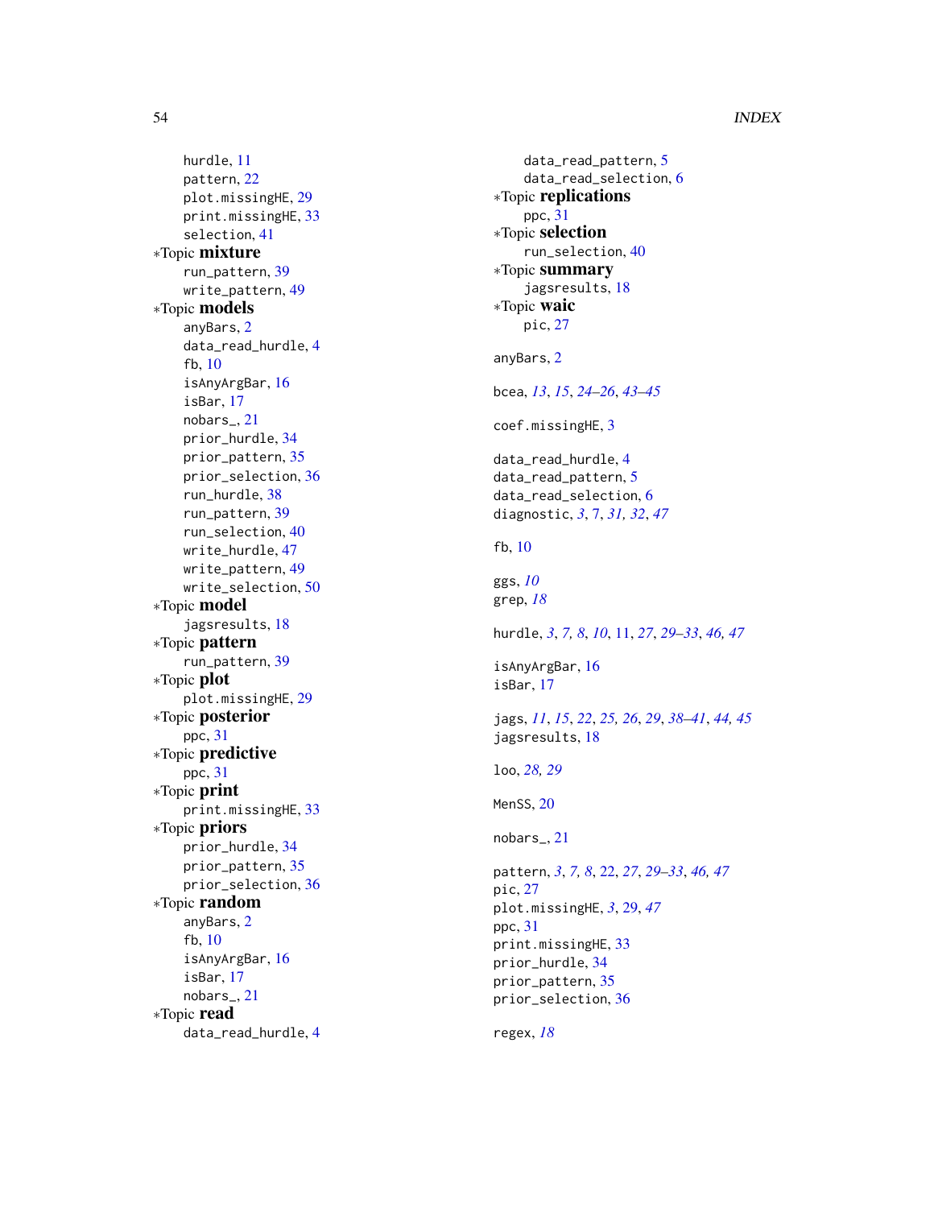hurdle, 11
pattern, 22
plot.missingHE, 29
print.missingHE, 33
selection, 41

∗Topic **mixture**
run_pattern, 39
write_pattern, 49

∗Topic **models**
anyBars, 2
data_read_hurdle, 4
fb, 10
isAnyArgBar, 16
isBar, 17
nobars_, 21
prior_hurdle, 34
prior_pattern, 35
prior_selection, 36
run_hurdle, 38
run_pattern, 39
run_selection, 40
write_hurdle, 47
write_pattern, 49
write_selection, 50

∗Topic **model**
jagsresults, 18

∗Topic **pattern**
run_pattern, 39

∗Topic **plot**
plot.missingHE, 29

∗Topic **posterior**
ppc, 31

∗Topic **predictive**
ppc, 31

∗Topic **print**
print.missingHE, 33

∗Topic **priors**
prior_hurdle, 34
prior_pattern, 35
prior_selection, 36

∗Topic **random**
anyBars, 2
fb, 10
isAnyArgBar, 16
isBar, 17
nobars_, 21

∗Topic **read**
data_read_hurdle, 4
data_read_pattern, 5
data_read_selection, 6

∗Topic **replications**
ppc, 31

∗Topic **selection**
run_selection, 40

∗Topic **summary**
jagsresults, 18

∗Topic **waic**
pic, 27

anyBars, 2

bcea, *13*, *15*, *24–26*, *43–45*

coef.missingHE, 3

data_read_hurdle, 4
data_read_pattern, 5
data_read_selection, 6
diagnostic, *3*, 7, *31, 32*, *47*

fb, 10

ggs, *10*
grep, *18*

hurdle, *3*, *7, 8*, *10*, 11, *27*, *29–33*, *46, 47*

isAnyArgBar, 16
isBar, 17

jags, *11*, *15*, *22*, *25, 26*, *29*, *38–41*, *44, 45*
jagsresults, 18

loo, *28, 29*

MenSS, 20

nobars_, 21

pattern, *3*, *7, 8*, 22, *27*, *29–33*, *46, 47*
pic, 27
plot.missingHE, *3*, 29, *47*
ppc, 31
print.missingHE, 33
prior_hurdle, 34
prior_pattern, 35
prior_selection, 36

regex, *18*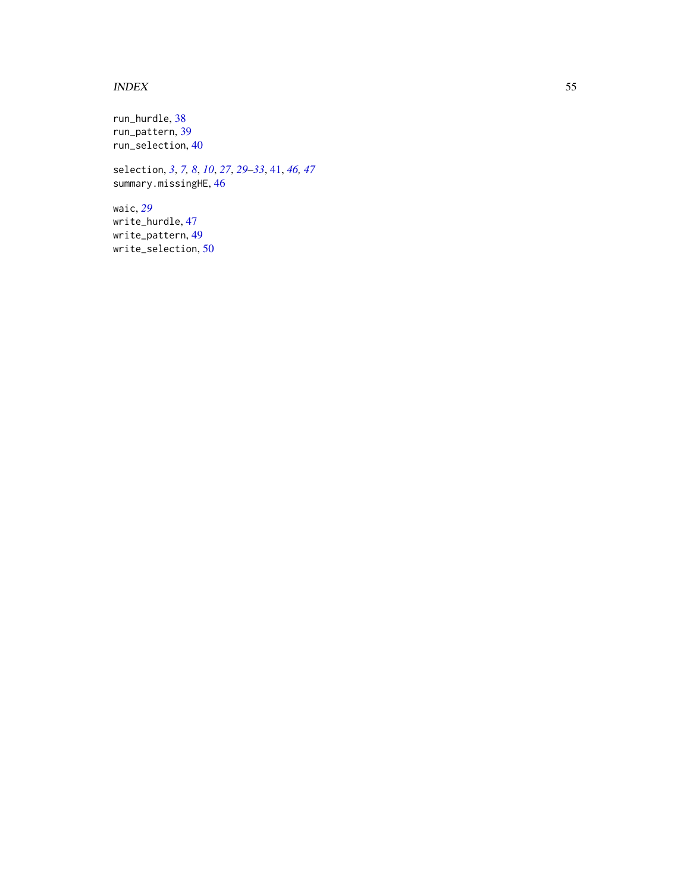run_hurdle, 38
run_pattern, 39
run_selection, 40

selection, *3*, *7, 8*, *10*, *27*, *29–33*, 41, *46, 47*
summary.missingHE, 46

waic, *29*
write_hurdle, 47
write_pattern, 49
write_selection, 50